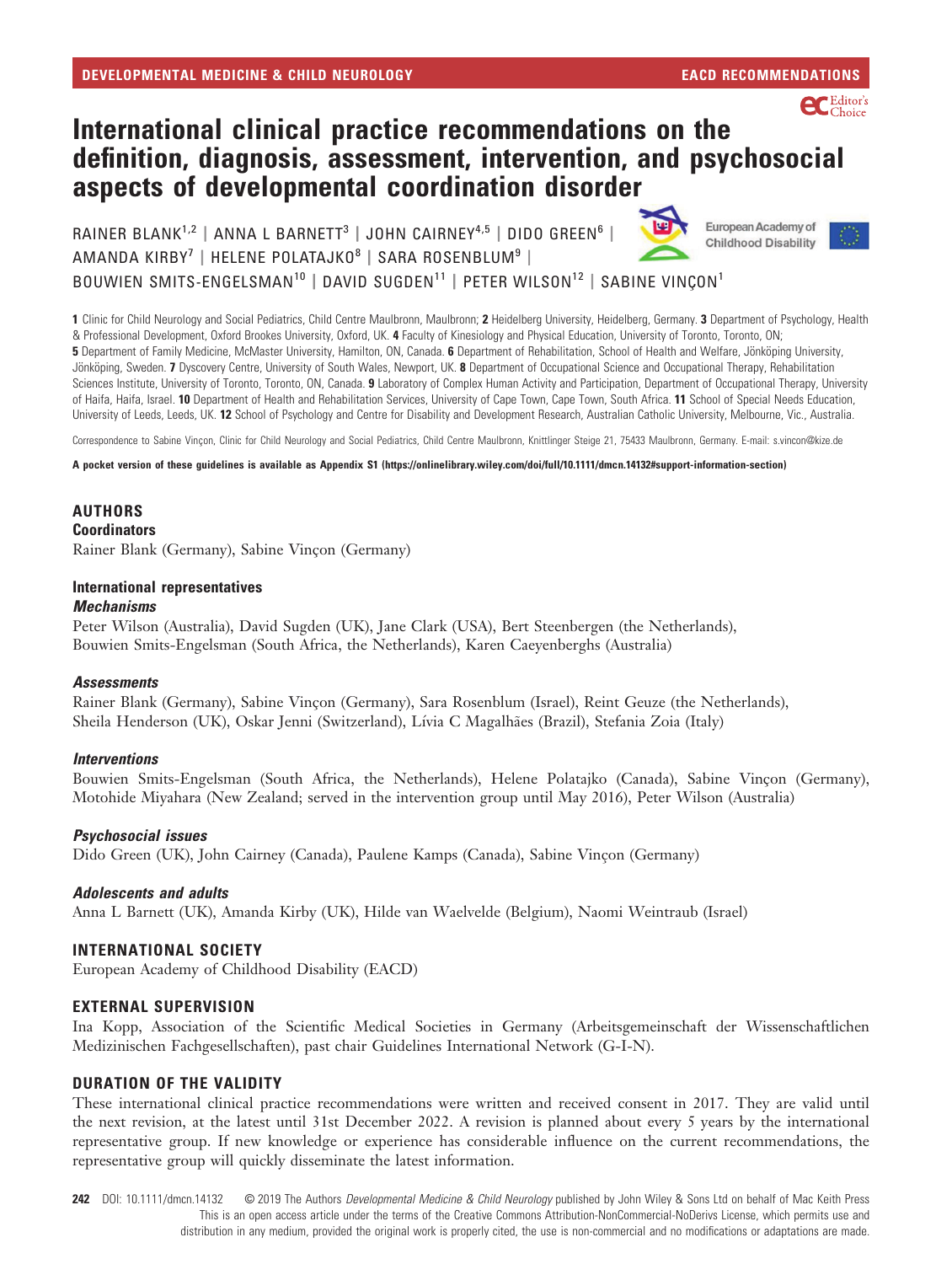# International clinical practice recommendations on the definition, diagnosis, assessment, intervention, and psychosocial aspects of developmental coordination disorder

RAINER BLANK[1,2] | ANNA L BARNETT[3] | JOHN CAIRNEY[4,5] | DIDO GREEN[6] | AMANDA KIRBY[7] | HELENE POLATAJKO[8] | SARA ROSENBLUM[9] | BOUWIEN SMITS-ENGELSMAN[10] | DAVID SUGDEN[11] | PETER WILSON[12] | SABINE VINÇON[1]

**1** Clinic for Child Neurology and Social Pediatrics, Child Centre Maulbronn, Maulbronn; **2** Heidelberg University, Heidelberg, Germany. **3** Department of Psychology, Health & Professional Development, Oxford Brookes University, Oxford, UK. **4** Faculty of Kinesiology and Physical Education, University of Toronto, Toronto, ON; **5** Department of Family Medicine, McMaster University, Hamilton, ON, Canada. **6** Department of Rehabilitation, School of Health and Welfare, Jönköping University, Jönköping, Sweden. **7** Dyscovery Centre, University of South Wales, Newport, UK. **8** Department of Occupational Science and Occupational Therapy, Rehabilitation Sciences Institute, University of Toronto, Toronto, ON, Canada. **9** Laboratory of Complex Human Activity and Participation, Department of Occupational Therapy, University of Haifa, Haifa, Israel. **10** Department of Health and Rehabilitation Services, University of Cape Town, Cape Town, South Africa. **11** School of Special Needs Education, University of Leeds, Leeds, UK. **12** School of Psychology and Centre for Disability and Development Research, Australian Catholic University, Melbourne, Vic., Australia.

Correspondence to Sabine Vinçon, Clinic for Child Neurology and Social Pediatrics, Child Centre Maulbronn, Knittlinger Steige 21, 75433 Maulbronn, Germany. E-mail: s.vincon@kize.de

**A pocket version of these guidelines is available as Appendix S1 (https://onlinelibrary.wiley.com/doi/full/10.1111/dmcn.14132#support-information-section)**

## AUTHORS

### Coordinators

Rainer Blank (Germany), Sabine Vinçon (Germany)

### International representatives

#### *Mechanisms*

Peter Wilson (Australia), David Sugden (UK), Jane Clark (USA), Bert Steenbergen (the Netherlands), Bouwien Smits-Engelsman (South Africa, the Netherlands), Karen Caeyenberghs (Australia)

#### *Assessments*

Rainer Blank (Germany), Sabine Vinçon (Germany), Sara Rosenblum (Israel), Reint Geuze (the Netherlands), Sheila Henderson (UK), Oskar Jenni (Switzerland), Lívia C Magalhães (Brazil), Stefania Zoia (Italy)

#### *Interventions*

Bouwien Smits-Engelsman (South Africa, the Netherlands), Helene Polatajko (Canada), Sabine Vinçon (Germany), Motohide Miyahara (New Zealand; served in the intervention group until May 2016), Peter Wilson (Australia)

#### *Psychosocial issues*

Dido Green (UK), John Cairney (Canada), Paulene Kamps (Canada), Sabine Vinçon (Germany)

#### *Adolescents and adults*

Anna L Barnett (UK), Amanda Kirby (UK), Hilde van Waelvelde (Belgium), Naomi Weintraub (Israel)

## INTERNATIONAL SOCIETY

European Academy of Childhood Disability (EACD)

## EXTERNAL SUPERVISION

Ina Kopp, Association of the Scientific Medical Societies in Germany (Arbeitsgemeinschaft der Wissenschaftlichen Medizinischen Fachgesellschaften), past chair Guidelines International Network (G-I-N).

## DURATION OF THE VALIDITY

These international clinical practice recommendations were written and received consent in 2017. They are valid until the next revision, at the latest until 31st December 2022. A revision is planned about every 5 years by the international representative group. If new knowledge or experience has considerable influence on the current recommendations, the representative group will quickly disseminate the latest information.

DOI: 10.1111/dmcn.14132 © 2019 The Authors *Developmental Medicine & Child Neurology* published by John Wiley & Sons Ltd on behalf of Mac Keith Press. This is an open access article under the terms of the Creative Commons Attribution-NonCommercial-NoDerivs License, which permits use and distribution in any medium, provided the original work is properly cited, the use is non-commercial and no modifications or adaptations are made.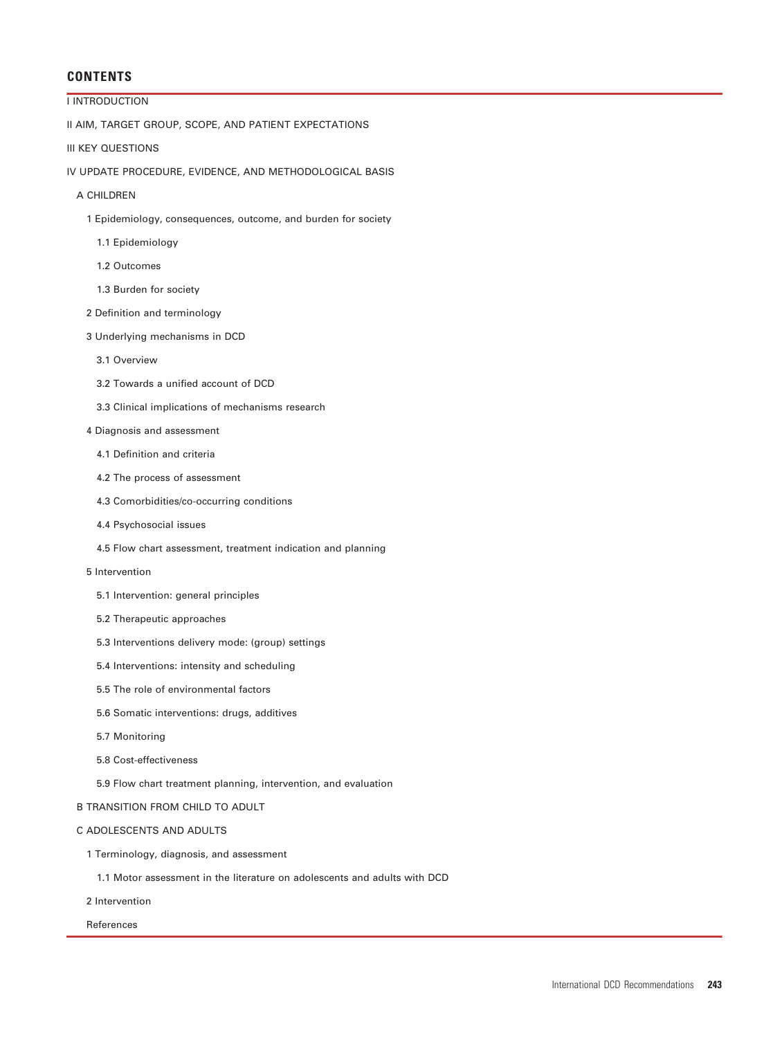## CONTENTS

I INTRODUCTION

II AIM, TARGET GROUP, SCOPE, AND PATIENT EXPECTATIONS

III KEY QUESTIONS

IV UPDATE PROCEDURE, EVIDENCE, AND METHODOLOGICAL BASIS

- A CHILDREN
  - 1 Epidemiology, consequences, outcome, and burden for society
    - 1.1 Epidemiology
    - 1.2 Outcomes
    - 1.3 Burden for society
  - 2 Definition and terminology
  - 3 Underlying mechanisms in DCD
    - 3.1 Overview
    - 3.2 Towards a unified account of DCD
    - 3.3 Clinical implications of mechanisms research
  - 4 Diagnosis and assessment
    - 4.1 Definition and criteria
    - 4.2 The process of assessment
    - 4.3 Comorbidities/co-occurring conditions
    - 4.4 Psychosocial issues
    - 4.5 Flow chart assessment, treatment indication and planning
  - 5 Intervention
    - 5.1 Intervention: general principles
    - 5.2 Therapeutic approaches
    - 5.3 Interventions delivery mode: (group) settings
    - 5.4 Interventions: intensity and scheduling
    - 5.5 The role of environmental factors
    - 5.6 Somatic interventions: drugs, additives
    - 5.7 Monitoring
    - 5.8 Cost-effectiveness
    - 5.9 Flow chart treatment planning, intervention, and evaluation
- B TRANSITION FROM CHILD TO ADULT
- C ADOLESCENTS AND ADULTS
  - 1 Terminology, diagnosis, and assessment
    - 1.1 Motor assessment in the literature on adolescents and adults with DCD
  - 2 Intervention
  - References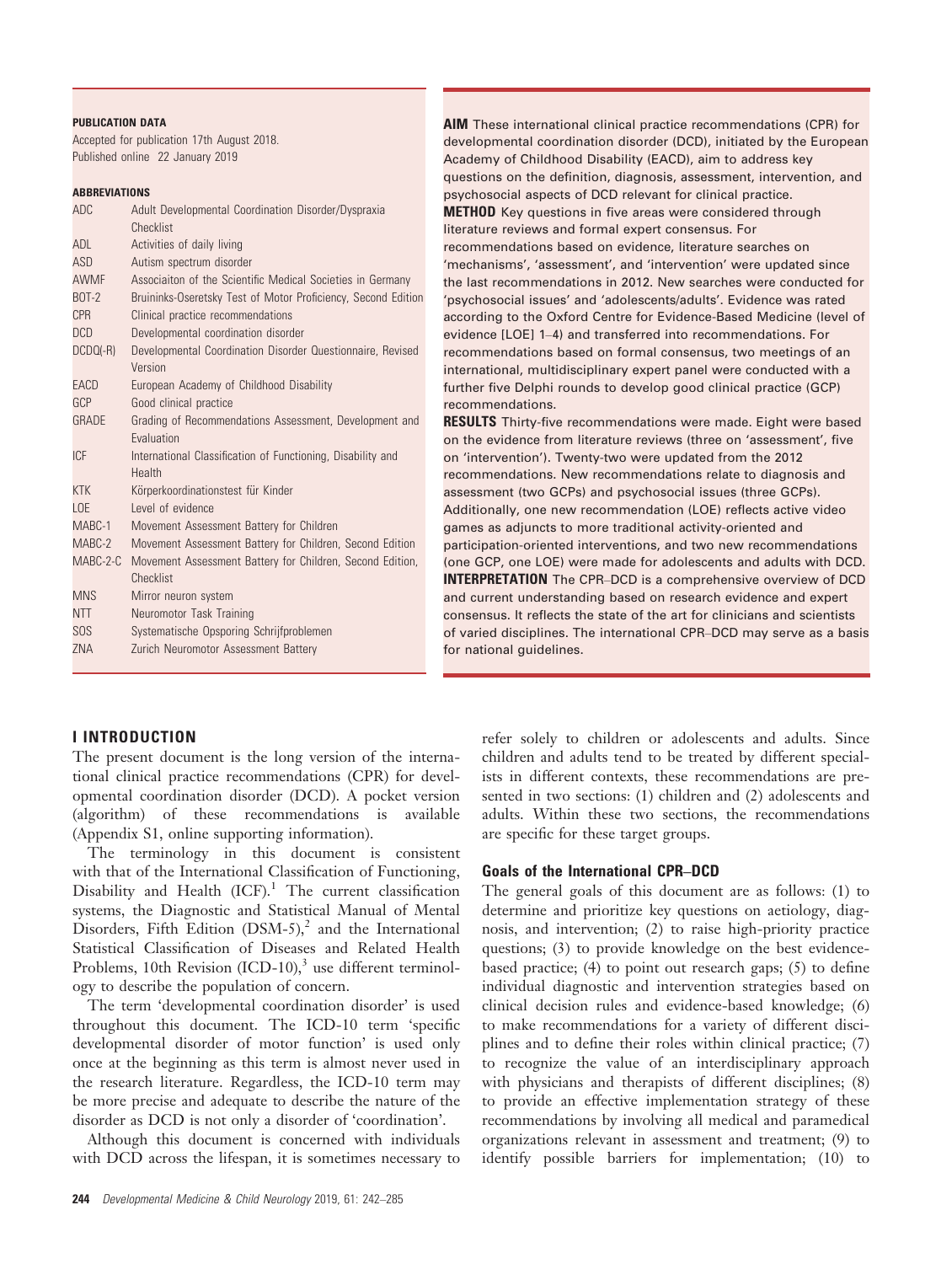**PUBLICATION DATA**

Accepted for publication 17th August 2018.
Published online 22 January 2019

**ABBREVIATIONS**

| | |
|---|---|
| ADC | Adult Developmental Coordination Disorder/Dyspraxia Checklist |
| ADL | Activities of daily living |
| ASD | Autism spectrum disorder |
| AWMF | Associaiton of the Scientific Medical Societies in Germany |
| BOT-2 | Bruininks-Oseretsky Test of Motor Proficiency, Second Edition |
| CPR | Clinical practice recommendations |
| DCD | Developmental coordination disorder |
| DCDQ(-R) | Developmental Coordination Disorder Questionnaire, Revised Version |
| EACD | European Academy of Childhood Disability |
| GCP | Good clinical practice |
| GRADE | Grading of Recommendations Assessment, Development and Evaluation |
| ICF | International Classification of Functioning, Disability and Health |
| KTK | Körperkoordinationstest für Kinder |
| LOE | Level of evidence |
| MABC-1 | Movement Assessment Battery for Children |
| MABC-2 | Movement Assessment Battery for Children, Second Edition |
| MABC-2-C | Movement Assessment Battery for Children, Second Edition, Checklist |
| MNS | Mirror neuron system |
| NTT | Neuromotor Task Training |
| SOS | Systematische Opsporing Schrijfproblemen |
| ZNA | Zurich Neuromotor Assessment Battery |

**AIM** These international clinical practice recommendations (CPR) for developmental coordination disorder (DCD), initiated by the European Academy of Childhood Disability (EACD), aim to address key questions on the definition, diagnosis, assessment, intervention, and psychosocial aspects of DCD relevant for clinical practice.

**METHOD** Key questions in five areas were considered through literature reviews and formal expert consensus. For recommendations based on evidence, literature searches on 'mechanisms', 'assessment', and 'intervention' were updated since the last recommendations in 2012. New searches were conducted for 'psychosocial issues' and 'adolescents/adults'. Evidence was rated according to the Oxford Centre for Evidence-Based Medicine (level of evidence [LOE] 1–4) and transferred into recommendations. For recommendations based on formal consensus, two meetings of an international, multidisciplinary expert panel were conducted with a further five Delphi rounds to develop good clinical practice (GCP) recommendations.

**RESULTS** Thirty-five recommendations were made. Eight were based on the evidence from literature reviews (three on 'assessment', five on 'intervention'). Twenty-two were updated from the 2012 recommendations. New recommendations relate to diagnosis and assessment (two GCPs) and psychosocial issues (three GCPs). Additionally, one new recommendation (LOE) reflects active video games as adjuncts to more traditional activity-oriented and participation-oriented interventions, and two new recommendations (one GCP, one LOE) were made for adolescents and adults with DCD.

**INTERPRETATION** The CPR–DCD is a comprehensive overview of DCD and current understanding based on research evidence and expert consensus. It reflects the state of the art for clinicians and scientists of varied disciplines. The international CPR–DCD may serve as a basis for national guidelines.

## I INTRODUCTION

The present document is the long version of the international clinical practice recommendations (CPR) for developmental coordination disorder (DCD). A pocket version (algorithm) of these recommendations is available (Appendix S1, online supporting information).

The terminology in this document is consistent with that of the International Classification of Functioning, Disability and Health (ICF).[1] The current classification systems, the Diagnostic and Statistical Manual of Mental Disorders, Fifth Edition (DSM-5),[2] and the International Statistical Classification of Diseases and Related Health Problems, 10th Revision (ICD-10),[3] use different terminology to describe the population of concern.

The term 'developmental coordination disorder' is used throughout this document. The ICD-10 term 'specific developmental disorder of motor function' is used only once at the beginning as this term is almost never used in the research literature. Regardless, the ICD-10 term may be more precise and adequate to describe the nature of the disorder as DCD is not only a disorder of 'coordination'.

Although this document is concerned with individuals with DCD across the lifespan, it is sometimes necessary to refer solely to children or adolescents and adults. Since children and adults tend to be treated by different specialists in different contexts, these recommendations are presented in two sections: (1) children and (2) adolescents and adults. Within these two sections, the recommendations are specific for these target groups.

### Goals of the International CPR–DCD

The general goals of this document are as follows: (1) to determine and prioritize key questions on aetiology, diagnosis, and intervention; (2) to raise high-priority practice questions; (3) to provide knowledge on the best evidence-based practice; (4) to point out research gaps; (5) to define individual diagnostic and intervention strategies based on clinical decision rules and evidence-based knowledge; (6) to make recommendations for a variety of different disciplines and to define their roles within clinical practice; (7) to recognize the value of an interdisciplinary approach with physicians and therapists of different disciplines; (8) to provide an effective implementation strategy of these recommendations by involving all medical and paramedical organizations relevant in assessment and treatment; (9) to identify possible barriers for implementation; (10) to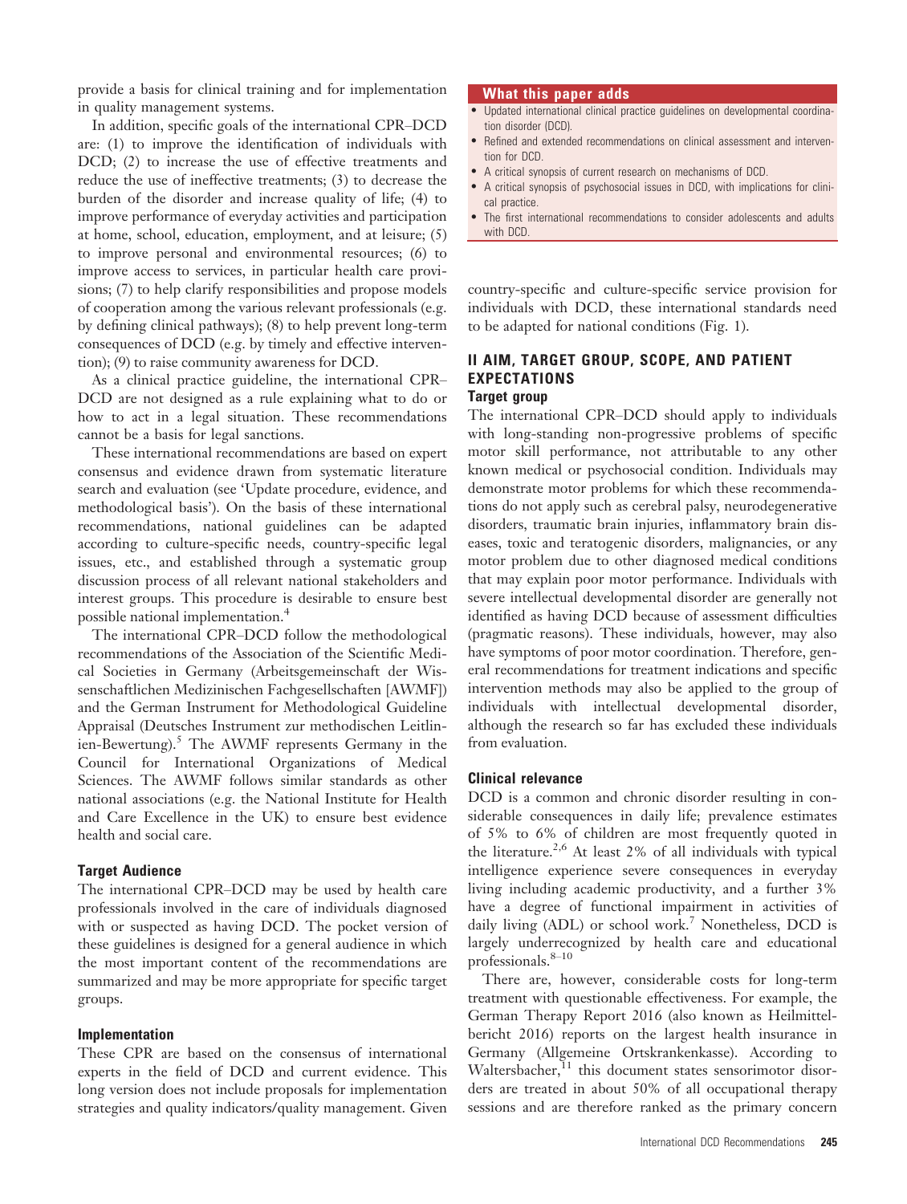provide a basis for clinical training and for implementation in quality management systems.

In addition, specific goals of the international CPR–DCD are: (1) to improve the identification of individuals with DCD; (2) to increase the use of effective treatments and reduce the use of ineffective treatments; (3) to decrease the burden of the disorder and increase quality of life; (4) to improve performance of everyday activities and participation at home, school, education, employment, and at leisure; (5) to improve personal and environmental resources; (6) to improve access to services, in particular health care provisions; (7) to help clarify responsibilities and propose models of cooperation among the various relevant professionals (e.g. by defining clinical pathways); (8) to help prevent long-term consequences of DCD (e.g. by timely and effective intervention); (9) to raise community awareness for DCD.

As a clinical practice guideline, the international CPR–DCD are not designed as a rule explaining what to do or how to act in a legal situation. These recommendations cannot be a basis for legal sanctions.

These international recommendations are based on expert consensus and evidence drawn from systematic literature search and evaluation (see 'Update procedure, evidence, and methodological basis'). On the basis of these international recommendations, national guidelines can be adapted according to culture-specific needs, country-specific legal issues, etc., and established through a systematic group discussion process of all relevant national stakeholders and interest groups. This procedure is desirable to ensure best possible national implementation.[4]

The international CPR–DCD follow the methodological recommendations of the Association of the Scientific Medical Societies in Germany (Arbeitsgemeinschaft der Wissenschaftlichen Medizinischen Fachgesellschaften [AWMF]) and the German Instrument for Methodological Guideline Appraisal (Deutsches Instrument zur methodischen Leitlinien-Bewertung).[5] The AWMF represents Germany in the Council for International Organizations of Medical Sciences. The AWMF follows similar standards as other national associations (e.g. the National Institute for Health and Care Excellence in the UK) to ensure best evidence health and social care.

### Target Audience

The international CPR–DCD may be used by health care professionals involved in the care of individuals diagnosed with or suspected as having DCD. The pocket version of these guidelines is designed for a general audience in which the most important content of the recommendations are summarized and may be more appropriate for specific target groups.

### Implementation

These CPR are based on the consensus of international experts in the field of DCD and current evidence. This long version does not include proposals for implementation strategies and quality indicators/quality management. Given country-specific and culture-specific service provision for individuals with DCD, these international standards need to be adapted for national conditions (Fig. 1).

**What this paper adds**

- Updated international clinical practice guidelines on developmental coordination disorder (DCD).
- Refined and extended recommendations on clinical assessment and intervention for DCD.
- A critical synopsis of current research on mechanisms of DCD.
- A critical synopsis of psychosocial issues in DCD, with implications for clinical practice.
- The first international recommendations to consider adolescents and adults with DCD.

## II AIM, TARGET GROUP, SCOPE, AND PATIENT EXPECTATIONS

### Target group

The international CPR–DCD should apply to individuals with long-standing non-progressive problems of specific motor skill performance, not attributable to any other known medical or psychosocial condition. Individuals may demonstrate motor problems for which these recommendations do not apply such as cerebral palsy, neurodegenerative disorders, traumatic brain injuries, inflammatory brain diseases, toxic and teratogenic disorders, malignancies, or any motor problem due to other diagnosed medical conditions that may explain poor motor performance. Individuals with severe intellectual developmental disorder are generally not identified as having DCD because of assessment difficulties (pragmatic reasons). These individuals, however, may also have symptoms of poor motor coordination. Therefore, general recommendations for treatment indications and specific intervention methods may also be applied to the group of individuals with intellectual developmental disorder, although the research so far has excluded these individuals from evaluation.

### Clinical relevance

DCD is a common and chronic disorder resulting in considerable consequences in daily life; prevalence estimates of 5% to 6% of children are most frequently quoted in the literature.[2,6] At least 2% of all individuals with typical intelligence experience severe consequences in everyday living including academic productivity, and a further 3% have a degree of functional impairment in activities of daily living (ADL) or school work.[7] Nonetheless, DCD is largely underrecognized by health care and educational professionals.[8–10]

There are, however, considerable costs for long-term treatment with questionable effectiveness. For example, the German Therapy Report 2016 (also known as Heilmittelbericht 2016) reports on the largest health insurance in Germany (Allgemeine Ortskrankenkasse). According to Waltersbacher,[11] this document states sensorimotor disorders are treated in about 50% of all occupational therapy sessions and are therefore ranked as the primary concern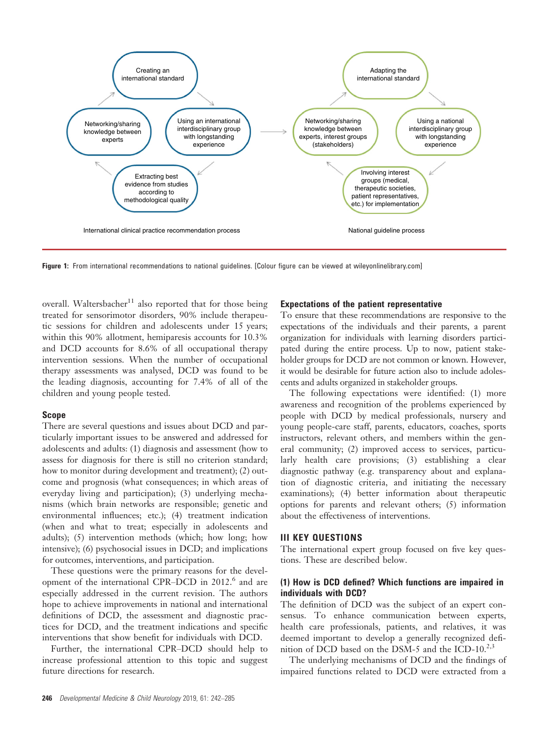Creating an international standard

Networking/sharing knowledge between experts

Using an international interdisciplinary group with longstanding experience

Extracting best evidence from studies according to methodological quality

International clinical practice recommendation process

Adapting the international standard

Networking/sharing knowledge between experts, interest groups (stakeholders)

Using a national interdisciplinary group with longstanding experience

Involving interest groups (medical, therapeutic societies, patient representatives, etc.) for implementation

National guideline process

**Figure 1:** From international recommendations to national guidelines. [Colour figure can be viewed at wileyonlinelibrary.com]

overall. Waltersbacher[11] also reported that for those being treated for sensorimotor disorders, 90% include therapeutic sessions for children and adolescents under 15 years; within this 90% allotment, hemiparesis accounts for 10.3% and DCD accounts for 8.6% of all occupational therapy intervention sessions. When the number of occupational therapy assessments was analysed, DCD was found to be the leading diagnosis, accounting for 7.4% of all of the children and young people tested.

### Scope

There are several questions and issues about DCD and particularly important issues to be answered and addressed for adolescents and adults: (1) diagnosis and assessment (how to assess for diagnosis for there is still no criterion standard; how to monitor during development and treatment); (2) outcome and prognosis (what consequences; in which areas of everyday living and participation); (3) underlying mechanisms (which brain networks are responsible; genetic and environmental influences; etc.); (4) treatment indication (when and what to treat; especially in adolescents and adults); (5) intervention methods (which; how long; how intensive); (6) psychosocial issues in DCD; and implications for outcomes, interventions, and participation.

These questions were the primary reasons for the development of the international CPR–DCD in 2012.[6] and are especially addressed in the current revision. The authors hope to achieve improvements in national and international definitions of DCD, the assessment and diagnostic practices for DCD, and the treatment indications and specific interventions that show benefit for individuals with DCD.

Further, the international CPR–DCD should help to increase professional attention to this topic and suggest future directions for research.

### Expectations of the patient representative

To ensure that these recommendations are responsive to the expectations of the individuals and their parents, a parent organization for individuals with learning disorders participated during the entire process. Up to now, patient stakeholder groups for DCD are not common or known. However, it would be desirable for future action also to include adolescents and adults organized in stakeholder groups.

The following expectations were identified: (1) more awareness and recognition of the problems experienced by people with DCD by medical professionals, nursery and young people-care staff, parents, educators, coaches, sports instructors, relevant others, and members within the general community; (2) improved access to services, particularly health care provisions; (3) establishing a clear diagnostic pathway (e.g. transparency about and explanation of diagnostic criteria, and initiating the necessary examinations); (4) better information about therapeutic options for parents and relevant others; (5) information about the effectiveness of interventions.

## III KEY QUESTIONS

The international expert group focused on five key questions. These are described below.

### (1) How is DCD defined? Which functions are impaired in individuals with DCD?

The definition of DCD was the subject of an expert consensus. To enhance communication between experts, health care professionals, patients, and relatives, it was deemed important to develop a generally recognized definition of DCD based on the DSM-5 and the ICD-10.[2,3]

The underlying mechanisms of DCD and the findings of impaired functions related to DCD were extracted from a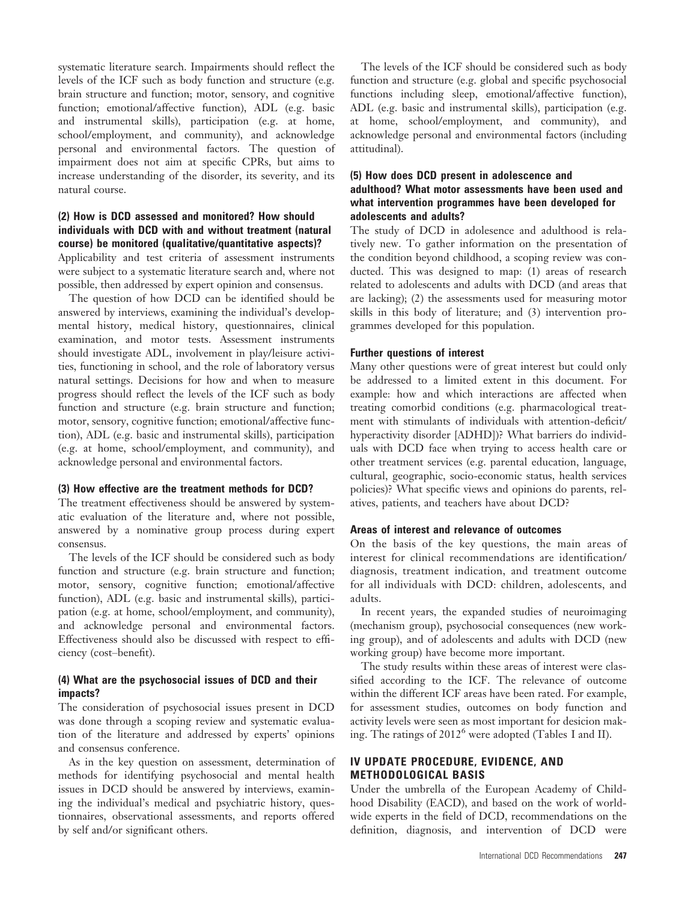systematic literature search. Impairments should reflect the levels of the ICF such as body function and structure (e.g. brain structure and function; motor, sensory, and cognitive function; emotional/affective function), ADL (e.g. basic and instrumental skills), participation (e.g. at home, school/employment, and community), and acknowledge personal and environmental factors. The question of impairment does not aim at specific CPRs, but aims to increase understanding of the disorder, its severity, and its natural course.

#### (2) How is DCD assessed and monitored? How should individuals with DCD with and without treatment (natural course) be monitored (qualitative/quantitative aspects)?

Applicability and test criteria of assessment instruments were subject to a systematic literature search and, where not possible, then addressed by expert opinion and consensus.

The question of how DCD can be identified should be answered by interviews, examining the individual's developmental history, medical history, questionnaires, clinical examination, and motor tests. Assessment instruments should investigate ADL, involvement in play/leisure activities, functioning in school, and the role of laboratory versus natural settings. Decisions for how and when to measure progress should reflect the levels of the ICF such as body function and structure (e.g. brain structure and function; motor, sensory, cognitive function; emotional/affective function), ADL (e.g. basic and instrumental skills), participation (e.g. at home, school/employment, and community), and acknowledge personal and environmental factors.

#### (3) How effective are the treatment methods for DCD?

The treatment effectiveness should be answered by systematic evaluation of the literature and, where not possible, answered by a nominative group process during expert consensus.

The levels of the ICF should be considered such as body function and structure (e.g. brain structure and function; motor, sensory, cognitive function; emotional/affective function), ADL (e.g. basic and instrumental skills), participation (e.g. at home, school/employment, and community), and acknowledge personal and environmental factors. Effectiveness should also be discussed with respect to efficiency (cost–benefit).

#### (4) What are the psychosocial issues of DCD and their impacts?

The consideration of psychosocial issues present in DCD was done through a scoping review and systematic evaluation of the literature and addressed by experts' opinions and consensus conference.

As in the key question on assessment, determination of methods for identifying psychosocial and mental health issues in DCD should be answered by interviews, examining the individual's medical and psychiatric history, questionnaires, observational assessments, and reports offered by self and/or significant others.

The levels of the ICF should be considered such as body function and structure (e.g. global and specific psychosocial functions including sleep, emotional/affective function), ADL (e.g. basic and instrumental skills), participation (e.g. at home, school/employment, and community), and acknowledge personal and environmental factors (including attitudinal).

#### (5) How does DCD present in adolescence and adulthood? What motor assessments have been used and what intervention programmes have been developed for adolescents and adults?

The study of DCD in adolescence and adulthood is relatively new. To gather information on the presentation of the condition beyond childhood, a scoping review was conducted. This was designed to map: (1) areas of research related to adolescents and adults with DCD (and areas that are lacking); (2) the assessments used for measuring motor skills in this body of literature; and (3) intervention programmes developed for this population.

#### Further questions of interest

Many other questions were of great interest but could only be addressed to a limited extent in this document. For example: how and which interactions are affected when treating comorbid conditions (e.g. pharmacological treatment with stimulants of individuals with attention-deficit/hyperactivity disorder [ADHD])? What barriers do individuals with DCD face when trying to access health care or other treatment services (e.g. parental education, language, cultural, geographic, socio-economic status, health services policies)? What specific views and opinions do parents, relatives, patients, and teachers have about DCD?

#### Areas of interest and relevance of outcomes

On the basis of the key questions, the main areas of interest for clinical recommendations are identification/diagnosis, treatment indication, and treatment outcome for all individuals with DCD: children, adolescents, and adults.

In recent years, the expanded studies of neuroimaging (mechanism group), psychosocial consequences (new working group), and of adolescents and adults with DCD (new working group) have become more important.

The study results within these areas of interest were classified according to the ICF. The relevance of outcome within the different ICF areas have been rated. For example, for assessment studies, outcomes on body function and activity levels were seen as most important for desicion making. The ratings of 2012[6] were adopted (Tables I and II).

## IV UPDATE PROCEDURE, EVIDENCE, AND METHODOLOGICAL BASIS

Under the umbrella of the European Academy of Childhood Disability (EACD), and based on the work of worldwide experts in the field of DCD, recommendations on the definition, diagnosis, and intervention of DCD were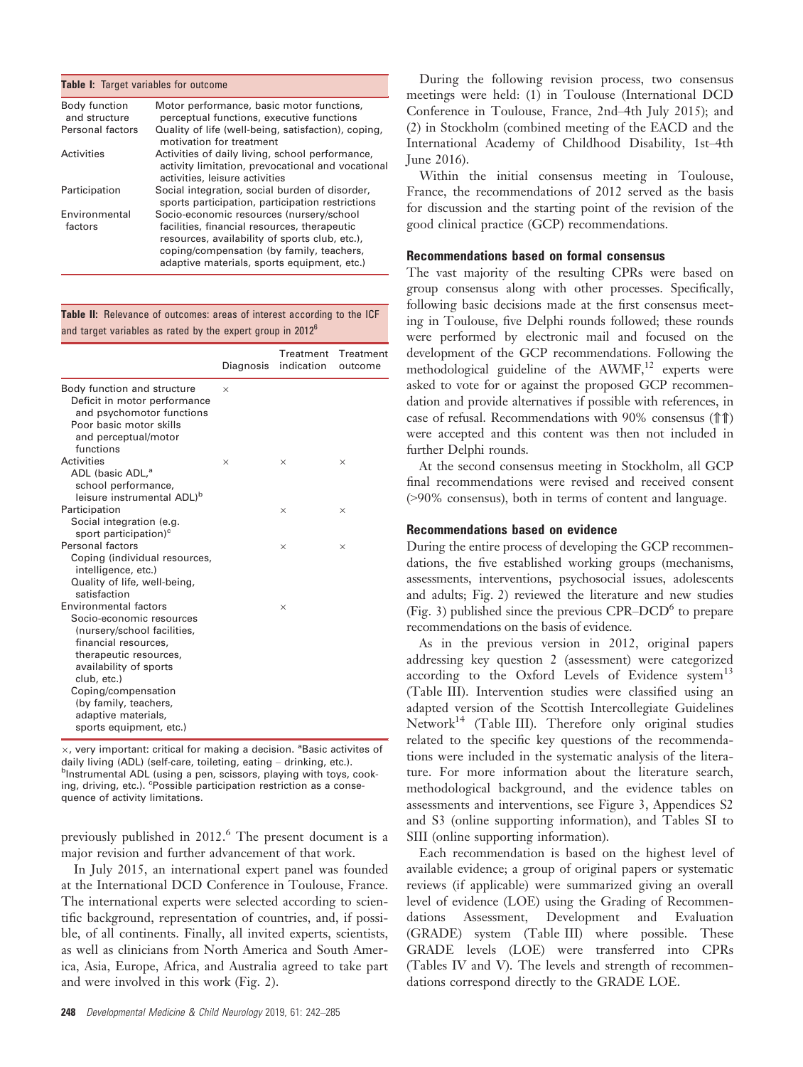**Table I:** Target variables for outcome

| | |
|---|---|
| Body function and structure | Motor performance, basic motor functions, perceptual functions, executive functions |
| Personal factors | Quality of life (well-being, satisfaction), coping, motivation for treatment |
| Activities | Activities of daily living, school performance, activity limitation, prevocational and vocational activities, leisure activities |
| Participation | Social integration, social burden of disorder, sports participation, participation restrictions |
| Environmental factors | Socio-economic resources (nursery/school facilities, financial resources, therapeutic resources, availability of sports club, etc.), coping/compensation (by family, teachers, adaptive materials, sports equipment, etc.) |

**Table II:** Relevance of outcomes: areas of interest according to the ICF and target variables as rated by the expert group in 2012[6]

| | Diagnosis | Treatment indication | Treatment outcome |
|---|---|---|---|
| Body function and structure<br>Deficit in motor performance and psychomotor functions<br>Poor basic motor skills and perceptual/motor functions | × | | |
| Activities<br>ADL (basic ADL,[a] school performance, leisure instrumental ADL)[b] | × | × | × |
| Participation<br>Social integration (e.g. sport participation)[c] | | × | × |
| Personal factors<br>Coping (individual resources, intelligence, etc.)<br>Quality of life, well-being, satisfaction | | × | × |
| Environmental factors<br>Socio-economic resources (nursery/school facilities, financial resources, therapeutic resources, availability of sports club, etc.)<br>Coping/compensation (by family, teachers, adaptive materials, sports equipment, etc.) | | × | |

×, very important: critical for making a decision. [a]Basic activites of daily living (ADL) (self-care, toileting, eating – drinking, etc.). [b]Instrumental ADL (using a pen, scissors, playing with toys, cooking, driving, etc.). [c]Possible participation restriction as a consequence of activity limitations.

previously published in 2012.[6] The present document is a major revision and further advancement of that work.

In July 2015, an international expert panel was founded at the International DCD Conference in Toulouse, France. The international experts were selected according to scientific background, representation of countries, and, if possible, of all continents. Finally, all invited experts, scientists, as well as clinicians from North America and South America, Asia, Europe, Africa, and Australia agreed to take part and were involved in this work (Fig. 2).

During the following revision process, two consensus meetings were held: (1) in Toulouse (International DCD Conference in Toulouse, France, 2nd–4th July 2015); and (2) in Stockholm (combined meeting of the EACD and the International Academy of Childhood Disability, 1st–4th June 2016).

Within the initial consensus meeting in Toulouse, France, the recommendations of 2012 served as the basis for discussion and the starting point of the revision of the good clinical practice (GCP) recommendations.

### Recommendations based on formal consensus

The vast majority of the resulting CPRs were based on group consensus along with other processes. Specifically, following basic decisions made at the first consensus meeting in Toulouse, five Delphi rounds followed; these rounds were performed by electronic mail and focused on the development of the GCP recommendations. Following the methodological guideline of the AWMF,[12] experts were asked to vote for or against the proposed GCP recommendation and provide alternatives if possible with references, in case of refusal. Recommendations with 90% consensus (⇑⇑) were accepted and this content was then not included in further Delphi rounds.

At the second consensus meeting in Stockholm, all GCP final recommendations were revised and received consent (>90% consensus), both in terms of content and language.

### Recommendations based on evidence

During the entire process of developing the GCP recommendations, the five established working groups (mechanisms, assessments, interventions, psychosocial issues, adolescents and adults; Fig. 2) reviewed the literature and new studies (Fig. 3) published since the previous CPR–DCD[6] to prepare recommendations on the basis of evidence.

As in the previous version in 2012, original papers addressing key question 2 (assessment) were categorized according to the Oxford Levels of Evidence system[13] (Table III). Intervention studies were classified using an adapted version of the Scottish Intercollegiate Guidelines Network[14] (Table III). Therefore only original studies related to the specific key questions of the recommendations were included in the systematic analysis of the literature. For more information about the literature search, methodological background, and the evidence tables on assessments and interventions, see Figure 3, Appendices S2 and S3 (online supporting information), and Tables SI to SIII (online supporting information).

Each recommendation is based on the highest level of available evidence; a group of original papers or systematic reviews (if applicable) were summarized giving an overall level of evidence (LOE) using the Grading of Recommendations Assessment, Development and Evaluation (GRADE) system (Table III) where possible. These GRADE levels (LOE) were transferred into CPRs (Tables IV and V). The levels and strength of recommendations correspond directly to the GRADE LOE.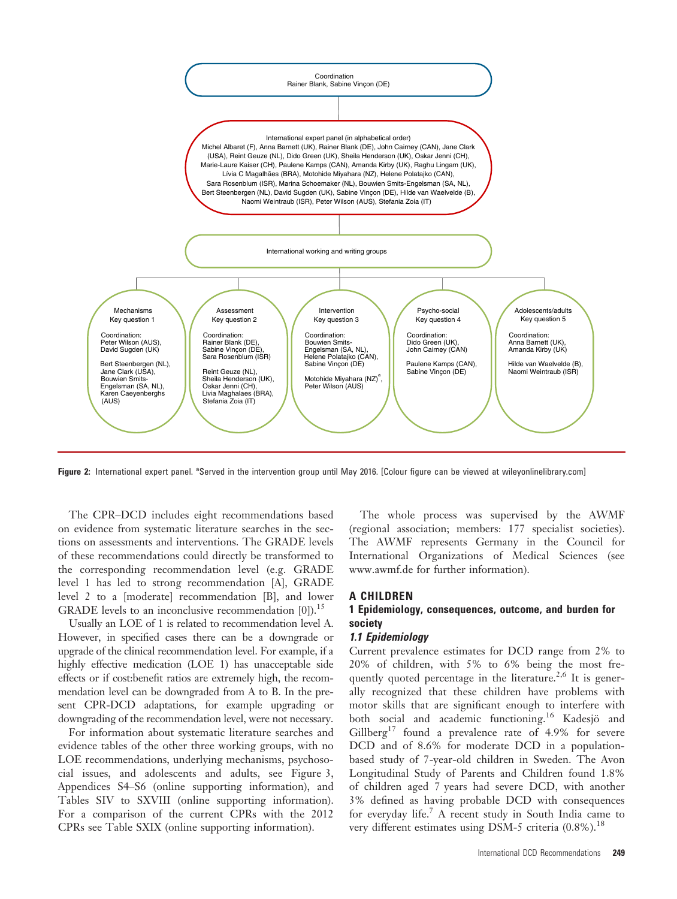Coordination
Rainer Blank, Sabine Vinçon (DE)

International expert panel (in alphabetical order)
Michel Albaret (F), Anna Barnett (UK), Rainer Blank (DE), John Cairney (CAN), Jane Clark (USA), Reint Geuze (NL), Dido Green (UK), Sheila Henderson (UK), Oskar Jenni (CH), Marie-Laure Kaiser (CH), Paulene Kamps (CAN), Amanda Kirby (UK), Raghu Lingam (UK), Lívia C Magalhães (BRA), Motohide Miyahara (NZ), Helene Polatajko (CAN), Sara Rosenblum (ISR), Marina Schoemaker (NL), Bouwien Smits-Engelsman (SA, NL), Bert Steenbergen (NL), David Sugden (UK), Sabine Vinçon (DE), Hilde van Waelvelde (B), Naomi Weintraub (ISR), Peter Wilson (AUS), Stefania Zoia (IT)

International working and writing groups

| Mechanisms Key question 1 | Assessment Key question 2 | Intervention Key question 3 | Psycho-social Key question 4 | Adolescents/adults Key question 5 |
|---|---|---|---|---|
| Coordination: Peter Wilson (AUS), David Sugden (UK) | Coordination: Rainer Blank (DE), Sabine Vinçon (DE), Sara Rosenblum (ISR) | Coordination: Bouwien Smits-Engelsman (SA, NL), Helene Polatajko (CAN), Sabine Vinçon (DE) | Coordination: Dido Green (UK), John Cairney (CAN) | Coordination: Anna Barnett (UK), Amanda Kirby (UK) |
| Bert Steenbergen (NL), Jane Clark (USA), Bouwien Smits-Engelsman (SA, NL), Karen Caeyenberghs (AUS) | Reint Geuze (NL), Sheila Henderson (UK), Oskar Jenni (CH), Livia Maghalaes (BRA), Stefania Zoia (IT) | Motohide Miyahara (NZ)[a], Peter Wilson (AUS) | Paulene Kamps (CAN), Sabine Vinçon (DE) | Hilde van Waelvelde (B), Naomi Weintraub (ISR) |

**Figure 2:** International expert panel. [a]Served in the intervention group until May 2016. [Colour figure can be viewed at wileyonlinelibrary.com]

The CPR–DCD includes eight recommendations based on evidence from systematic literature searches in the sections on assessments and interventions. The GRADE levels of these recommendations could directly be transformed to the corresponding recommendation level (e.g. GRADE level 1 has led to strong recommendation [A], GRADE level 2 to a [moderate] recommendation [B], and lower GRADE levels to an inconclusive recommendation [0]).[15]

Usually an LOE of 1 is related to recommendation level A. However, in specified cases there can be a downgrade or upgrade of the clinical recommendation level. For example, if a highly effective medication (LOE 1) has unacceptable side effects or if cost:benefit ratios are extremely high, the recommendation level can be downgraded from A to B. In the present CPR-DCD adaptations, for example upgrading or downgrading of the recommendation level, were not necessary.

For information about systematic literature searches and evidence tables of the other three working groups, with no LOE recommendations, underlying mechanisms, psychosocial issues, and adolescents and adults, see Figure 3, Appendices S4–S6 (online supporting information), and Tables SIV to SXVIII (online supporting information). For a comparison of the current CPRs with the 2012 CPRs see Table SXIX (online supporting information).

The whole process was supervised by the AWMF (regional association; members: 177 specialist societies). The AWMF represents Germany in the Council for International Organizations of Medical Sciences (see www.awmf.de for further information).

## A CHILDREN

### 1 Epidemiology, consequences, outcome, and burden for society

#### *1.1 Epidemiology*

Current prevalence estimates for DCD range from 2% to 20% of children, with 5% to 6% being the most frequently quoted percentage in the literature.[2,6] It is generally recognized that these children have problems with motor skills that are significant enough to interfere with both social and academic functioning.[16] Kadesjö and Gillberg[17] found a prevalence rate of 4.9% for severe DCD and of 8.6% for moderate DCD in a population-based study of 7-year-old children in Sweden. The Avon Longitudinal Study of Parents and Children found 1.8% of children aged 7 years had severe DCD, with another 3% defined as having probable DCD with consequences for everyday life.[7] A recent study in South India came to very different estimates using DSM-5 criteria (0.8%).[18]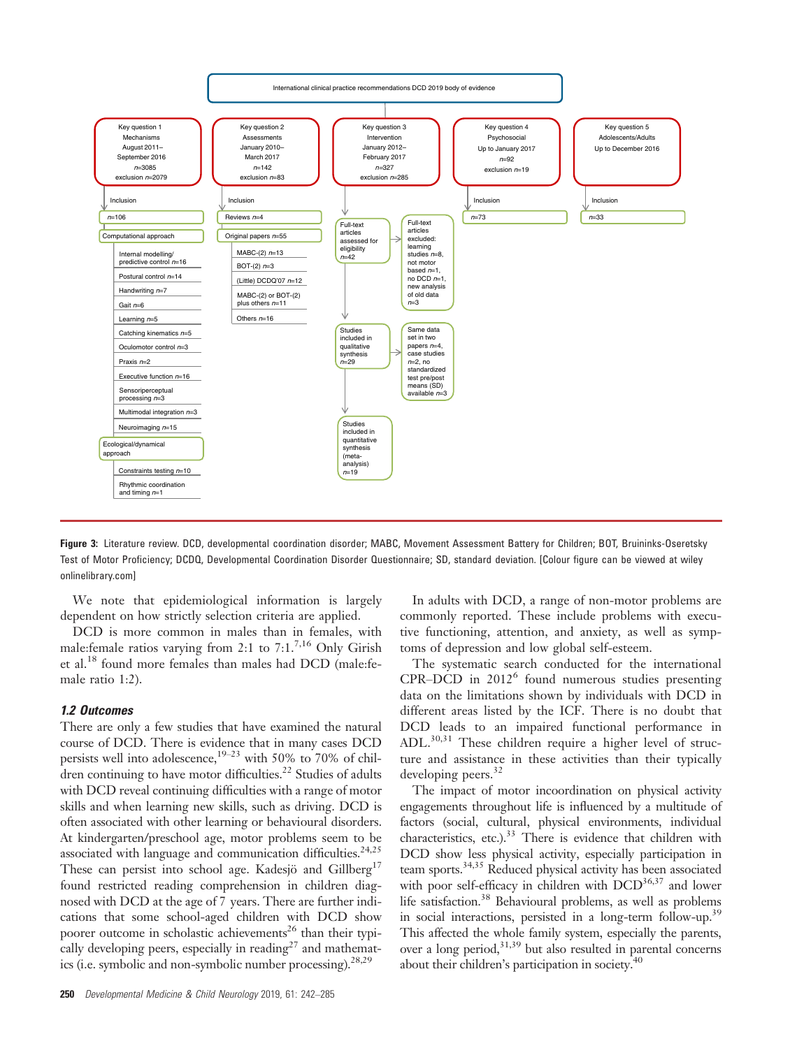International clinical practice recommendations DCD 2019 body of evidence

Key question 1
Mechanisms
August 2011–September 2016
n=3085
exclusion n=2079

Inclusion

n=106

Computational approach

- Internal modelling/predictive control n=16
- Postural control n=14
- Handwriting n=7
- Gait n=6
- Learning n=5
- Catching kinematics n=5
- Oculomotor control n=3
- Praxis n=2
- Executive function n=16
- Sensoriperceptual processing n=3
- Multimodal integration n=3
- Neuroimaging n=15

Ecological/dynamical approach

- Constraints testing n=10
- Rhythmic coordination and timing n=1

Key question 2
Assessments
January 2010–March 2017
n=142
exclusion n=83

Inclusion

Reviews n=4

Original papers n=55

- MABC-(2) n=13
- BOT-(2) n=3
- (Little) DCDQ'07 n=12
- MABC-(2) or BOT-(2) plus others n=11
- Others n=16

Key question 3
Intervention
January 2012–February 2017
n=327
exclusion n=285

Full-text articles assessed for eligibility n=42 → Full-text articles excluded: learning studies n=8, not motor based n=1, no DCD n=1, new analysis of old data n=3

Studies included in qualitative synthesis n=29 → Same data set in two papers n=4, case studies n=2, no standardized test pre/post means (SD) available n=3

Studies included in quantitative synthesis (meta-analysis) n=19

Key question 4
Psychosocial
Up to January 2017
n=92
exclusion n=19

Inclusion

n=73

Key question 5
Adolescents/Adults
Up to December 2016

Inclusion

n=33

**Figure 3:** Literature review. DCD, developmental coordination disorder; MABC, Movement Assessment Battery for Children; BOT, Bruininks-Oseretsky Test of Motor Proficiency; DCDQ, Developmental Coordination Disorder Questionnaire; SD, standard deviation. [Colour figure can be viewed at wileyonlinelibrary.com]

We note that epidemiological information is largely dependent on how strictly selection criteria are applied.

DCD is more common in males than in females, with male:female ratios varying from 2:1 to 7:1.[7,16] Only Girish et al.[18] found more females than males had DCD (male:female ratio 1:2).

### 1.2 Outcomes

There are only a few studies that have examined the natural course of DCD. There is evidence that in many cases DCD persists well into adolescence,[19–23] with 50% to 70% of children continuing to have motor difficulties.[22] Studies of adults with DCD reveal continuing difficulties with a range of motor skills and when learning new skills, such as driving. DCD is often associated with other learning or behavioural disorders. At kindergarten/preschool age, motor problems seem to be associated with language and communication difficulties.[24,25] These can persist into school age. Kadesjö and Gillberg[17] found restricted reading comprehension in children diagnosed with DCD at the age of 7 years. There are further indications that some school-aged children with DCD show poorer outcome in scholastic achievements[26] than their typically developing peers, especially in reading[27] and mathematics (i.e. symbolic and non-symbolic number processing).[28,29]

In adults with DCD, a range of non-motor problems are commonly reported. These include problems with executive functioning, attention, and anxiety, as well as symptoms of depression and low global self-esteem.

The systematic search conducted for the international CPR–DCD in 2012[6] found numerous studies presenting data on the limitations shown by individuals with DCD in different areas listed by the ICF. There is no doubt that DCD leads to an impaired functional performance in ADL.[30,31] These children require a higher level of structure and assistance in these activities than their typically developing peers.[32]

The impact of motor incoordination on physical activity engagements throughout life is influenced by a multitude of factors (social, cultural, physical environments, individual characteristics, etc.).[33] There is evidence that children with DCD show less physical activity, especially participation in team sports.[34,35] Reduced physical activity has been associated with poor self-efficacy in children with DCD[36,37] and lower life satisfaction.[38] Behavioural problems, as well as problems in social interactions, persisted in a long-term follow-up.[39] This affected the whole family system, especially the parents, over a long period,[31,39] but also resulted in parental concerns about their children's participation in society.[40]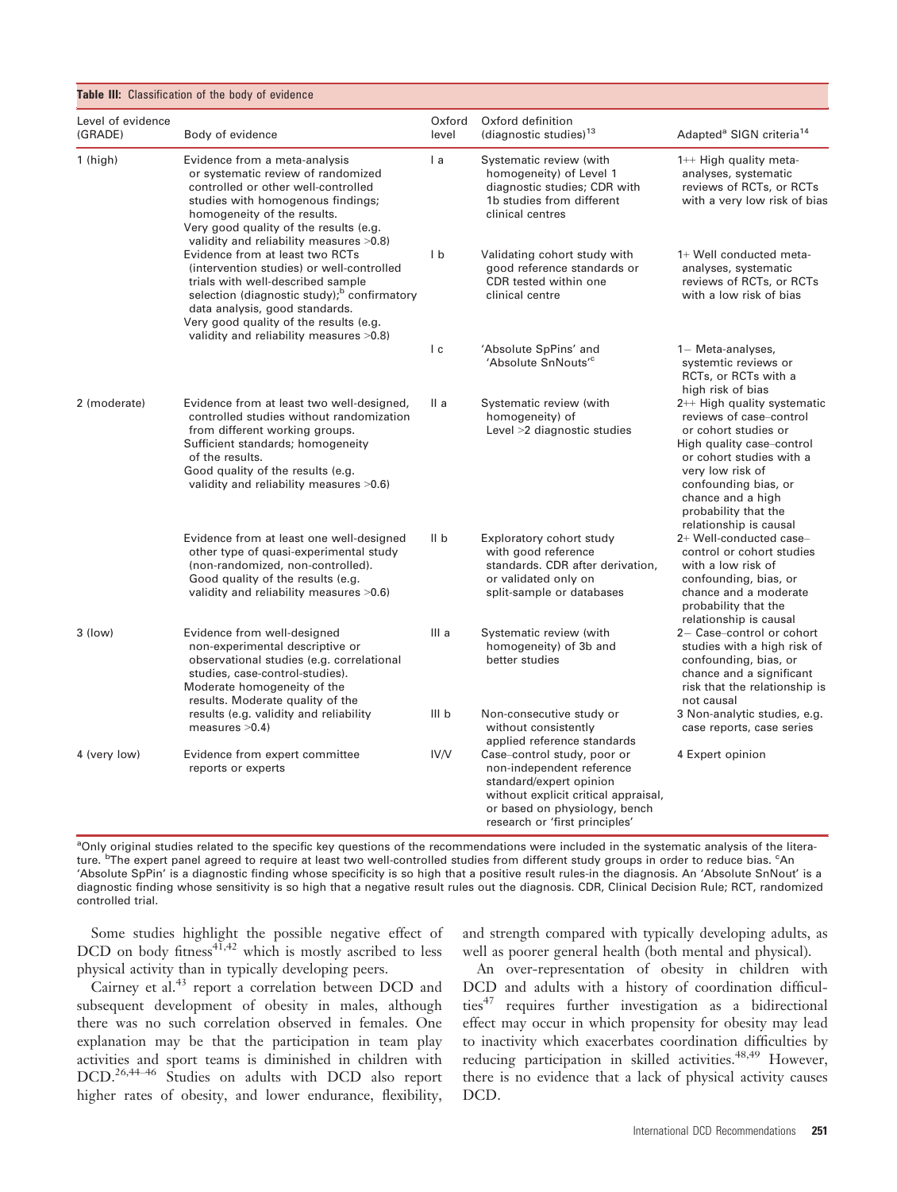**Table III:** Classification of the body of evidence

| Level of evidence (GRADE) | Body of evidence | Oxford level | Oxford definition (diagnostic studies)[13] | Adapted[a] SIGN criteria[14] |
|---|---|---|---|---|
| 1 (high) | Evidence from a meta-analysis or systematic review of randomized controlled or other well-controlled studies with homogenous findings; homogeneity of the results. Very good quality of the results (e.g. validity and reliability measures >0.8) | I a | Systematic review (with homogeneity) of Level 1 diagnostic studies; CDR with 1b studies from different clinical centres | 1++ High quality meta-analyses, systematic reviews of RCTs, or RCTs with a very low risk of bias |
| | Evidence from at least two RCTs (intervention studies) or well-controlled trials with well-described sample selection (diagnostic study);[b] confirmatory data analysis, good standards. Very good quality of the results (e.g. validity and reliability measures >0.8) | I b | Validating cohort study with good reference standards or CDR tested within one clinical centre | 1+ Well conducted meta-analyses, systematic reviews of RCTs, or RCTs with a low risk of bias |
| | | I c | 'Absolute SpPins' and 'Absolute SnNouts'[c] | 1− Meta-analyses, systemtic reviews or RCTs, or RCTs with a high risk of bias |
| 2 (moderate) | Evidence from at least two well-designed, controlled studies without randomization from different working groups. Sufficient standards; homogeneity of the results. Good quality of the results (e.g. validity and reliability measures >0.6) | II a | Systematic review (with homogeneity) of Level >2 diagnostic studies | 2++ High quality systematic reviews of case–control or cohort studies or High quality case–control or cohort studies with a very low risk of confounding bias, or chance and a high probability that the relationship is causal |
| | Evidence from at least one well-designed other type of quasi-experimental study (non-randomized, non-controlled). Good quality of the results (e.g. validity and reliability measures >0.6) | II b | Exploratory cohort study with good reference standards. CDR after derivation, or validated only on split-sample or databases | 2+ Well-conducted case–control or cohort studies with a low risk of confounding, bias, or chance and a moderate probability that the relationship is causal |
| 3 (low) | Evidence from well-designed non-experimental descriptive or observational studies (e.g. correlational studies, case-control-studies). Moderate homogeneity of the results. Moderate quality of the results (e.g. validity and reliability measures >0.4) | III a | Systematic review (with homogeneity) of 3b and better studies | 2− Case–control or cohort studies with a high risk of confounding, bias, or chance and a significant risk that the relationship is not causal |
| | | III b | Non-consecutive study or without consistently applied reference standards | 3 Non-analytic studies, e.g. case reports, case series |
| 4 (very low) | Evidence from expert committee reports or experts | IV/V | Case–control study, poor or non-independent reference standard/expert opinion without explicit critical appraisal, or based on physiology, bench research or 'first principles' | 4 Expert opinion |

[a]Only original studies related to the specific key questions of the recommendations were included in the systematic analysis of the literature. [b]The expert panel agreed to require at least two well-controlled studies from different study groups in order to reduce bias. [c]An 'Absolute SpPin' is a diagnostic finding whose specificity is so high that a positive result rules-in the diagnosis. An 'Absolute SnNout' is a diagnostic finding whose sensitivity is so high that a negative result rules out the diagnosis. CDR, Clinical Decision Rule; RCT, randomized controlled trial.

Some studies highlight the possible negative effect of DCD on body fitness[41,42] which is mostly ascribed to less physical activity than in typically developing peers.

Cairney et al.[43] report a correlation between DCD and subsequent development of obesity in males, although there was no such correlation observed in females. One explanation may be that the participation in team play activities and sport teams is diminished in children with DCD.[26,44–46] Studies on adults with DCD also report higher rates of obesity, and lower endurance, flexibility, and strength compared with typically developing adults, as well as poorer general health (both mental and physical).

An over-representation of obesity in children with DCD and adults with a history of coordination difficulties[47] requires further investigation as a bidirectional effect may occur in which propensity for obesity may lead to inactivity which exacerbates coordination difficulties by reducing participation in skilled activities.[48,49] However, there is no evidence that a lack of physical activity causes DCD.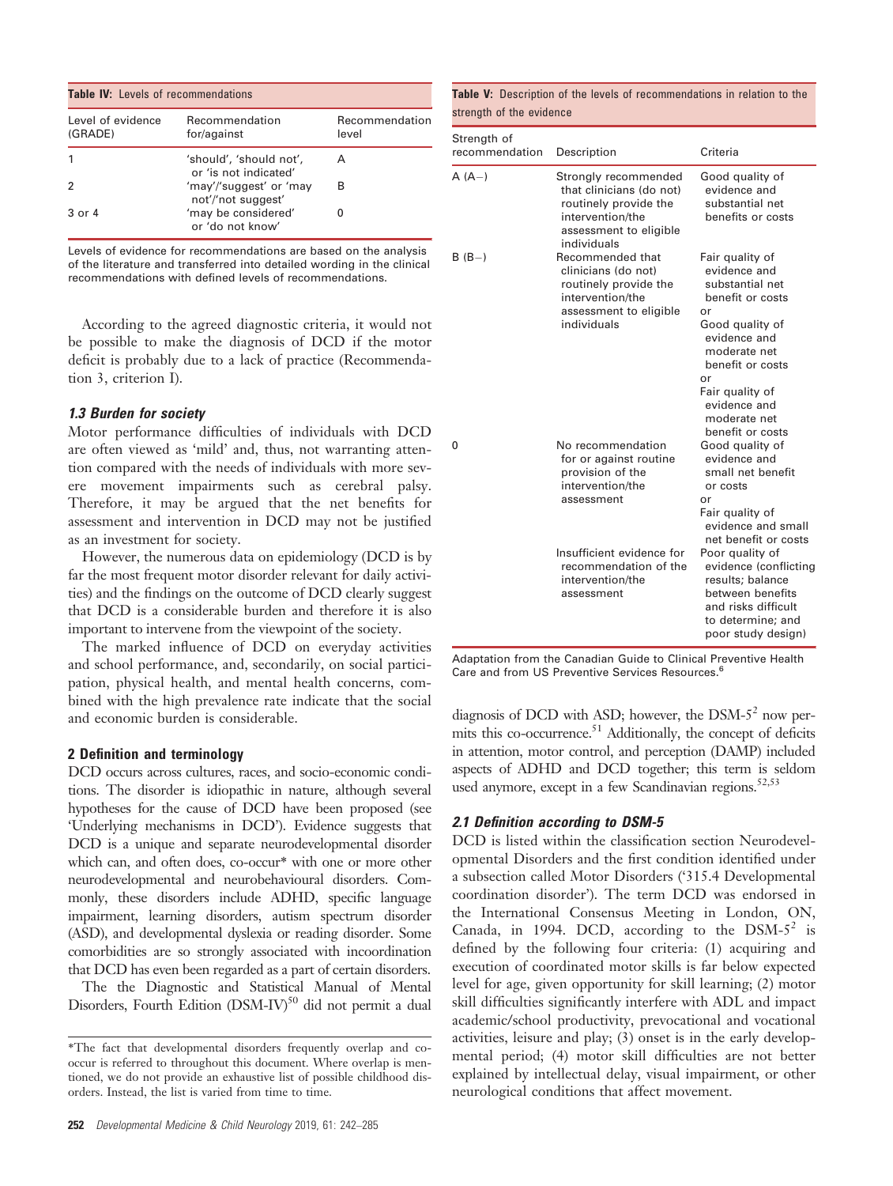**Table IV:** Levels of recommendations

| Level of evidence (GRADE) | Recommendation for/against | Recommendation level |
|---|---|---|
| 1 | 'should', 'should not', or 'is not indicated' | A |
| 2 | 'may'/'suggest' or 'may not'/'not suggest' | B |
| 3 or 4 | 'may be considered' or 'do not know' | 0 |

Levels of evidence for recommendations are based on the analysis of the literature and transferred into detailed wording in the clinical recommendations with defined levels of recommendations.

According to the agreed diagnostic criteria, it would not be possible to make the diagnosis of DCD if the motor deficit is probably due to a lack of practice (Recommendation 3, criterion I).

### *1.3 Burden for society*

Motor performance difficulties of individuals with DCD are often viewed as 'mild' and, thus, not warranting attention compared with the needs of individuals with more severe movement impairments such as cerebral palsy. Therefore, it may be argued that the net benefits for assessment and intervention in DCD may not be justified as an investment for society.

However, the numerous data on epidemiology (DCD is by far the most frequent motor disorder relevant for daily activities) and the findings on the outcome of DCD clearly suggest that DCD is a considerable burden and therefore it is also important to intervene from the viewpoint of the society.

The marked influence of DCD on everyday activities and school performance, and, secondarily, on social participation, physical health, and mental health concerns, combined with the high prevalence rate indicate that the social and economic burden is considerable.

## 2 Definition and terminology

DCD occurs across cultures, races, and socio-economic conditions. The disorder is idiopathic in nature, although several hypotheses for the cause of DCD have been proposed (see 'Underlying mechanisms in DCD'). Evidence suggests that DCD is a unique and separate neurodevelopmental disorder which can, and often does, co-occur* with one or more other neurodevelopmental and neurobehavioural disorders. Commonly, these disorders include ADHD, specific language impairment, learning disorders, autism spectrum disorder (ASD), and developmental dyslexia or reading disorder. Some comorbidities are so strongly associated with incoordination that DCD has even been regarded as a part of certain disorders.

The the Diagnostic and Statistical Manual of Mental Disorders, Fourth Edition (DSM-IV)[50] did not permit a dual diagnosis of DCD with ASD; however, the DSM-5[2] now permits this co-occurrence.[51] Additionally, the concept of deficits in attention, motor control, and perception (DAMP) included aspects of ADHD and DCD together; this term is seldom used anymore, except in a few Scandinavian regions.[52,53]

*The fact that developmental disorders frequently overlap and co-occur is referred to throughout this document. Where overlap is mentioned, we do not provide an exhaustive list of possible childhood disorders. Instead, the list is varied from time to time.

**Table V:** Description of the levels of recommendations in relation to the strength of the evidence

| Strength of recommendation | Description | Criteria |
|---|---|---|
| A (A−) | Strongly recommended that clinicians (do not) routinely provide the intervention/the assessment to eligible individuals | Good quality of evidence and substantial net benefits or costs |
| B (B−) | Recommended that clinicians (do not) routinely provide the intervention/the assessment to eligible individuals | Fair quality of evidence and substantial net benefit or costs or Good quality of evidence and moderate net benefit or costs or Fair quality of evidence and moderate net benefit or costs |
| 0 | No recommendation for or against routine provision of the intervention/the assessment | Good quality of evidence and small net benefit or costs or Fair quality of evidence and small net benefit or costs |
| | Insufficient evidence for recommendation of the intervention/the assessment | Poor quality of evidence (conflicting results; balance between benefits and risks difficult to determine; and poor study design) |

Adaptation from the Canadian Guide to Clinical Preventive Health Care and from US Preventive Services Resources.[6]

### *2.1 Definition according to DSM-5*

DCD is listed within the classification section Neurodevelopmental Disorders and the first condition identified under a subsection called Motor Disorders ('315.4 Developmental coordination disorder'). The term DCD was endorsed in the International Consensus Meeting in London, ON, Canada, in 1994. DCD, according to the DSM-5[2] is defined by the following four criteria: (1) acquiring and execution of coordinated motor skills is far below expected level for age, given opportunity for skill learning; (2) motor skill difficulties significantly interfere with ADL and impact academic/school productivity, prevocational and vocational activities, leisure and play; (3) onset is in the early developmental period; (4) motor skill difficulties are not better explained by intellectual delay, visual impairment, or other neurological conditions that affect movement.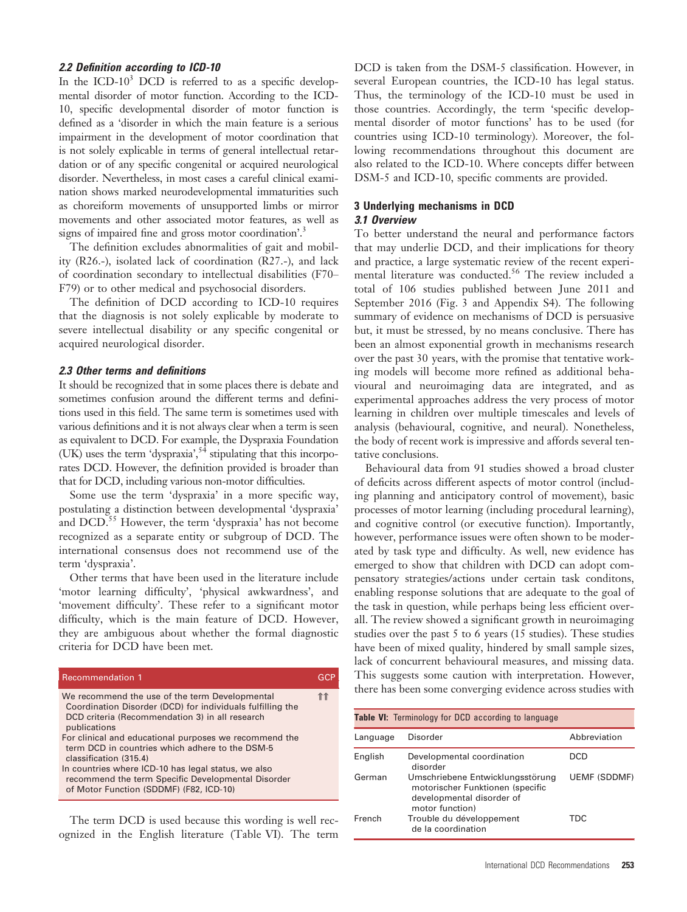### 2.2 Definition according to ICD-10

In the ICD-10[3] DCD is referred to as a specific developmental disorder of motor function. According to the ICD-10, specific developmental disorder of motor function is defined as a 'disorder in which the main feature is a serious impairment in the development of motor coordination that is not solely explicable in terms of general intellectual retardation or of any specific congenital or acquired neurological disorder. Nevertheless, in most cases a careful clinical examination shows marked neurodevelopmental immaturities such as choreiform movements of unsupported limbs or mirror movements and other associated motor features, as well as signs of impaired fine and gross motor coordination'.[3]

The definition excludes abnormalities of gait and mobility (R26.-), isolated lack of coordination (R27.-), and lack of coordination secondary to intellectual disabilities (F70–F79) or to other medical and psychosocial disorders.

The definition of DCD according to ICD-10 requires that the diagnosis is not solely explicable by moderate to severe intellectual disability or any specific congenital or acquired neurological disorder.

### 2.3 Other terms and definitions

It should be recognized that in some places there is debate and sometimes confusion around the different terms and definitions used in this field. The same term is sometimes used with various definitions and it is not always clear when a term is seen as equivalent to DCD. For example, the Dyspraxia Foundation (UK) uses the term 'dyspraxia',[54] stipulating that this incorporates DCD. However, the definition provided is broader than that for DCD, including various non-motor difficulties.

Some use the term 'dyspraxia' in a more specific way, postulating a distinction between developmental 'dyspraxia' and DCD.[55] However, the term 'dyspraxia' has not become recognized as a separate entity or subgroup of DCD. The international consensus does not recommend use of the term 'dyspraxia'.

Other terms that have been used in the literature include 'motor learning difficulty', 'physical awkwardness', and 'movement difficulty'. These refer to a significant motor difficulty, which is the main feature of DCD. However, they are ambiguous about whether the formal diagnostic criteria for DCD have been met.

| Recommendation 1 | GCP |
|---|---|
| We recommend the use of the term Developmental Coordination Disorder (DCD) for individuals fulfilling the DCD criteria (Recommendation 3) in all research publications<br>For clinical and educational purposes we recommend the term DCD in countries which adhere to the DSM-5 classification (315.4)<br>In countries where ICD-10 has legal status, we also recommend the term Specific Developmental Disorder of Motor Function (SDDMF) (F82, ICD-10) | ⇈ |

The term DCD is used because this wording is well recognized in the English literature (Table VI). The term DCD is taken from the DSM-5 classification. However, in several European countries, the ICD-10 has legal status. Thus, the terminology of the ICD-10 must be used in those countries. Accordingly, the term 'specific developmental disorder of motor functions' has to be used (for countries using ICD-10 terminology). Moreover, the following recommendations throughout this document are also related to the ICD-10. Where concepts differ between DSM-5 and ICD-10, specific comments are provided.

## 3 Underlying mechanisms in DCD

### 3.1 Overview

To better understand the neural and performance factors that may underlie DCD, and their implications for theory and practice, a large systematic review of the recent experimental literature was conducted.[56] The review included a total of 106 studies published between June 2011 and September 2016 (Fig. 3 and Appendix S4). The following summary of evidence on mechanisms of DCD is persuasive but, it must be stressed, by no means conclusive. There has been an almost exponential growth in mechanisms research over the past 30 years, with the promise that tentative working models will become more refined as additional behavioural and neuroimaging data are integrated, and as experimental approaches address the very process of motor learning in children over multiple timescales and levels of analysis (behavioural, cognitive, and neural). Nonetheless, the body of recent work is impressive and affords several tentative conclusions.

Behavioural data from 91 studies showed a broad cluster of deficits across different aspects of motor control (including planning and anticipatory control of movement), basic processes of motor learning (including procedural learning), and cognitive control (or executive function). Importantly, however, performance issues were often shown to be moderated by task type and difficulty. As well, new evidence has emerged to show that children with DCD can adopt compensatory strategies/actions under certain task conditons, enabling response solutions that are adequate to the goal of the task in question, while perhaps being less efficient overall. The review showed a significant growth in neuroimaging studies over the past 5 to 6 years (15 studies). These studies have been of mixed quality, hindered by small sample sizes, lack of concurrent behavioural measures, and missing data. This suggests some caution with interpretation. However, there has been some converging evidence across studies with

**Table VI:** Terminology for DCD according to language

| Language | Disorder | Abbreviation |
|---|---|---|
| English | Developmental coordination disorder | DCD |
| German | Umschriebene Entwicklungsstörung motorischer Funktionen (specific developmental disorder of motor function) | UEMF (SDDMF) |
| French | Trouble du développement de la coordination | TDC |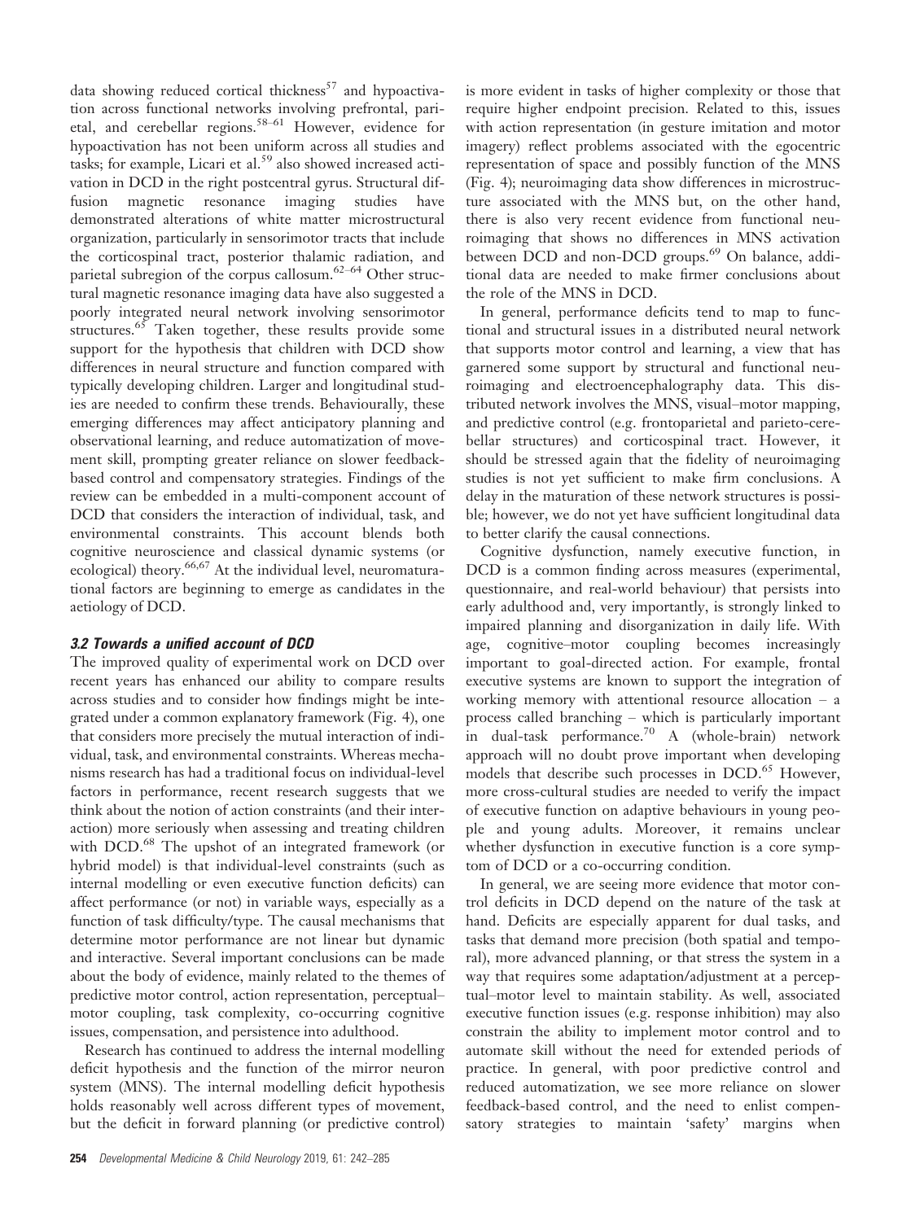data showing reduced cortical thickness[57] and hypoactivation across functional networks involving prefrontal, parietal, and cerebellar regions.[58–61] However, evidence for hypoactivation has not been uniform across all studies and tasks; for example, Licari et al.[59] also showed increased activation in DCD in the right postcentral gyrus. Structural diffusion magnetic resonance imaging studies have demonstrated alterations of white matter microstructural organization, particularly in sensorimotor tracts that include the corticospinal tract, posterior thalamic radiation, and parietal subregion of the corpus callosum.[62–64] Other structural magnetic resonance imaging data have also suggested a poorly integrated neural network involving sensorimotor structures.[65] Taken together, these results provide some support for the hypothesis that children with DCD show differences in neural structure and function compared with typically developing children. Larger and longitudinal studies are needed to confirm these trends. Behaviourally, these emerging differences may affect anticipatory planning and observational learning, and reduce automatization of movement skill, prompting greater reliance on slower feedback-based control and compensatory strategies. Findings of the review can be embedded in a multi-component account of DCD that considers the interaction of individual, task, and environmental constraints. This account blends both cognitive neuroscience and classical dynamic systems (or ecological) theory.[66,67] At the individual level, neuromaturational factors are beginning to emerge as candidates in the aetiology of DCD.

### 3.2 Towards a unified account of DCD

The improved quality of experimental work on DCD over recent years has enhanced our ability to compare results across studies and to consider how findings might be integrated under a common explanatory framework (Fig. 4), one that considers more precisely the mutual interaction of individual, task, and environmental constraints. Whereas mechanisms research has had a traditional focus on individual-level factors in performance, recent research suggests that we think about the notion of action constraints (and their interaction) more seriously when assessing and treating children with DCD.[68] The upshot of an integrated framework (or hybrid model) is that individual-level constraints (such as internal modelling or even executive function deficits) can affect performance (or not) in variable ways, especially as a function of task difficulty/type. The causal mechanisms that determine motor performance are not linear but dynamic and interactive. Several important conclusions can be made about the body of evidence, mainly related to the themes of predictive motor control, action representation, perceptual–motor coupling, task complexity, co-occurring cognitive issues, compensation, and persistence into adulthood.

Research has continued to address the internal modelling deficit hypothesis and the function of the mirror neuron system (MNS). The internal modelling deficit hypothesis holds reasonably well across different types of movement, but the deficit in forward planning (or predictive control) is more evident in tasks of higher complexity or those that require higher endpoint precision. Related to this, issues with action representation (in gesture imitation and motor imagery) reflect problems associated with the egocentric representation of space and possibly function of the MNS (Fig. 4); neuroimaging data show differences in microstructure associated with the MNS but, on the other hand, there is also very recent evidence from functional neuroimaging that shows no differences in MNS activation between DCD and non-DCD groups.[69] On balance, additional data are needed to make firmer conclusions about the role of the MNS in DCD.

In general, performance deficits tend to map to functional and structural issues in a distributed neural network that supports motor control and learning, a view that has garnered some support by structural and functional neuroimaging and electroencephalography data. This distributed network involves the MNS, visual–motor mapping, and predictive control (e.g. frontoparietal and parieto-cerebellar structures) and corticospinal tract. However, it should be stressed again that the fidelity of neuroimaging studies is not yet sufficient to make firm conclusions. A delay in the maturation of these network structures is possible; however, we do not yet have sufficient longitudinal data to better clarify the causal connections.

Cognitive dysfunction, namely executive function, in DCD is a common finding across measures (experimental, questionnaire, and real-world behaviour) that persists into early adulthood and, very importantly, is strongly linked to impaired planning and disorganization in daily life. With age, cognitive–motor coupling becomes increasingly important to goal-directed action. For example, frontal executive systems are known to support the integration of working memory with attentional resource allocation – a process called branching – which is particularly important in dual-task performance.[70] A (whole-brain) network approach will no doubt prove important when developing models that describe such processes in DCD.[65] However, more cross-cultural studies are needed to verify the impact of executive function on adaptive behaviours in young people and young adults. Moreover, it remains unclear whether dysfunction in executive function is a core symptom of DCD or a co-occurring condition.

In general, we are seeing more evidence that motor control deficits in DCD depend on the nature of the task at hand. Deficits are especially apparent for dual tasks, and tasks that demand more precision (both spatial and temporal), more advanced planning, or that stress the system in a way that requires some adaptation/adjustment at a perceptual–motor level to maintain stability. As well, associated executive function issues (e.g. response inhibition) may also constrain the ability to implement motor control and to automate skill without the need for extended periods of practice. In general, with poor predictive control and reduced automatization, we see more reliance on slower feedback-based control, and the need to enlist compensatory strategies to maintain 'safety' margins when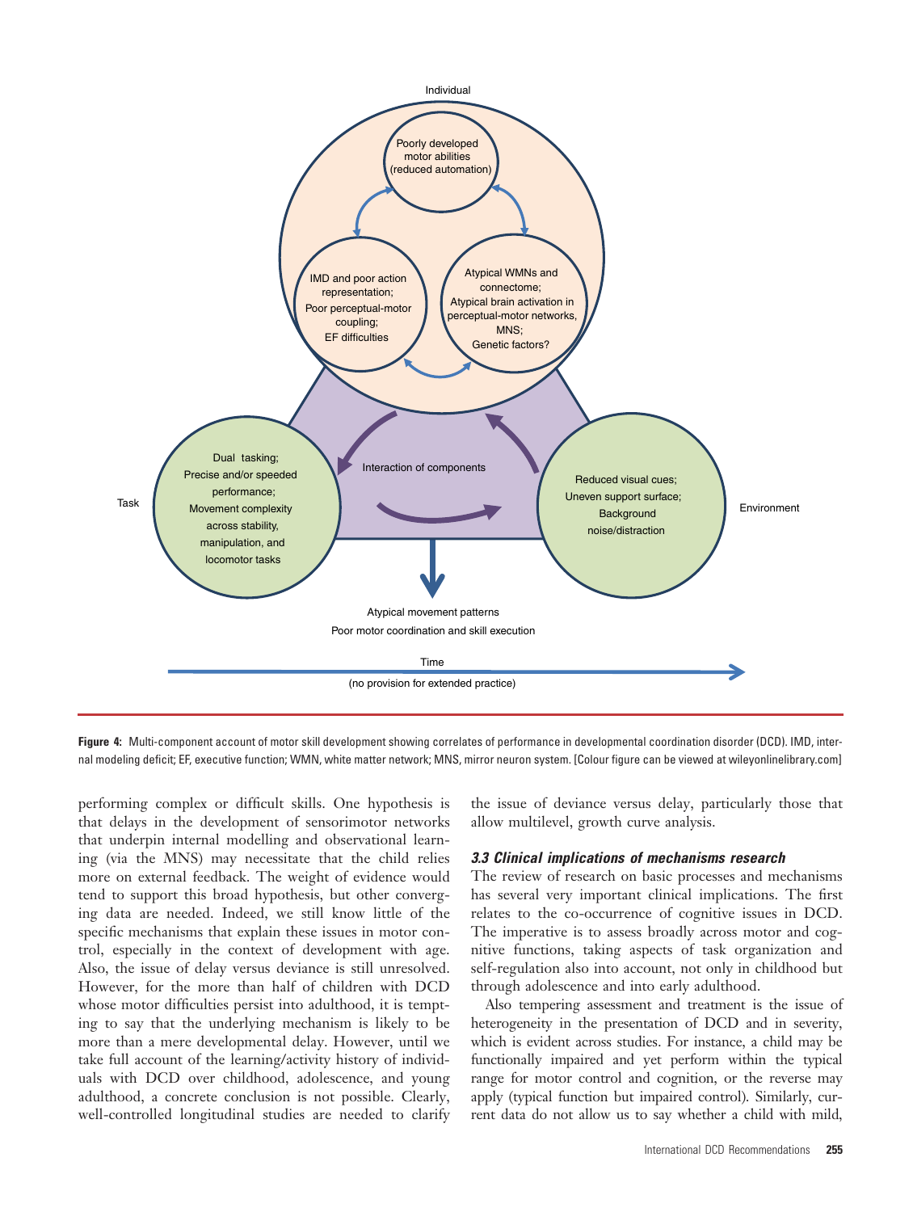Individual

Poorly developed motor abilities (reduced automation)

IMD and poor action representation; Poor perceptual-motor coupling; EF difficulties

Atypical WMNs and connectome; Atypical brain activation in perceptual-motor networks, MNS; Genetic factors?

Task

Dual tasking; Precise and/or speeded performance; Movement complexity across stability, manipulation, and locomotor tasks

Interaction of components

Environment

Reduced visual cues; Uneven support surface; Background noise/distraction

Atypical movement patterns

Poor motor coordination and skill execution

Time

(no provision for extended practice)

**Figure 4:** Multi-component account of motor skill development showing correlates of performance in developmental coordination disorder (DCD). IMD, internal modeling deficit; EF, executive function; WMN, white matter network; MNS, mirror neuron system. [Colour figure can be viewed at wileyonlinelibrary.com]

performing complex or difficult skills. One hypothesis is that delays in the development of sensorimotor networks that underpin internal modelling and observational learning (via the MNS) may necessitate that the child relies more on external feedback. The weight of evidence would tend to support this broad hypothesis, but other converging data are needed. Indeed, we still know little of the specific mechanisms that explain these issues in motor control, especially in the context of development with age. Also, the issue of delay versus deviance is still unresolved. However, for the more than half of children with DCD whose motor difficulties persist into adulthood, it is tempting to say that the underlying mechanism is likely to be more than a mere developmental delay. However, until we take full account of the learning/activity history of individuals with DCD over childhood, adolescence, and young adulthood, a concrete conclusion is not possible. Clearly, well-controlled longitudinal studies are needed to clarify the issue of deviance versus delay, particularly those that allow multilevel, growth curve analysis.

### *3.3 Clinical implications of mechanisms research*

The review of research on basic processes and mechanisms has several very important clinical implications. The first relates to the co-occurrence of cognitive issues in DCD. The imperative is to assess broadly across motor and cognitive functions, taking aspects of task organization and self-regulation also into account, not only in childhood but through adolescence and into early adulthood.

Also tempering assessment and treatment is the issue of heterogeneity in the presentation of DCD and in severity, which is evident across studies. For instance, a child may be functionally impaired and yet perform within the typical range for motor control and cognition, or the reverse may apply (typical function but impaired control). Similarly, current data do not allow us to say whether a child with mild,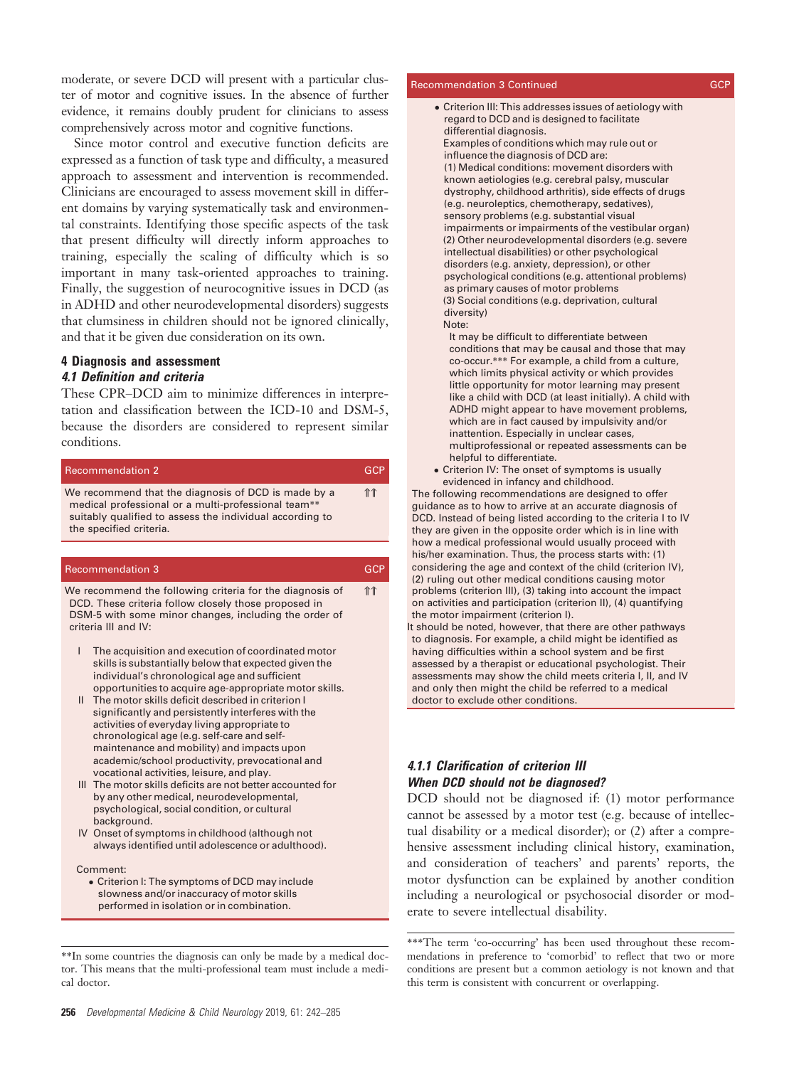moderate, or severe DCD will present with a particular cluster of motor and cognitive issues. In the absence of further evidence, it remains doubly prudent for clinicians to assess comprehensively across motor and cognitive functions.

Since motor control and executive function deficits are expressed as a function of task type and difficulty, a measured approach to assessment and intervention is recommended. Clinicians are encouraged to assess movement skill in different domains by varying systematically task and environmental constraints. Identifying those specific aspects of the task that present difficulty will directly inform approaches to training, especially the scaling of difficulty which is so important in many task-oriented approaches to training. Finally, the suggestion of neurocognitive issues in DCD (as in ADHD and other neurodevelopmental disorders) suggests that clumsiness in children should not be ignored clinically, and that it be given due consideration on its own.

## 4 Diagnosis and assessment

### *4.1 Definition and criteria*

These CPR–DCD aim to minimize differences in interpretation and classification between the ICD-10 and DSM-5, because the disorders are considered to represent similar conditions.

**Recommendation 2** — GCP

We recommend that the diagnosis of DCD is made by a medical professional or a multi-professional team** suitably qualified to assess the individual according to the specified criteria. ⇈

**Recommendation 3** — GCP

We recommend the following criteria for the diagnosis of DCD. These criteria follow closely those proposed in DSM-5 with some minor changes, including the order of criteria III and IV: ⇈

- I The acquisition and execution of coordinated motor skills is substantially below that expected given the individual's chronological age and sufficient opportunities to acquire age-appropriate motor skills.
- II The motor skills deficit described in criterion I significantly and persistently interferes with the activities of everyday living appropriate to chronological age (e.g. self-care and self-maintenance and mobility) and impacts upon academic/school productivity, prevocational and vocational activities, leisure, and play.
- III The motor skills deficits are not better accounted for by any other medical, neurodevelopmental, psychological, social condition, or cultural background.
- IV Onset of symptoms in childhood (although not always identified until adolescence or adulthood).

Comment:

- Criterion I: The symptoms of DCD may include slowness and/or inaccuracy of motor skills performed in isolation or in combination.

**Recommendation 3 Continued** — GCP

- Criterion III: This addresses issues of aetiology with regard to DCD and is designed to facilitate differential diagnosis.
  Examples of conditions which may rule out or influence the diagnosis of DCD are:
  (1) Medical conditions: movement disorders with known aetiologies (e.g. cerebral palsy, muscular dystrophy, childhood arthritis), side effects of drugs (e.g. neuroleptics, chemotherapy, sedatives), sensory problems (e.g. substantial visual impairments or impairments of the vestibular organ)
  (2) Other neurodevelopmental disorders (e.g. severe intellectual disabilities) or other psychological disorders (e.g. anxiety, depression), or other psychological conditions (e.g. attentional problems) as primary causes of motor problems
  (3) Social conditions (e.g. deprivation, cultural diversity)
  Note:
  It may be difficult to differentiate between conditions that may be causal and those that may co-occur.*** For example, a child from a culture, which limits physical activity or which provides little opportunity for motor learning may present like a child with DCD (at least initially). A child with ADHD might appear to have movement problems, which are in fact caused by impulsivity and/or inattention. Especially in unclear cases, multiprofessional or repeated assessments can be helpful to differentiate.
- Criterion IV: The onset of symptoms is usually evidenced in infancy and childhood.

The following recommendations are designed to offer guidance as to how to arrive at an accurate diagnosis of DCD. Instead of being listed according to the criteria I to IV they are given in the opposite order which is in line with how a medical professional would usually proceed with his/her examination. Thus, the process starts with: (1) considering the age and context of the child (criterion IV), (2) ruling out other medical conditions causing motor problems (criterion III), (3) taking into account the impact on activities and participation (criterion II), (4) quantifying the motor impairment (criterion I).

It should be noted, however, that there are other pathways to diagnosis. For example, a child might be identified as having difficulties within a school system and be first assessed by a therapist or educational psychologist. Their assessments may show the child meets criteria I, II, and IV and only then might the child be referred to a medical doctor to exclude other conditions.

#### *4.1.1 Clarification of criterion III*

#### *When DCD should not be diagnosed?*

DCD should not be diagnosed if: (1) motor performance cannot be assessed by a motor test (e.g. because of intellectual disability or a medical disorder); or (2) after a comprehensive assessment including clinical history, examination, and consideration of teachers' and parents' reports, the motor dysfunction can be explained by another condition including a neurological or psychosocial disorder or moderate to severe intellectual disability.

**In some countries the diagnosis can only be made by a medical doctor. This means that the multi-professional team must include a medical doctor.

***The term 'co-occurring' has been used throughout these recommendations in preference to 'comorbid' to reflect that two or more conditions are present but a common aetiology is not known and that this term is consistent with concurrent or overlapping.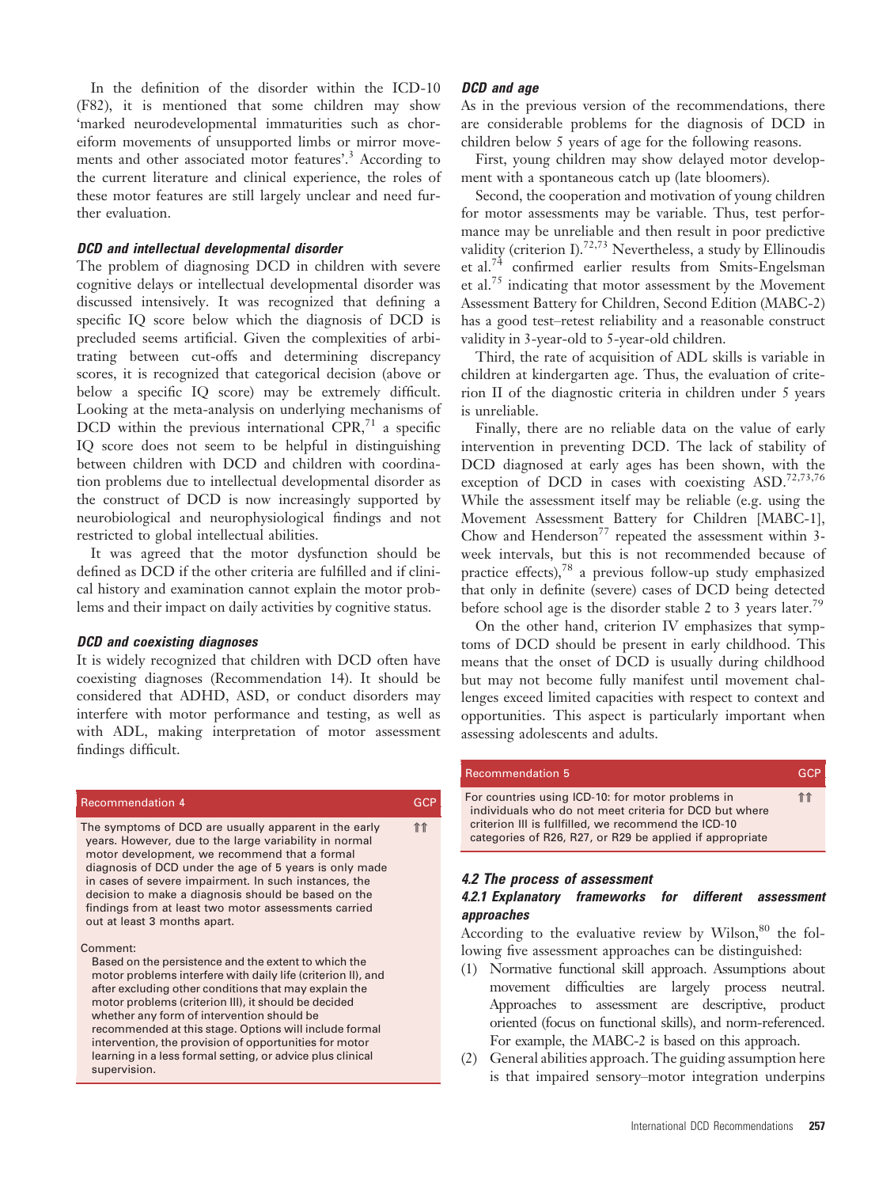In the definition of the disorder within the ICD-10 (F82), it is mentioned that some children may show 'marked neurodevelopmental immaturities such as choreiform movements of unsupported limbs or mirror movements and other associated motor features'.[3] According to the current literature and clinical experience, the roles of these motor features are still largely unclear and need further evaluation.

### DCD and intellectual developmental disorder

The problem of diagnosing DCD in children with severe cognitive delays or intellectual developmental disorder was discussed intensively. It was recognized that defining a specific IQ score below which the diagnosis of DCD is precluded seems artificial. Given the complexities of arbitrating between cut-offs and determining discrepancy scores, it is recognized that categorical decision (above or below a specific IQ score) may be extremely difficult. Looking at the meta-analysis on underlying mechanisms of DCD within the previous international CPR,[71] a specific IQ score does not seem to be helpful in distinguishing between children with DCD and children with coordination problems due to intellectual developmental disorder as the construct of DCD is now increasingly supported by neurobiological and neurophysiological findings and not restricted to global intellectual abilities.

It was agreed that the motor dysfunction should be defined as DCD if the other criteria are fulfilled and if clinical history and examination cannot explain the motor problems and their impact on daily activities by cognitive status.

### DCD and coexisting diagnoses

It is widely recognized that children with DCD often have coexisting diagnoses (Recommendation 14). It should be considered that ADHD, ASD, or conduct disorders may interfere with motor performance and testing, as well as with ADL, making interpretation of motor assessment findings difficult.

| Recommendation 4 | GCP |
|---|---|
| The symptoms of DCD are usually apparent in the early years. However, due to the large variability in normal motor development, we recommend that a formal diagnosis of DCD under the age of 5 years is only made in cases of severe impairment. In such instances, the decision to make a diagnosis should be based on the findings from at least two motor assessments carried out at least 3 months apart. | ⇈ |
| Comment: Based on the persistence and the extent to which the motor problems interfere with daily life (criterion II), and after excluding other conditions that may explain the motor problems (criterion III), it should be decided whether any form of intervention should be recommended at this stage. Options will include formal intervention, the provision of opportunities for motor learning in a less formal setting, or advice plus clinical supervision. | |

### DCD and age

As in the previous version of the recommendations, there are considerable problems for the diagnosis of DCD in children below 5 years of age for the following reasons.

First, young children may show delayed motor development with a spontaneous catch up (late bloomers).

Second, the cooperation and motivation of young children for motor assessments may be variable. Thus, test performance may be unreliable and then result in poor predictive validity (criterion I).[72,73] Nevertheless, a study by Ellinoudis et al.[74] confirmed earlier results from Smits-Engelsman et al.[75] indicating that motor assessment by the Movement Assessment Battery for Children, Second Edition (MABC-2) has a good test–retest reliability and a reasonable construct validity in 3-year-old to 5-year-old children.

Third, the rate of acquisition of ADL skills is variable in children at kindergarten age. Thus, the evaluation of criterion II of the diagnostic criteria in children under 5 years is unreliable.

Finally, there are no reliable data on the value of early intervention in preventing DCD. The lack of stability of DCD diagnosed at early ages has been shown, with the exception of DCD in cases with coexisting ASD.[72,73,76] While the assessment itself may be reliable (e.g. using the Movement Assessment Battery for Children [MABC-1], Chow and Henderson[77] repeated the assessment within 3-week intervals, but this is not recommended because of practice effects),[78] a previous follow-up study emphasized that only in definite (severe) cases of DCD being detected before school age is the disorder stable 2 to 3 years later.[79]

On the other hand, criterion IV emphasizes that symptoms of DCD should be present in early childhood. This means that the onset of DCD is usually during childhood but may not become fully manifest until movement challenges exceed limited capacities with respect to context and opportunities. This aspect is particularly important when assessing adolescents and adults.

| Recommendation 5 | GCP |
|---|---|
| For countries using ICD-10: for motor problems in individuals who do not meet criteria for DCD but where criterion III is fullfilled, we recommend the ICD-10 categories of R26, R27, or R29 be applied if appropriate | ⇈ |

## 4.2 The process of assessment

### 4.2.1 Explanatory frameworks for different assessment approaches

According to the evaluative review by Wilson,[80] the following five assessment approaches can be distinguished:

(1) Normative functional skill approach. Assumptions about movement difficulties are largely process neutral. Approaches to assessment are descriptive, product oriented (focus on functional skills), and norm-referenced. For example, the MABC-2 is based on this approach.

(2) General abilities approach. The guiding assumption here is that impaired sensory–motor integration underpins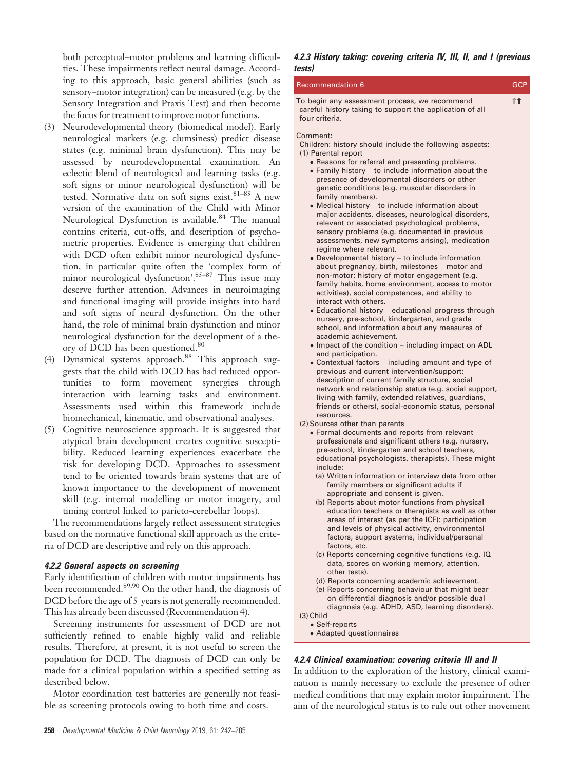both perceptual–motor problems and learning difficulties. These impairments reflect neural damage. According to this approach, basic general abilities (such as sensory–motor integration) can be measured (e.g. by the Sensory Integration and Praxis Test) and then become the focus for treatment to improve motor functions.

(3) Neurodevelopmental theory (biomedical model). Early neurological markers (e.g. clumsiness) predict disease states (e.g. minimal brain dysfunction). This may be assessed by neurodevelopmental examination. An eclectic blend of neurological and learning tasks (e.g. soft signs or minor neurological dysfunction) will be tested. Normative data on soft signs exist.[81–83] A new version of the examination of the Child with Minor Neurological Dysfunction is available.[84] The manual contains criteria, cut-offs, and description of psychometric properties. Evidence is emerging that children with DCD often exhibit minor neurological dysfunction, in particular quite often the 'complex form of minor neurological dysfunction'.[85–87] This issue may deserve further attention. Advances in neuroimaging and functional imaging will provide insights into hard and soft signs of neural dysfunction. On the other hand, the role of minimal brain dysfunction and minor neurological dysfunction for the development of a theory of DCD has been questioned.[80]

(4) Dynamical systems approach.[88] This approach suggests that the child with DCD has had reduced opportunities to form movement synergies through interaction with learning tasks and environment. Assessments used within this framework include biomechanical, kinematic, and observational analyses.

(5) Cognitive neuroscience approach. It is suggested that atypical brain development creates cognitive susceptibility. Reduced learning experiences exacerbate the risk for developing DCD. Approaches to assessment tend to be oriented towards brain systems that are of known importance to the development of movement skill (e.g. internal modelling or motor imagery, and timing control linked to parieto-cerebellar loops).

The recommendations largely reflect assessment strategies based on the normative functional skill approach as the criteria of DCD are descriptive and rely on this approach.

#### 4.2.2 General aspects on screening

Early identification of children with motor impairments has been recommended.[89,90] On the other hand, the diagnosis of DCD before the age of 5 years is not generally recommended. This has already been discussed (Recommendation 4).

Screening instruments for assessment of DCD are not sufficiently refined to enable highly valid and reliable results. Therefore, at present, it is not useful to screen the population for DCD. The diagnosis of DCD can only be made for a clinical population within a specified setting as described below.

Motor coordination test batteries are generally not feasible as screening protocols owing to both time and costs.

#### 4.2.3 History taking: covering criteria IV, III, II, and I (previous tests)

| Recommendation 6 | GCP |
|---|---|
| To begin any assessment process, we recommend careful history taking to support the application of all four criteria. | ⇑⇑ |

Comment:

Children: history should include the following aspects:

(1) Parental report
- Reasons for referral and presenting problems.
- Family history – to include information about the presence of developmental disorders or other genetic conditions (e.g. muscular disorders in family members).
- Medical history – to include information about major accidents, diseases, neurological disorders, relevant or associated psychological problems, sensory problems (e.g. documented in previous assessments, new symptoms arising), medication regime where relevant.
- Developmental history – to include information about pregnancy, birth, milestones – motor and non-motor; history of motor engagement (e.g. family habits, home environment, access to motor activities), social competences, and ability to interact with others.
- Educational history – educational progress through nursery, pre-school, kindergarten, and grade school, and information about any measures of academic achievement.
- Impact of the condition – including impact on ADL and participation.
- Contextual factors – including amount and type of previous and current intervention/support; description of current family structure, social network and relationship status (e.g. social support, living with family, extended relatives, guardians, friends or others), social-economic status, personal resources.

(2) Sources other than parents
- Formal documents and reports from relevant professionals and significant others (e.g. nursery, pre-school, kindergarten and school teachers, educational psychologists, therapists). These might include:
  - (a) Written information or interview data from other family members or significant adults if appropriate and consent is given.
  - (b) Reports about motor functions from physical education teachers or therapists as well as other areas of interest (as per the ICF): participation and levels of physical activity, environmental factors, support systems, individual/personal factors, etc.
  - (c) Reports concerning cognitive functions (e.g. IQ data, scores on working memory, attention, other tests).
  - (d) Reports concerning academic achievement.
  - (e) Reports concerning behaviour that might bear on differential diagnosis and/or possible dual diagnosis (e.g. ADHD, ASD, learning disorders).

(3) Child
- Self-reports
- Adapted questionnaires

#### 4.2.4 Clinical examination: covering criteria III and II

In addition to the exploration of the history, clinical examination is mainly necessary to exclude the presence of other medical conditions that may explain motor impairment. The aim of the neurological status is to rule out other movement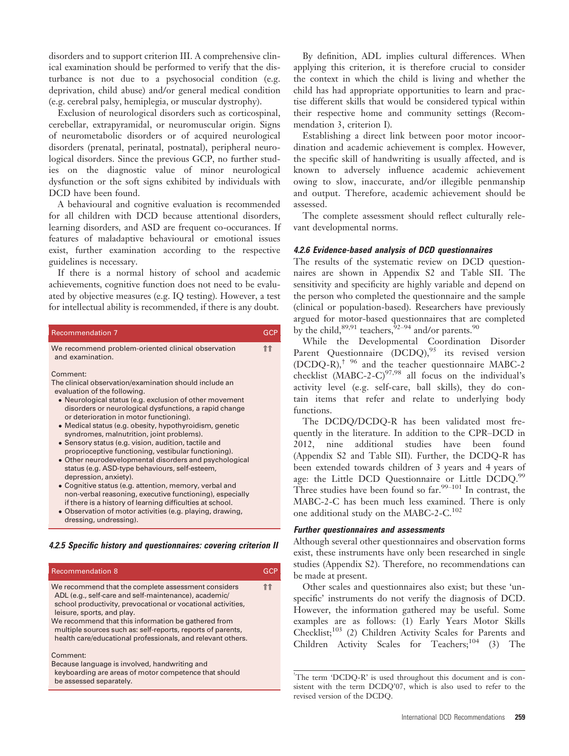disorders and to support criterion III. A comprehensive clinical examination should be performed to verify that the disturbance is not due to a psychosocial condition (e.g. deprivation, child abuse) and/or general medical condition (e.g. cerebral palsy, hemiplegia, or muscular dystrophy).

Exclusion of neurological disorders such as corticospinal, cerebellar, extrapyramidal, or neuromuscular origin. Signs of neurometabolic disorders or of acquired neurological disorders (prenatal, perinatal, postnatal), peripheral neurological disorders. Since the previous GCP, no further studies on the diagnostic value of minor neurological dysfunction or the soft signs exhibited by individuals with DCD have been found.

A behavioural and cognitive evaluation is recommended for all children with DCD because attentional disorders, learning disorders, and ASD are frequent co-occurances. If features of maladaptive behavioural or emotional issues exist, further examination according to the respective guidelines is necessary.

If there is a normal history of school and academic achievements, cognitive function does not need to be evaluated by objective measures (e.g. IQ testing). However, a test for intellectual ability is recommended, if there is any doubt.

| Recommendation 7 | GCP |
|---|---|
| We recommend problem-oriented clinical observation and examination. | ⇑⇑ |

Comment:
The clinical observation/examination should include an evaluation of the following.

- Neurological status (e.g. exclusion of other movement disorders or neurological dysfunctions, a rapid change or deterioration in motor functioning).
- Medical status (e.g. obesity, hypothyroidism, genetic syndromes, malnutrition, joint problems).
- Sensory status (e.g. vision, audition, tactile and proprioceptive functioning, vestibular functioning).
- Other neurodevelopmental disorders and psychological status (e.g. ASD-type behaviours, self-esteem, depression, anxiety).
- Cognitive status (e.g. attention, memory, verbal and non-verbal reasoning, executive functioning), especially if there is a history of learning difficulties at school.
- Observation of motor activities (e.g. playing, drawing, dressing, undressing).

#### *4.2.5 Specific history and questionnaires: covering criterion II*

| Recommendation 8 | GCP |
|---|---|
| We recommend that the complete assessment considers ADL (e.g., self-care and self-maintenance), academic/school productivity, prevocational or vocational activities, leisure, sports, and play. We recommend that this information be gathered from multiple sources such as: self-reports, reports of parents, health care/educational professionals, and relevant others. | ⇑⇑ |

Comment:
Because language is involved, handwriting and keyboarding are areas of motor competence that should be assessed separately.

By definition, ADL implies cultural differences. When applying this criterion, it is therefore crucial to consider the context in which the child is living and whether the child has had appropriate opportunities to learn and practise different skills that would be considered typical within their respective home and community settings (Recommendation 3, criterion I).

Establishing a direct link between poor motor incoordination and academic achievement is complex. However, the specific skill of handwriting is usually affected, and is known to adversely influence academic achievement owing to slow, inaccurate, and/or illegible penmanship and output. Therefore, academic achievement should be assessed.

The complete assessment should reflect culturally relevant developmental norms.

#### *4.2.6 Evidence-based analysis of DCD questionnaires*

The results of the systematic review on DCD questionnaires are shown in Appendix S2 and Table SII. The sensitivity and specificity are highly variable and depend on the person who completed the questionnaire and the sample (clinical or population-based). Researchers have previously argued for motor-based questionnaires that are completed by the child,[89,91] teachers,[92–94] and/or parents.[90]

While the Developmental Coordination Disorder Parent Questionnaire (DCDQ),[95] its revised version (DCDQ-R),[†] [96] and the teacher questionnaire MABC-2 checklist (MABC-2-C)[97,98] all focus on the individual's activity level (e.g. self-care, ball skills), they do contain items that refer and relate to underlying body functions.

The DCDQ/DCDQ-R has been validated most frequently in the literature. In addition to the CPR–DCD in 2012, nine additional studies have been found (Appendix S2 and Table SII). Further, the DCDQ-R has been extended towards children of 3 years and 4 years of age: the Little DCD Questionnaire or Little DCDQ.[99] Three studies have been found so far.[99–101] In contrast, the MABC-2-C has been much less examined. There is only one additional study on the MABC-2-C.[102]

#### *Further questionnaires and assessments*

Although several other questionnaires and observation forms exist, these instruments have only been researched in single studies (Appendix S2). Therefore, no recommendations can be made at present.

Other scales and questionnaires also exist; but these 'unspecific' instruments do not verify the diagnosis of DCD. However, the information gathered may be useful. Some examples are as follows: (1) Early Years Motor Skills Checklist;[103] (2) Children Activity Scales for Parents and Children Activity Scales for Teachers;[104] (3) The

[†]The term 'DCDQ-R' is used throughout this document and is consistent with the term DCDQ'07, which is also used to refer to the revised version of the DCDQ.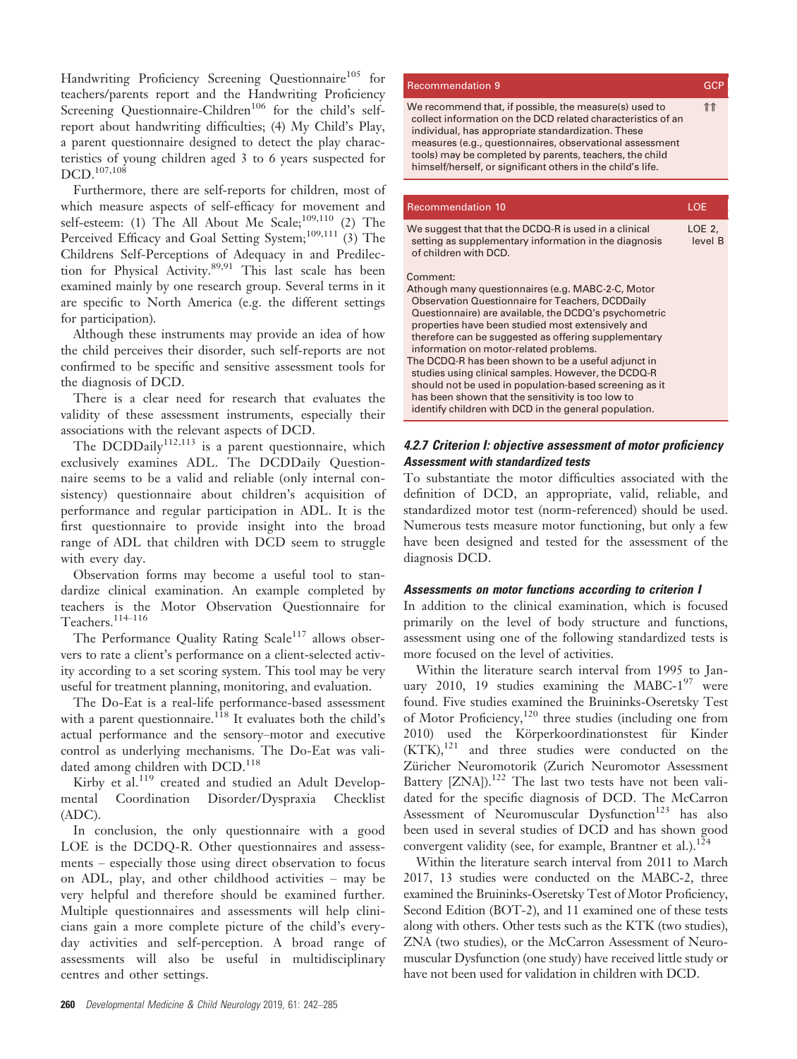Handwriting Proficiency Screening Questionnaire[105] for teachers/parents report and the Handwriting Proficiency Screening Questionnaire-Children[106] for the child's self-report about handwriting difficulties; (4) My Child's Play, a parent questionnaire designed to detect the play characteristics of young children aged 3 to 6 years suspected for DCD.[107,108]

Furthermore, there are self-reports for children, most of which measure aspects of self-efficacy for movement and self-esteem: (1) The All About Me Scale;[109,110] (2) The Perceived Efficacy and Goal Setting System;[109,111] (3) The Childrens Self-Perceptions of Adequacy in and Predilection for Physical Activity.[89,91] This last scale has been examined mainly by one research group. Several terms in it are specific to North America (e.g. the different settings for participation).

Although these instruments may provide an idea of how the child perceives their disorder, such self-reports are not confirmed to be specific and sensitive assessment tools for the diagnosis of DCD.

There is a clear need for research that evaluates the validity of these assessment instruments, especially their associations with the relevant aspects of DCD.

The DCDDaily[112,113] is a parent questionnaire, which exclusively examines ADL. The DCDDaily Questionnaire seems to be a valid and reliable (only internal consistency) questionnaire about children's acquisition of performance and regular participation in ADL. It is the first questionnaire to provide insight into the broad range of ADL that children with DCD seem to struggle with every day.

Observation forms may become a useful tool to standardize clinical examination. An example completed by teachers is the Motor Observation Questionnaire for Teachers.[114–116]

The Performance Quality Rating Scale[117] allows observers to rate a client's performance on a client-selected activity according to a set scoring system. This tool may be very useful for treatment planning, monitoring, and evaluation.

The Do-Eat is a real-life performance-based assessment with a parent questionnaire.[118] It evaluates both the child's actual performance and the sensory–motor and executive control as underlying mechanisms. The Do-Eat was validated among children with DCD.[118]

Kirby et al.[119] created and studied an Adult Developmental Coordination Disorder/Dyspraxia Checklist (ADC).

In conclusion, the only questionnaire with a good LOE is the DCDQ-R. Other questionnaires and assessments – especially those using direct observation to focus on ADL, play, and other childhood activities – may be very helpful and therefore should be examined further. Multiple questionnaires and assessments will help clinicians gain a more complete picture of the child's everyday activities and self-perception. A broad range of assessments will also be useful in multidisciplinary centres and other settings.

| Recommendation 9 | GCP |
|---|---|
| We recommend that, if possible, the measure(s) used to collect information on the DCD related characteristics of an individual, has appropriate standardization. These measures (e.g., questionnaires, observational assessment tools) may be completed by parents, teachers, the child himself/herself, or significant others in the child's life. | ⇈ |

| Recommendation 10 | LOE |
|---|---|
| We suggest that that the DCDQ-R is used in a clinical setting as supplementary information in the diagnosis of children with DCD. | LOE 2, level B |

Comment:
Athough many questionnaires (e.g. MABC-2-C, Motor Observation Questionnaire for Teachers, DCDDaily Questionnaire) are available, the DCDQ's psychometric properties have been studied most extensively and therefore can be suggested as offering supplementary information on motor-related problems.
The DCDQ-R has been shown to be a useful adjunct in studies using clinical samples. However, the DCDQ-R should not be used in population-based screening as it has been shown that the sensitivity is too low to identify children with DCD in the general population.

#### 4.2.7 Criterion I: objective assessment of motor proficiency

**Assessment with standardized tests**

To substantiate the motor difficulties associated with the definition of DCD, an appropriate, valid, reliable, and standardized motor test (norm-referenced) should be used. Numerous tests measure motor functioning, but only a few have been designed and tested for the assessment of the diagnosis DCD.

**Assessments on motor functions according to criterion I**

In addition to the clinical examination, which is focused primarily on the level of body structure and functions, assessment using one of the following standardized tests is more focused on the level of activities.

Within the literature search interval from 1995 to January 2010, 19 studies examining the MABC-1[97] were found. Five studies examined the Bruininks-Oseretsky Test of Motor Proficiency,[120] three studies (including one from 2010) used the Körperkoordinationstest für Kinder (KTK),[121] and three studies were conducted on the Züricher Neuromotorik (Zurich Neuromotor Assessment Battery [ZNA]).[122] The last two tests have not been validated for the specific diagnosis of DCD. The McCarron Assessment of Neuromuscular Dysfunction[123] has also been used in several studies of DCD and has shown good convergent validity (see, for example, Brantner et al.).[124]

Within the literature search interval from 2011 to March 2017, 13 studies were conducted on the MABC-2, three examined the Bruininks-Oseretsky Test of Motor Proficiency, Second Edition (BOT-2), and 11 examined one of these tests along with others. Other tests such as the KTK (two studies), ZNA (two studies), or the McCarron Assessment of Neuromuscular Dysfunction (one study) have received little study or have not been used for validation in children with DCD.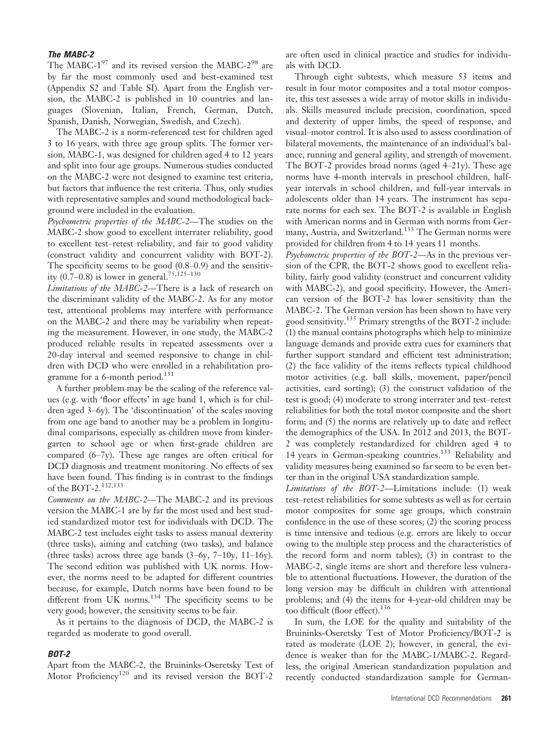### The MABC-2

The MABC-1[97] and its revised version the MABC-2[98] are by far the most commonly used and best-examined test (Appendix S2 and Table SI). Apart from the English version, the MABC-2 is published in 10 countries and languages (Slovenian, Italian, French, German, Dutch, Spanish, Danish, Norwegian, Swedish, and Czech).

The MABC-2 is a norm-referenced test for children aged 3 to 16 years, with three age group splits. The former version, MABC-1, was designed for children aged 4 to 12 years and split into four age groups. Numerous studies conducted on the MABC-2 were not designed to examine test criteria, but factors that influence the test criteria. Thus, only studies with representative samples and sound methodological background were included in the evaluation.

*Psychometric properties of the MABC-2*—The studies on the MABC-2 show good to excellent interrater reliability, good to excellent test–retest reliability, and fair to good validity (construct validity and concurrent validity with BOT-2). The specificity seems to be good (0.8–0.9) and the sensitivity (0.7–0.8) is lower in general.[75,125–130]

*Limitations of the MABC-2*—There is a lack of research on the discriminant validity of the MABC-2. As for any motor test, attentional problems may interfere with performance on the MABC-2 and there may be variability when repeating the measurement. However, in one study, the MABC-2 produced reliable results in repeated assessments over a 20-day interval and seemed responsive to change in children with DCD who were enrolled in a rehabilitation programme for a 6-month period.[131]

A further problem may be the scaling of the reference values (e.g. with 'floor effects' in age band 1, which is for children aged 3–6y). The 'discontinuation' of the scales moving from one age band to another may be a problem in longitudinal comparisons, especially as children move from kindergarten to school age or when first-grade children are compared (6–7y). These age ranges are often critical for DCD diagnosis and treatment monitoring. No effects of sex have been found. This finding is in contrast to the findings of the BOT-2.[132,133]

*Comments on the MABC-2*—The MABC-2 and its previous version the MABC-1 are by far the most used and best studied standardized motor test for individuals with DCD. The MABC-2 test includes eight tasks to assess manual dexterity (three tasks), aiming and catching (two tasks), and balance (three tasks) across three age bands (3–6y, 7–10y, 11–16y). The second edition was published with UK norms. However, the norms need to be adapted for different countries because, for example, Dutch norms have been found to be different from UK norms.[134] The specificity seems to be very good; however, the sensitivity seems to be fair.

As it pertains to the diagnosis of DCD, the MABC-2 is regarded as moderate to good overall.

### BOT-2

Apart from the MABC-2, the Bruininks-Oseretsky Test of Motor Proficiency[120] and its revised version the BOT-2 are often used in clinical practice and studies for individuals with DCD.

Through eight subtests, which measure 53 items and result in four motor composites and a total motor composite, this test assesses a wide array of motor skills in individuals. Skills measured include precision, coordination, speed and dexterity of upper limbs, the speed of response, and visual–motor control. It is also used to assess coordination of bilateral movements, the maintenance of an individual's balance, running and general agility, and strength of movement. The BOT-2 provides broad norms (aged 4–21y). These age norms have 4-month intervals in preschool children, half-year intervals in school children, and full-year intervals in adolescents older than 14 years. The instrument has separate norms for each sex. The BOT-2 is available in English with American norms and in German with norms from Germany, Austria, and Switzerland.[133] The German norms were provided for children from 4 to 14 years 11 months.

*Psychometric properties of the BOT-2*—As in the previous version of the CPR, the BOT-2 shows good to excellent reliability, fairly good validity (construct and concurrent validity with MABC-2), and good specificity. However, the American version of the BOT-2 has lower sensitivity than the MABC-2. The German version has been shown to have very good sensitivity.[135] Primary strengths of the BOT-2 include: (1) the manual contains photographs which help to minimize language demands and provide extra cues for examiners that further support standard and efficient test administration; (2) the face validity of the items reflects typical childhood motor activities (e.g. ball skills, movement, paper/pencil activities, card sorting); (3) the construct validation of the test is good; (4) moderate to strong interrater and test–retest reliabilities for both the total motor composite and the short form; and (5) the norms are relatively up to date and reflect the demographics of the USA. In 2012 and 2013, the BOT-2 was completely restandardized for children aged 4 to 14 years in German-speaking countries.[133] Reliability and validity measures being examined so far seem to be even better than in the original USA standardization sample.

*Limitations of the BOT-2*—Limitations include: (1) weak test–retest reliabilities for some subtests as well as for certain motor composites for some age groups, which constrain confidence in the use of these scores; (2) the scoring process is time intensive and tedious (e.g. errors are likely to occur owing to the multiple step process and the characteristics of the record form and norm tables); (3) in contrast to the MABC-2, single items are short and therefore less vulnerable to attentional fluctuations. However, the duration of the long version may be difficult in children with attentional problems; and (4) the items for 4-year-old children may be too difficult (floor effect).[136]

In sum, the LOE for the quality and suitability of the Bruininks-Oseretsky Test of Motor Proficiency/BOT-2 is rated as moderate (LOE 2); however, in general, the evidence is weaker than for the MABC-1/MABC-2. Regardless, the original American standardization population and recently conducted standardization sample for German-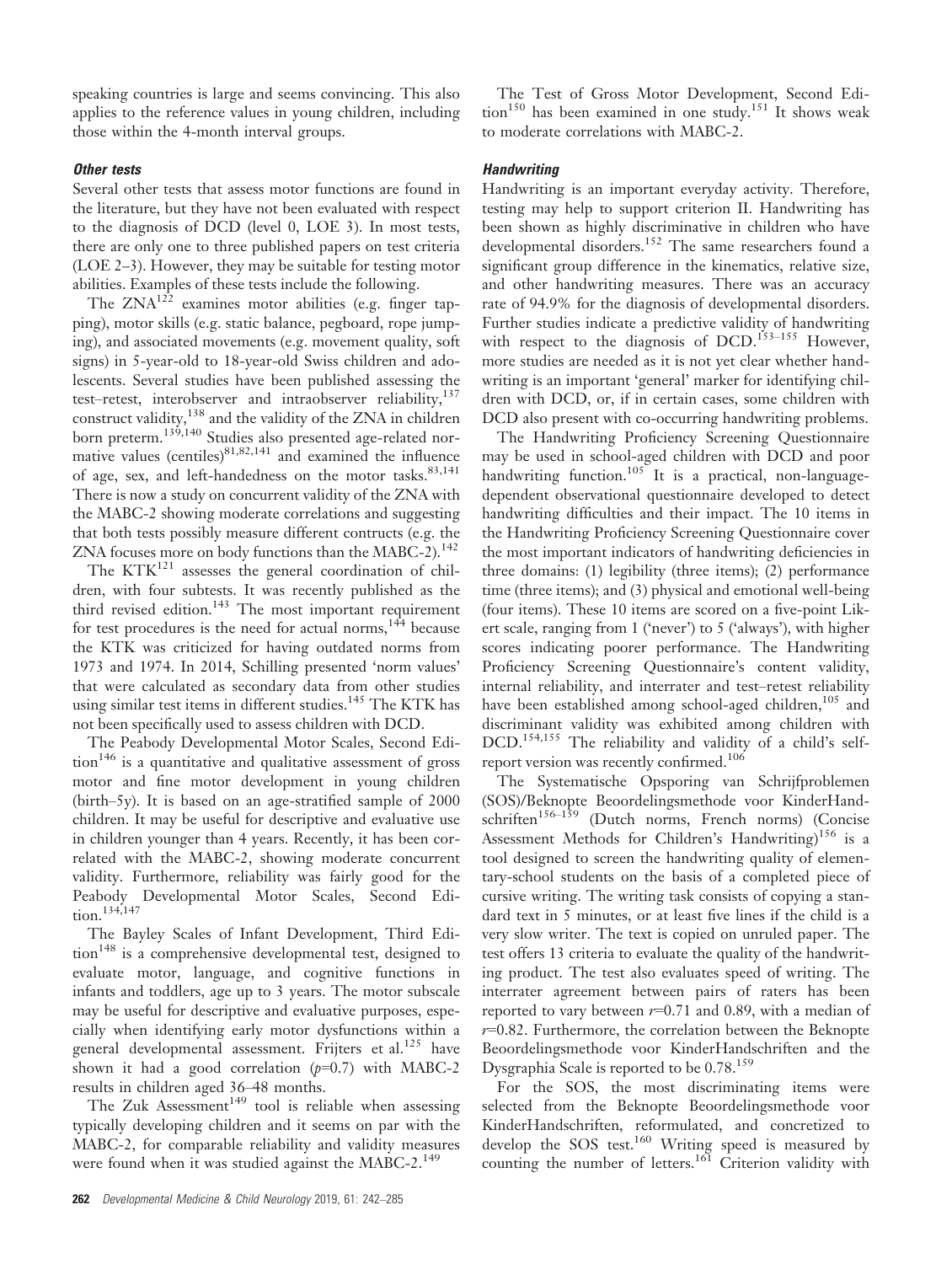speaking countries is large and seems convincing. This also applies to the reference values in young children, including those within the 4-month interval groups.

### *Other tests*

Several other tests that assess motor functions are found in the literature, but they have not been evaluated with respect to the diagnosis of DCD (level 0, LOE 3). In most tests, there are only one to three published papers on test criteria (LOE 2–3). However, they may be suitable for testing motor abilities. Examples of these tests include the following.

The ZNA[122] examines motor abilities (e.g. finger tapping), motor skills (e.g. static balance, pegboard, rope jumping), and associated movements (e.g. movement quality, soft signs) in 5-year-old to 18-year-old Swiss children and adolescents. Several studies have been published assessing the test–retest, interobserver and intraobserver reliability,[137] construct validity,[138] and the validity of the ZNA in children born preterm.[139,140] Studies also presented age-related normative values (centiles)[81,82,141] and examined the influence of age, sex, and left-handedness on the motor tasks.[83,141] There is now a study on concurrent validity of the ZNA with the MABC-2 showing moderate correlations and suggesting that both tests possibly measure different contructs (e.g. the ZNA focuses more on body functions than the MABC-2).[142]

The KTK[121] assesses the general coordination of children, with four subtests. It was recently published as the third revised edition.[143] The most important requirement for test procedures is the need for actual norms,[144] because the KTK was criticized for having outdated norms from 1973 and 1974. In 2014, Schilling presented 'norm values' that were calculated as secondary data from other studies using similar test items in different studies.[145] The KTK has not been specifically used to assess children with DCD.

The Peabody Developmental Motor Scales, Second Edition[146] is a quantitative and qualitative assessment of gross motor and fine motor development in young children (birth–5y). It is based on an age-stratified sample of 2000 children. It may be useful for descriptive and evaluative use in children younger than 4 years. Recently, it has been correlated with the MABC-2, showing moderate concurrent validity. Furthermore, reliability was fairly good for the Peabody Developmental Motor Scales, Second Edition.[134,147]

The Bayley Scales of Infant Development, Third Edition[148] is a comprehensive developmental test, designed to evaluate motor, language, and cognitive functions in infants and toddlers, age up to 3 years. The motor subscale may be useful for descriptive and evaluative purposes, especially when identifying early motor dysfunctions within a general developmental assessment. Frijters et al.[125] have shown it had a good correlation ($\rho$=0.7) with MABC-2 results in children aged 36–48 months.

The Zuk Assessment[149] tool is reliable when assessing typically developing children and it seems on par with the MABC-2, for comparable reliability and validity measures were found when it was studied against the MABC-2.[149]

The Test of Gross Motor Development, Second Edition[150] has been examined in one study.[151] It shows weak to moderate correlations with MABC-2.

### *Handwriting*

Handwriting is an important everyday activity. Therefore, testing may help to support criterion II. Handwriting has been shown as highly discriminative in children who have developmental disorders.[152] The same researchers found a significant group difference in the kinematics, relative size, and other handwriting measures. There was an accuracy rate of 94.9% for the diagnosis of developmental disorders. Further studies indicate a predictive validity of handwriting with respect to the diagnosis of DCD.[153–155] However, more studies are needed as it is not yet clear whether handwriting is an important 'general' marker for identifying children with DCD, or, if in certain cases, some children with DCD also present with co-occurring handwriting problems.

The Handwriting Proficiency Screening Questionnaire may be used in school-aged children with DCD and poor handwriting function.[105] It is a practical, non-language-dependent observational questionnaire developed to detect handwriting difficulties and their impact. The 10 items in the Handwriting Proficiency Screening Questionnaire cover the most important indicators of handwriting deficiencies in three domains: (1) legibility (three items); (2) performance time (three items); and (3) physical and emotional well-being (four items). These 10 items are scored on a five-point Likert scale, ranging from 1 ('never') to 5 ('always'), with higher scores indicating poorer performance. The Handwriting Proficiency Screening Questionnaire's content validity, internal reliability, and interrater and test–retest reliability have been established among school-aged children,[105] and discriminant validity was exhibited among children with DCD.[154,155] The reliability and validity of a child's self-report version was recently confirmed.[106]

The Systematische Opsporing van Schrijfproblemen (SOS)/Beknopte Beoordelingsmethode voor KinderHandschriften[156–159] (Dutch norms, French norms) (Concise Assessment Methods for Children's Handwriting)[156] is a tool designed to screen the handwriting quality of elementary-school students on the basis of a completed piece of cursive writing. The writing task consists of copying a standard text in 5 minutes, or at least five lines if the child is a very slow writer. The text is copied on unruled paper. The test offers 13 criteria to evaluate the quality of the handwriting product. The test also evaluates speed of writing. The interrater agreement between pairs of raters has been reported to vary between $r$=0.71 and 0.89, with a median of $r$=0.82. Furthermore, the correlation between the Beknopte Beoordelingsmethode voor KinderHandschriften and the Dysgraphia Scale is reported to be 0.78.[159]

For the SOS, the most discriminating items were selected from the Beknopte Beoordelingsmethode voor KinderHandschriften, reformulated, and concretized to develop the SOS test.[160] Writing speed is measured by counting the number of letters.[161] Criterion validity with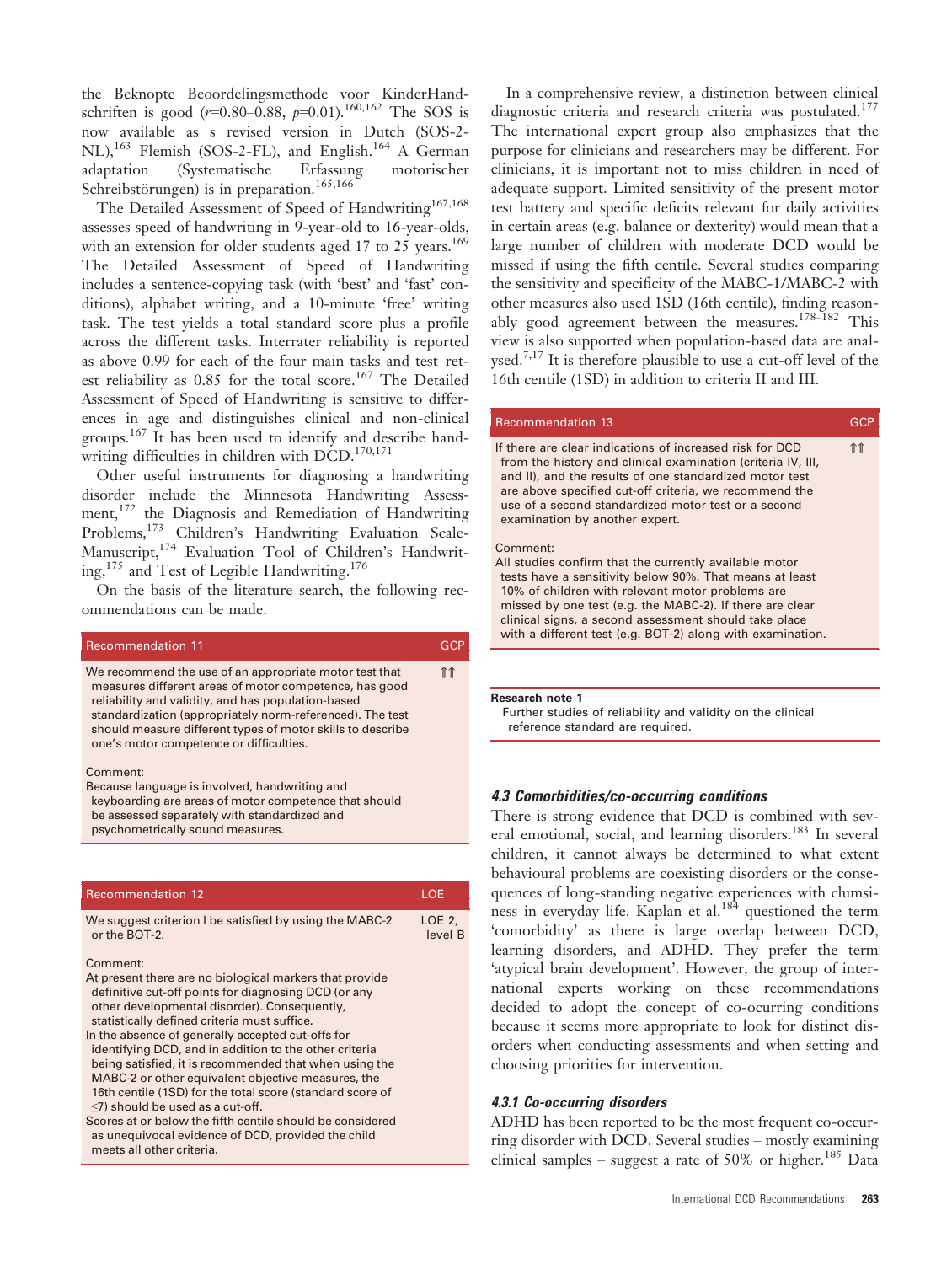the Beknopte Beoordelingsmethode voor KinderHandschriften is good ($r$=0.80–0.88, $p$=0.01).[160,162] The SOS is now available as s revised version in Dutch (SOS-2-NL),[163] Flemish (SOS-2-FL), and English.[164] A German adaptation (Systematische Erfassung motorischer Schreibstörungen) is in preparation.[165,166]

The Detailed Assessment of Speed of Handwriting[167,168] assesses speed of handwriting in 9-year-old to 16-year-olds, with an extension for older students aged 17 to 25 years.[169] The Detailed Assessment of Speed of Handwriting includes a sentence-copying task (with 'best' and 'fast' conditions), alphabet writing, and a 10-minute 'free' writing task. The test yields a total standard score plus a profile across the different tasks. Interrater reliability is reported as above 0.99 for each of the four main tasks and test–retest reliability as 0.85 for the total score.[167] The Detailed Assessment of Speed of Handwriting is sensitive to differences in age and distinguishes clinical and non-clinical groups.[167] It has been used to identify and describe handwriting difficulties in children with DCD.[170,171]

Other useful instruments for diagnosing a handwriting disorder include the Minnesota Handwriting Assessment,[172] the Diagnosis and Remediation of Handwriting Problems,[173] Children's Handwriting Evaluation Scale-Manuscript,[174] Evaluation Tool of Children's Handwriting,[175] and Test of Legible Handwriting.[176]

On the basis of the literature search, the following recommendations can be made.

| Recommendation 11 | GCP |
|---|---|
| We recommend the use of an appropriate motor test that measures different areas of motor competence, has good reliability and validity, and has population-based standardization (appropriately norm-referenced). The test should measure different types of motor skills to describe one's motor competence or difficulties. | ⇈ |
| Comment:<br>Because language is involved, handwriting and keyboarding are areas of motor competence that should be assessed separately with standardized and psychometrically sound measures. | |

| Recommendation 12 | LOE |
|---|---|
| We suggest criterion I be satisfied by using the MABC-2 or the BOT-2. | LOE 2, level B |
| Comment:<br>At present there are no biological markers that provide definitive cut-off points for diagnosing DCD (or any other developmental disorder). Consequently, statistically defined criteria must suffice.<br>In the absence of generally accepted cut-offs for identifying DCD, and in addition to the other criteria being satisfied, it is recommended that when using the MABC-2 or other equivalent objective measures, the 16th centile (1SD) for the total score (standard score of ≤7) should be used as a cut-off.<br>Scores at or below the fifth centile should be considered as unequivocal evidence of DCD, provided the child meets all other criteria. | |

In a comprehensive review, a distinction between clinical diagnostic criteria and research criteria was postulated.[177] The international expert group also emphasizes that the purpose for clinicians and researchers may be different. For clinicians, it is important not to miss children in need of adequate support. Limited sensitivity of the present motor test battery and specific deficits relevant for daily activities in certain areas (e.g. balance or dexterity) would mean that a large number of children with moderate DCD would be missed if using the fifth centile. Several studies comparing the sensitivity and specificity of the MABC-1/MABC-2 with other measures also used 1SD (16th centile), finding reasonably good agreement between the measures.[178–182] This view is also supported when population-based data are analysed.[7,17] It is therefore plausible to use a cut-off level of the 16th centile (1SD) in addition to criteria II and III.

| Recommendation 13 | GCP |
|---|---|
| If there are clear indications of increased risk for DCD from the history and clinical examination (criteria IV, III, and II), and the results of one standardized motor test are above specified cut-off criteria, we recommend the use of a second standardized motor test or a second examination by another expert. | ⇈ |
| Comment:<br>All studies confirm that the currently available motor tests have a sensitivity below 90%. That means at least 10% of children with relevant motor problems are missed by one test (e.g. the MABC-2). If there are clear clinical signs, a second assessment should take place with a different test (e.g. BOT-2) along with examination. | |

**Research note 1**
Further studies of reliability and validity on the clinical reference standard are required.

### 4.3 Comorbidities/co-occurring conditions

There is strong evidence that DCD is combined with several emotional, social, and learning disorders.[183] In several children, it cannot always be determined to what extent behavioural problems are coexisting disorders or the consequences of long-standing negative experiences with clumsiness in everyday life. Kaplan et al.[184] questioned the term 'comorbidity' as there is large overlap between DCD, learning disorders, and ADHD. They prefer the term 'atypical brain development'. However, the group of international experts working on these recommendations decided to adopt the concept of co-ocurring conditions because it seems more appropriate to look for distinct disorders when conducting assessments and when setting and choosing priorities for intervention.

#### 4.3.1 Co-occurring disorders

ADHD has been reported to be the most frequent co-occurring disorder with DCD. Several studies – mostly examining clinical samples – suggest a rate of 50% or higher.[185] Data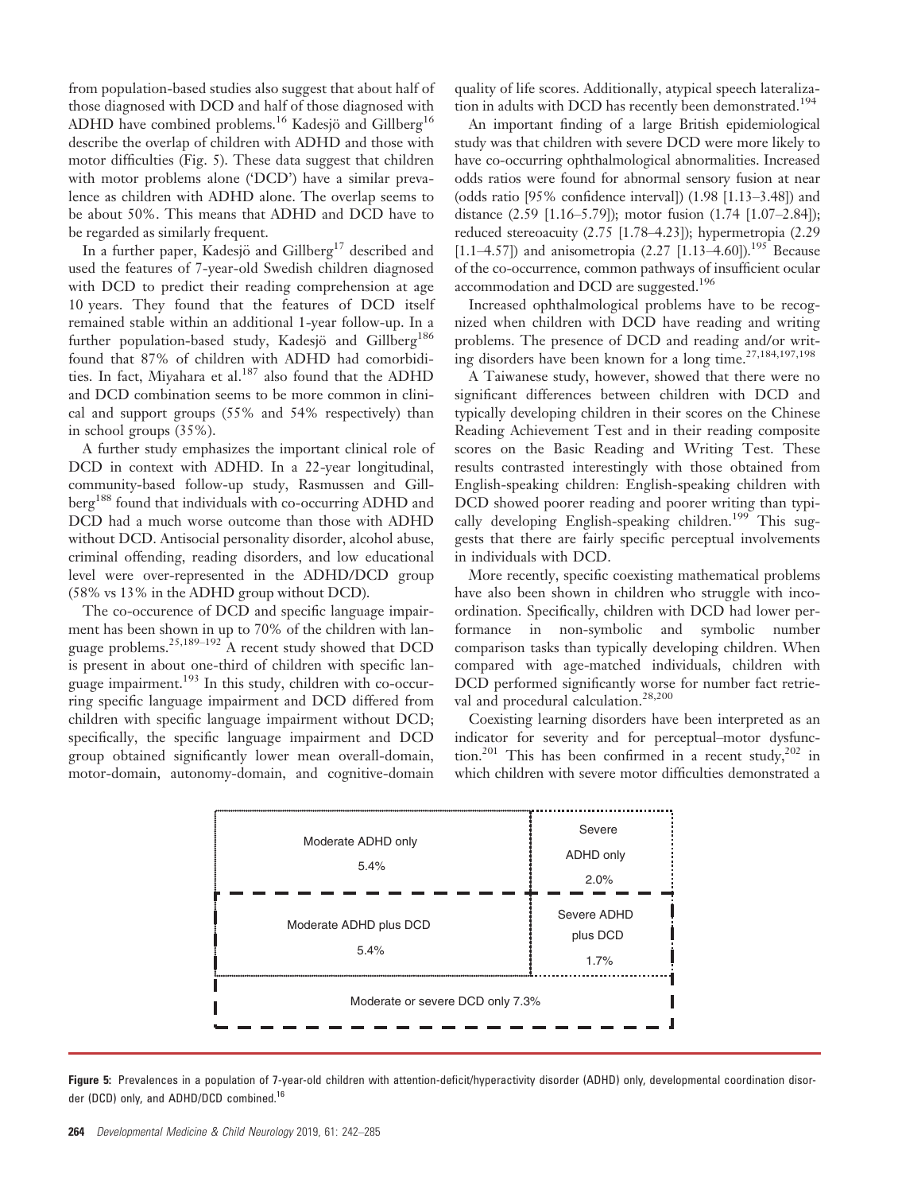from population-based studies also suggest that about half of those diagnosed with DCD and half of those diagnosed with ADHD have combined problems.[16] Kadesjö and Gillberg[16] describe the overlap of children with ADHD and those with motor difficulties (Fig. 5). These data suggest that children with motor problems alone ('DCD') have a similar prevalence as children with ADHD alone. The overlap seems to be about 50%. This means that ADHD and DCD have to be regarded as similarly frequent.

In a further paper, Kadesjö and Gillberg[17] described and used the features of 7-year-old Swedish children diagnosed with DCD to predict their reading comprehension at age 10 years. They found that the features of DCD itself remained stable within an additional 1-year follow-up. In a further population-based study, Kadesjö and Gillberg[186] found that 87% of children with ADHD had comorbidities. In fact, Miyahara et al.[187] also found that the ADHD and DCD combination seems to be more common in clinical and support groups (55% and 54% respectively) than in school groups (35%).

A further study emphasizes the important clinical role of DCD in context with ADHD. In a 22-year longitudinal, community-based follow-up study, Rasmussen and Gillberg[188] found that individuals with co-occurring ADHD and DCD had a much worse outcome than those with ADHD without DCD. Antisocial personality disorder, alcohol abuse, criminal offending, reading disorders, and low educational level were over-represented in the ADHD/DCD group (58% vs 13% in the ADHD group without DCD).

The co-occurence of DCD and specific language impairment has been shown in up to 70% of the children with language problems.[25,189–192] A recent study showed that DCD is present in about one-third of children with specific language impairment.[193] In this study, children with co-occurring specific language impairment and DCD differed from children with specific language impairment without DCD; specifically, the specific language impairment and DCD group obtained significantly lower mean overall-domain, motor-domain, autonomy-domain, and cognitive-domain quality of life scores. Additionally, atypical speech lateralization in adults with DCD has recently been demonstrated.[194]

An important finding of a large British epidemiological study was that children with severe DCD were more likely to have co-occurring ophthalmological abnormalities. Increased odds ratios were found for abnormal sensory fusion at near (odds ratio [95% confidence interval]) (1.98 [1.13–3.48]) and distance (2.59 [1.16–5.79]); motor fusion (1.74 [1.07–2.84]); reduced stereoacuity (2.75 [1.78–4.23]); hypermetropia (2.29 [1.1–4.57]) and anisometropia (2.27 [1.13–4.60]).[195] Because of the co-occurrence, common pathways of insufficient ocular accommodation and DCD are suggested.[196]

Increased ophthalmological problems have to be recognized when children with DCD have reading and writing problems. The presence of DCD and reading and/or writing disorders have been known for a long time.[27,184,197,198]

A Taiwanese study, however, showed that there were no significant differences between children with DCD and typically developing children in their scores on the Chinese Reading Achievement Test and in their reading composite scores on the Basic Reading and Writing Test. These results contrasted interestingly with those obtained from English-speaking children: English-speaking children with DCD showed poorer reading and poorer writing than typically developing English-speaking children.[199] This suggests that there are fairly specific perceptual involvements in individuals with DCD.

More recently, specific coexisting mathematical problems have also been shown in children who struggle with incoordination. Specifically, children with DCD had lower performance in non-symbolic and symbolic number comparison tasks than typically developing children. When compared with age-matched individuals, children with DCD performed significantly worse for number fact retrieval and procedural calculation.[28,200]

Coexisting learning disorders have been interpreted as an indicator for severity and for perceptual–motor dysfunction.[201] This has been confirmed in a recent study,[202] in which children with severe motor difficulties demonstrated a

| Moderate ADHD only 5.4% | Severe ADHD only 2.0% |
|---|---|
| Moderate ADHD plus DCD 5.4% | Severe ADHD plus DCD 1.7% |
| Moderate or severe DCD only 7.3% | |

**Figure 5:** Prevalences in a population of 7-year-old children with attention-deficit/hyperactivity disorder (ADHD) only, developmental coordination disorder (DCD) only, and ADHD/DCD combined.[16]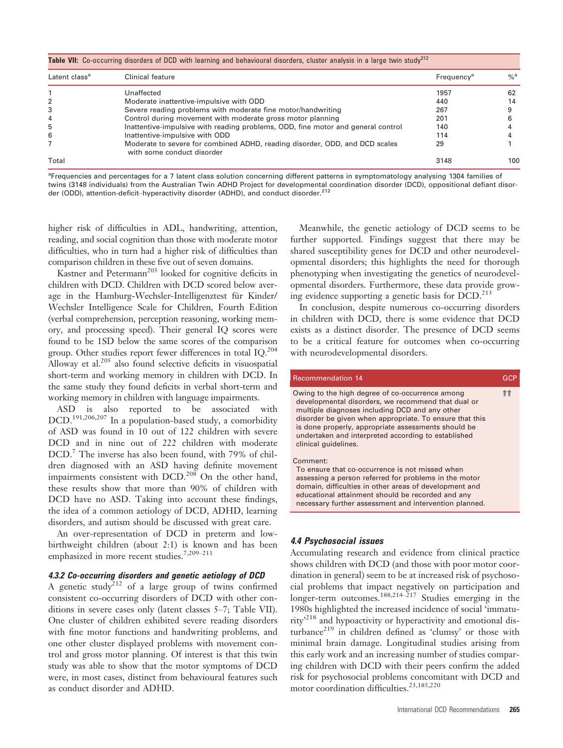**Table VII:** Co-occurring disorders of DCD with learning and behavioural disorders, cluster analysis in a large twin study[212]

| Latent class[a] | Clinical feature | Frequency[a] | %[a] |
|---|---|---|---|
| 1 | Unaffected | 1957 | 62 |
| 2 | Moderate inattentive-impulsive with ODD | 440 | 14 |
| 3 | Severe reading problems with moderate fine motor/handwriting | 267 | 9 |
| 4 | Control during movement with moderate gross motor planning | 201 | 6 |
| 5 | Inattentive-impulsive with reading problems, ODD, fine motor and general control | 140 | 4 |
| 6 | Inattentive-impulsive with ODD | 114 | 4 |
| 7 | Moderate to severe for combined ADHD, reading disorder, ODD, and DCD scales with some conduct disorder | 29 | 1 |
| Total | | 3148 | 100 |

[a]Frequencies and percentages for a 7 latent class solution concerning different patterns in symptomatology analysing 1304 families of twins (3148 individuals) from the Australian Twin ADHD Project for developmental coordination disorder (DCD), oppositional defiant disorder (ODD), attention-deficit–hyperactivity disorder (ADHD), and conduct disorder.[212]

higher risk of difficulties in ADL, handwriting, attention, reading, and social cognition than those with moderate motor difficulties, who in turn had a higher risk of difficulties than comparison children in these five out of seven domains.

Kastner and Petermann[203] looked for cognitive deficits in children with DCD. Children with DCD scored below average in the Hamburg-Wechsler-Intelligenztest für Kinder/Wechsler Intelligence Scale for Children, Fourth Edition (verbal comprehension, perception reasoning, working memory, and processing speed). Their general IQ scores were found to be 1SD below the same scores of the comparison group. Other studies report fewer differences in total IQ.[204] Alloway et al.[205] also found selective deficits in visuospatial short-term and working memory in children with DCD. In the same study they found deficits in verbal short-term and working memory in children with language impairments.

ASD is also reported to be associated with DCD.[191,206,207] In a population-based study, a comorbidity of ASD was found in 10 out of 122 children with severe DCD and in nine out of 222 children with moderate DCD.[7] The inverse has also been found, with 79% of children diagnosed with an ASD having definite movement impairments consistent with DCD.[208] On the other hand, these results show that more than 90% of children with DCD have no ASD. Taking into account these findings, the idea of a common aetiology of DCD, ADHD, learning disorders, and autism should be discussed with great care.

An over-representation of DCD in preterm and low-birthweight children (about 2:1) is known and has been emphasized in more recent studies.[7,209–211]

#### *4.3.2 Co-occurring disorders and genetic aetiology of DCD*

A genetic study[212] of a large group of twins confirmed consistent co-occurring disorders of DCD with other conditions in severe cases only (latent classes 5–7; Table VII). One cluster of children exhibited severe reading disorders with fine motor functions and handwriting problems, and one other cluster displayed problems with movement control and gross motor planning. Of interest is that this twin study was able to show that the motor symptoms of DCD were, in most cases, distinct from behavioural features such as conduct disorder and ADHD.

Meanwhile, the genetic aetiology of DCD seems to be further supported. Findings suggest that there may be shared susceptibility genes for DCD and other neurodevelopmental disorders; this highlights the need for thorough phenotyping when investigating the genetics of neurodevelopmental disorders. Furthermore, these data provide growing evidence supporting a genetic basis for DCD.[213]

In conclusion, despite numerous co-occurring disorders in children with DCD, there is some evidence that DCD exists as a distinct disorder. The presence of DCD seems to be a critical feature for outcomes when co-occurring with neurodevelopmental disorders.

| Recommendation 14 | GCP |
|---|---|
| Owing to the high degree of co-occurrence among developmental disorders, we recommend that dual or multiple diagnoses including DCD and any other disorder be given when appropriate. To ensure that this is done properly, appropriate assessments should be undertaken and interpreted according to established clinical guidelines. | ⇈ |
| Comment: To ensure that co-occurrence is not missed when assessing a person referred for problems in the motor domain, difficulties in other areas of development and educational attainment should be recorded and any necessary further assessment and intervention planned. | |

### *4.4 Psychosocial issues*

Accumulating research and evidence from clinical practice shows children with DCD (and those with poor motor coordination in general) seem to be at increased risk of psychosocial problems that impact negatively on participation and longer-term outcomes.[188,214–217] Studies emerging in the 1980s highlighted the increased incidence of social 'immaturity'[218] and hypoactivity or hyperactivity and emotional disturbance[219] in children defined as 'clumsy' or those with minimal brain damage. Longitudinal studies arising from this early work and an increasing number of studies comparing children with DCD with their peers confirm the added risk for psychosocial problems concomitant with DCD and motor coordination difficulties.[23,185,220]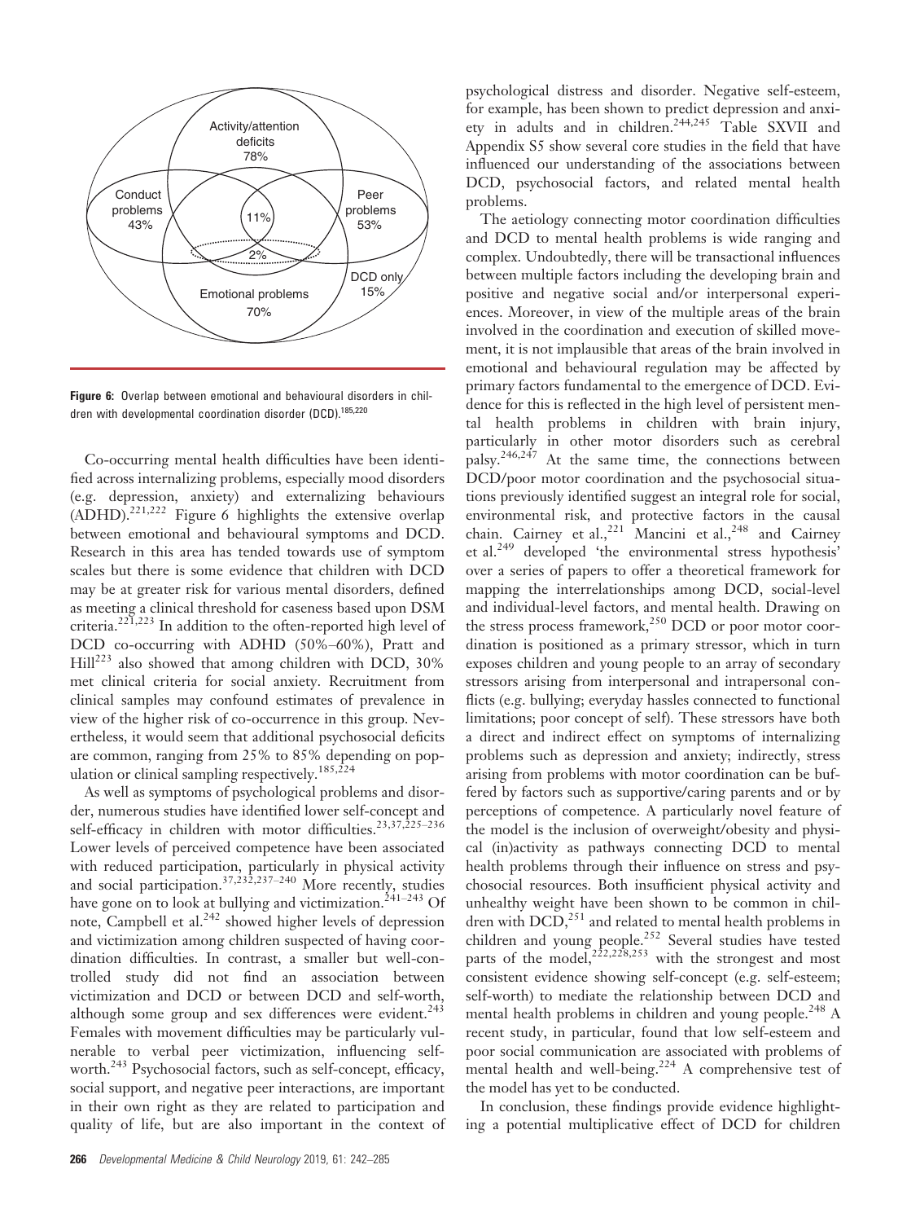Activity/attention deficits 78%

Conduct problems 43%

Peer problems 53%

11%

2%

DCD only 15%

Emotional problems 70%

**Figure 6:** Overlap between emotional and behavioural disorders in children with developmental coordination disorder (DCD).[185,220]

Co-occurring mental health difficulties have been identified across internalizing problems, especially mood disorders (e.g. depression, anxiety) and externalizing behaviours (ADHD).[221,222] Figure 6 highlights the extensive overlap between emotional and behavioural symptoms and DCD. Research in this area has tended towards use of symptom scales but there is some evidence that children with DCD may be at greater risk for various mental disorders, defined as meeting a clinical threshold for caseness based upon DSM criteria.[221,223] In addition to the often-reported high level of DCD co-occurring with ADHD (50%–60%), Pratt and Hill[223] also showed that among children with DCD, 30% met clinical criteria for social anxiety. Recruitment from clinical samples may confound estimates of prevalence in view of the higher risk of co-occurrence in this group. Nevertheless, it would seem that additional psychosocial deficits are common, ranging from 25% to 85% depending on population or clinical sampling respectively.[185,224]

As well as symptoms of psychological problems and disorder, numerous studies have identified lower self-concept and self-efficacy in children with motor difficulties.[23,37,225–236] Lower levels of perceived competence have been associated with reduced participation, particularly in physical activity and social participation.[37,232,237–240] More recently, studies have gone on to look at bullying and victimization.[241–243] Of note, Campbell et al.[242] showed higher levels of depression and victimization among children suspected of having coordination difficulties. In contrast, a smaller but well-controlled study did not find an association between victimization and DCD or between DCD and self-worth, although some group and sex differences were evident.[243] Females with movement difficulties may be particularly vulnerable to verbal peer victimization, influencing self-worth.[243] Psychosocial factors, such as self-concept, efficacy, social support, and negative peer interactions, are important in their own right as they are related to participation and quality of life, but are also important in the context of psychological distress and disorder. Negative self-esteem, for example, has been shown to predict depression and anxiety in adults and in children.[244,245] Table SXVII and Appendix S5 show several core studies in the field that have influenced our understanding of the associations between DCD, psychosocial factors, and related mental health problems.

The aetiology connecting motor coordination difficulties and DCD to mental health problems is wide ranging and complex. Undoubtedly, there will be transactional influences between multiple factors including the developing brain and positive and negative social and/or interpersonal experiences. Moreover, in view of the multiple areas of the brain involved in the coordination and execution of skilled movement, it is not implausible that areas of the brain involved in emotional and behavioural regulation may be affected by primary factors fundamental to the emergence of DCD. Evidence for this is reflected in the high level of persistent mental health problems in children with brain injury, particularly in other motor disorders such as cerebral palsy.[246,247] At the same time, the connections between DCD/poor motor coordination and the psychosocial situations previously identified suggest an integral role for social, environmental risk, and protective factors in the causal chain. Cairney et al.,[221] Mancini et al.,[248] and Cairney et al.[249] developed 'the environmental stress hypothesis' over a series of papers to offer a theoretical framework for mapping the interrelationships among DCD, social-level and individual-level factors, and mental health. Drawing on the stress process framework,[250] DCD or poor motor coordination is positioned as a primary stressor, which in turn exposes children and young people to an array of secondary stressors arising from interpersonal and intrapersonal conflicts (e.g. bullying; everyday hassles connected to functional limitations; poor concept of self). These stressors have both a direct and indirect effect on symptoms of internalizing problems such as depression and anxiety; indirectly, stress arising from problems with motor coordination can be buffered by factors such as supportive/caring parents and or by perceptions of competence. A particularly novel feature of the model is the inclusion of overweight/obesity and physical (in)activity as pathways connecting DCD to mental health problems through their influence on stress and psychosocial resources. Both insufficient physical activity and unhealthy weight have been shown to be common in children with DCD,[251] and related to mental health problems in children and young people.[252] Several studies have tested parts of the model,[222,228,253] with the strongest and most consistent evidence showing self-concept (e.g. self-esteem; self-worth) to mediate the relationship between DCD and mental health problems in children and young people.[248] A recent study, in particular, found that low self-esteem and poor social communication are associated with problems of mental health and well-being.[224] A comprehensive test of the model has yet to be conducted.

In conclusion, these findings provide evidence highlighting a potential multiplicative effect of DCD for children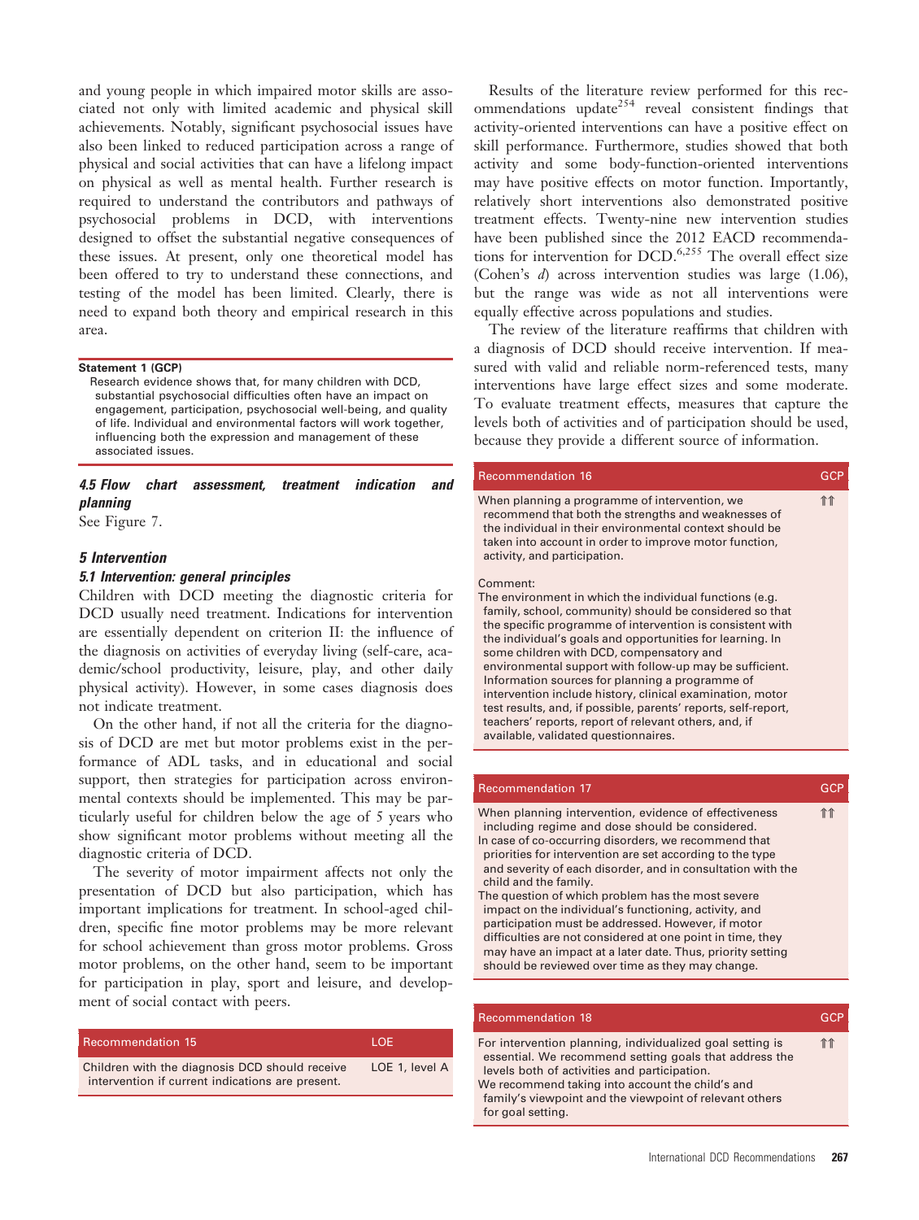and young people in which impaired motor skills are associated not only with limited academic and physical skill achievements. Notably, significant psychosocial issues have also been linked to reduced participation across a range of physical and social activities that can have a lifelong impact on physical as well as mental health. Further research is required to understand the contributors and pathways of psychosocial problems in DCD, with interventions designed to offset the substantial negative consequences of these issues. At present, only one theoretical model has been offered to try to understand these connections, and testing of the model has been limited. Clearly, there is need to expand both theory and empirical research in this area.

**Statement 1 (GCP)**

Research evidence shows that, for many children with DCD, substantial psychosocial difficulties often have an impact on engagement, participation, psychosocial well-being, and quality of life. Individual and environmental factors will work together, influencing both the expression and management of these associated issues.

### *4.5 Flow chart assessment, treatment indication and planning*

See Figure 7.

## *5 Intervention*

### *5.1 Intervention: general principles*

Children with DCD meeting the diagnostic criteria for DCD usually need treatment. Indications for intervention are essentially dependent on criterion II: the influence of the diagnosis on activities of everyday living (self-care, academic/school productivity, leisure, play, and other daily physical activity). However, in some cases diagnosis does not indicate treatment.

On the other hand, if not all the criteria for the diagnosis of DCD are met but motor problems exist in the performance of ADL tasks, and in educational and social support, then strategies for participation across environmental contexts should be implemented. This may be particularly useful for children below the age of 5 years who show significant motor problems without meeting all the diagnostic criteria of DCD.

The severity of motor impairment affects not only the presentation of DCD but also participation, which has important implications for treatment. In school-aged children, specific fine motor problems may be more relevant for school achievement than gross motor problems. Gross motor problems, on the other hand, seem to be important for participation in play, sport and leisure, and development of social contact with peers.

| Recommendation 15 | LOE |
|---|---|
| Children with the diagnosis DCD should receive intervention if current indications are present. | LOE 1, level A |

Results of the literature review performed for this recommendations update[254] reveal consistent findings that activity-oriented interventions can have a positive effect on skill performance. Furthermore, studies showed that both activity and some body-function-oriented interventions may have positive effects on motor function. Importantly, relatively short interventions also demonstrated positive treatment effects. Twenty-nine new intervention studies have been published since the 2012 EACD recommendations for intervention for DCD.[6,255] The overall effect size (Cohen's *d*) across intervention studies was large (1.06), but the range was wide as not all interventions were equally effective across populations and studies.

The review of the literature reaffirms that children with a diagnosis of DCD should receive intervention. If measured with valid and reliable norm-referenced tests, many interventions have large effect sizes and some moderate. To evaluate treatment effects, measures that capture the levels both of activities and of participation should be used, because they provide a different source of information.

| Recommendation 16 | GCP |
|---|---|
| When planning a programme of intervention, we recommend that both the strengths and weaknesses of the individual in their environmental context should be taken into account in order to improve motor function, activity, and participation. | ⇑⇑ |

Comment:
The environment in which the individual functions (e.g. family, school, community) should be considered so that the specific programme of intervention is consistent with the individual's goals and opportunities for learning. In some children with DCD, compensatory and environmental support with follow-up may be sufficient. Information sources for planning a programme of intervention include history, clinical examination, motor test results, and, if possible, parents' reports, self-report, teachers' reports, report of relevant others, and, if available, validated questionnaires.

| Recommendation 17 | GCP |
|---|---|
| When planning intervention, evidence of effectiveness including regime and dose should be considered.<br>In case of co-occurring disorders, we recommend that priorities for intervention are set according to the type and severity of each disorder, and in consultation with the child and the family.<br>The question of which problem has the most severe impact on the individual's functioning, activity, and participation must be addressed. However, if motor difficulties are not considered at one point in time, they may have an impact at a later date. Thus, priority setting should be reviewed over time as they may change. | ⇑⇑ |

| Recommendation 18 | GCP |
|---|---|
| For intervention planning, individualized goal setting is essential. We recommend setting goals that address the levels both of activities and participation.<br>We recommend taking into account the child's and family's viewpoint and the viewpoint of relevant others for goal setting. | ⇑⇑ |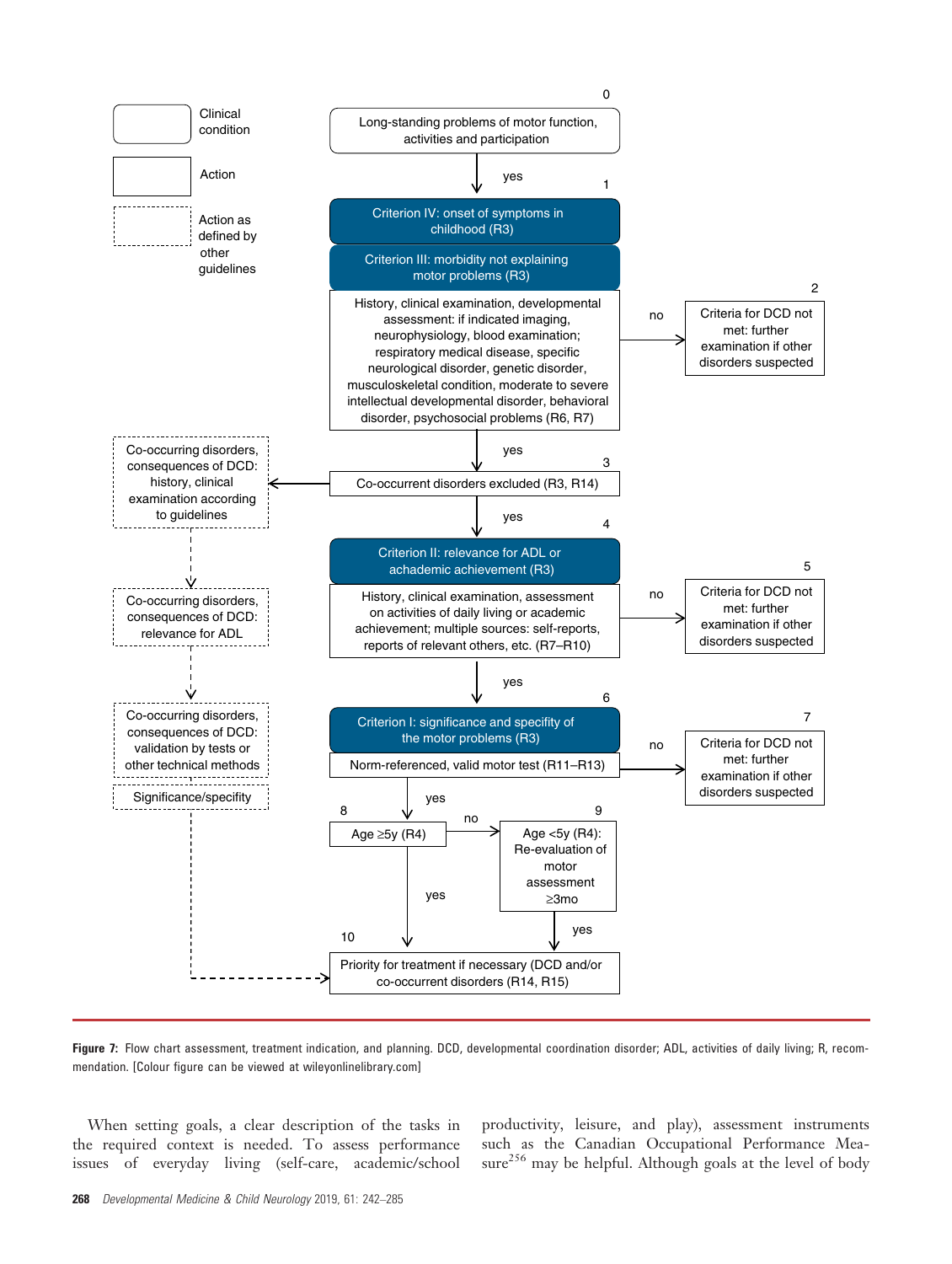**Legend:**
- Clinical condition
- Action
- Action as defined by other guidelines

**0** Long-standing problems of motor function, activities and participation

↓ yes

**1** Criterion IV: onset of symptoms in childhood (R3)

Criterion III: morbidity not explaining motor problems (R3)

History, clinical examination, developmental assessment: if indicated imaging, neurophysiology, blood examination; respiratory medical disease, specific neurological disorder, genetic disorder, musculoskeletal condition, moderate to severe intellectual developmental disorder, behavioral disorder, psychosocial problems (R6, R7)

→ no → **2** Criteria for DCD not met: further examination if other disorders suspected

↓ yes

**3** Co-occurrent disorders excluded (R3, R14)

← Co-occurring disorders, consequences of DCD: history, clinical examination according to guidelines

⇣ Co-occurring disorders, consequences of DCD: relevance for ADL

⇣ Co-occurring disorders, consequences of DCD: validation by tests or other technical methods

Significance/specifity

↓ yes

**4** Criterion II: relevance for ADL or achademic achievement (R3)

History, clinical examination, assessment on activities of daily living or academic achievement; multiple sources: self-reports, reports of relevant others, etc. (R7–R10)

→ no → **5** Criteria for DCD not met: further examination if other disorders suspected

↓ yes

**6** Criterion I: significance and specifity of the motor problems (R3)

Norm-referenced, valid motor test (R11–R13)

→ no → **7** Criteria for DCD not met: further examination if other disorders suspected

↓ yes

**8** Age ≥5y (R4)

→ no → **9** Age <5y (R4): Re-evaluation of motor assessment ≥3mo

↓ yes (from 8 and 9)

**10** Priority for treatment if necessary (DCD and/or co-occurrent disorders (R14, R15)

**Figure 7:** Flow chart assessment, treatment indication, and planning. DCD, developmental coordination disorder; ADL, activities of daily living; R, recommendation. [Colour figure can be viewed at wileyonlinelibrary.com]

When setting goals, a clear description of the tasks in the required context is needed. To assess performance issues of everyday living (self-care, academic/school productivity, leisure, and play), assessment instruments such as the Canadian Occupational Performance Measure[256] may be helpful. Although goals at the level of body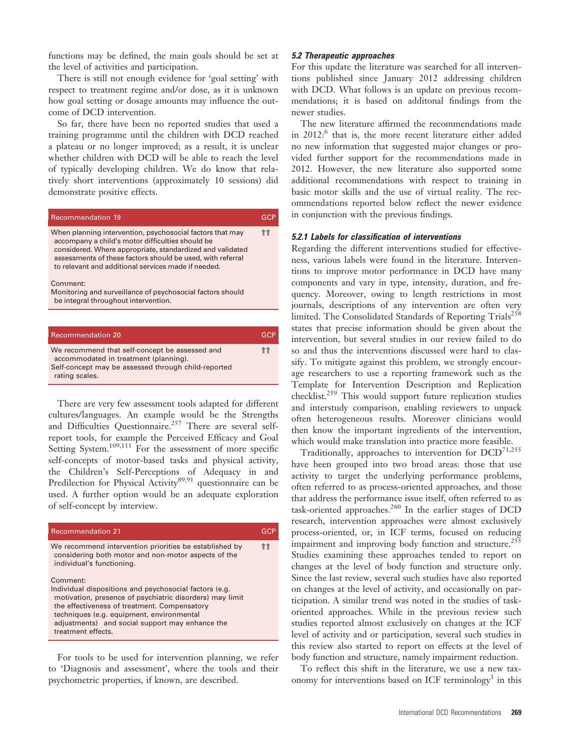functions may be defined, the main goals should be set at the level of activities and participation.

There is still not enough evidence for 'goal setting' with respect to treatment regime and/or dose, as it is unknown how goal setting or dosage amounts may influence the outcome of DCD intervention.

So far, there have been no reported studies that used a training programme until the children with DCD reached a plateau or no longer improved; as a result, it is unclear whether children with DCD will be able to reach the level of typically developing children. We do know that relatively short interventions (approximately 10 sessions) did demonstrate positive effects.

| Recommendation 19 | GCP |
|---|---|
| When planning intervention, psychosocial factors that may accompany a child's motor difficulties should be considered. Where appropriate, standardized and validated assessments of these factors should be used, with referral to relevant and additional services made if needed.<br><br>Comment:<br>Monitoring and surveillance of psychosocial factors should be integral throughout intervention. | ⇈ |

| Recommendation 20 | GCP |
|---|---|
| We recommend that self-concept be assessed and accommodated in treatment (planning).<br>Self-concept may be assessed through child-reported rating scales. | ⇈ |

There are very few assessment tools adapted for different cultures/languages. An example would be the Strengths and Difficulties Questionnaire.[257] There are several self-report tools, for example the Perceived Efficacy and Goal Setting System.[109,111] For the assessment of more specific self-concepts of motor-based tasks and physical activity, the Children's Self-Perceptions of Adequacy in and Predilection for Physical Activity[89,91] questionnaire can be used. A further option would be an adequate exploration of self-concept by interview.

| Recommendation 21 | GCP |
|---|---|
| We recommend intervention priorities be established by considering both motor and non-motor aspects of the individual's functioning.<br><br>Comment:<br>Individual dispositions and psychosocial factors (e.g. motivation, presence of psychiatric disorders) may limit the effectiveness of treatment. Compensatory techniques (e.g. equipment, environmental adjustments) and social support may enhance the treatment effects. | ⇈ |

For tools to be used for intervention planning, we refer to 'Diagnosis and assessment', where the tools and their psychometric properties, if known, are described.

### *5.2 Therapeutic approaches*

For this update the literature was searched for all interventions published since January 2012 addressing children with DCD. What follows is an update on previous recommendations; it is based on additonal findings from the newer studies.

The new literature affirmed the recommendations made in 2012:[6] that is, the more recent literature either added no new information that suggested major changes or provided further support for the recommendations made in 2012. However, the new literature also supported some additional recommendations with respect to training in basic motor skills and the use of virtual reality. The recommendations reported below reflect the newer evidence in conjunction with the previous findings.

#### *5.2.1 Labels for classification of interventions*

Regarding the different interventions studied for effectiveness, various labels were found in the literature. Interventions to improve motor performance in DCD have many components and vary in type, intensity, duration, and frequency. Moreover, owing to length restrictions in most journals, descriptions of any intervention are often very limited. The Consolidated Standards of Reporting Trials[258] states that precise information should be given about the intervention, but several studies in our review failed to do so and thus the interventions discussed were hard to classify. To mitigate against this problem, we strongly encourage researchers to use a reporting framework such as the Template for Intervention Description and Replication checklist.[259] This would support future replication studies and interstudy comparison, enabling reviewers to unpack often heterogeneous results. Moreover clinicians would then know the important ingredients of the intervention, which would make translation into practice more feasible.

Traditionally, approaches to intervention for DCD[71,255] have been grouped into two broad areas: those that use activity to target the underlying performance problems, often referred to as process-oriented approaches, and those that address the performance issue itself, often referred to as task-oriented approaches.[260] In the earlier stages of DCD research, intervention approaches were almost exclusively process-oriented, or, in ICF terms, focused on reducing impairment and improving body function and structure.[255] Studies examining these approaches tended to report on changes at the level of body function and structure only. Since the last review, several such studies have also reported on changes at the level of activity, and occasionally on participation. A similar trend was noted in the studies of task-oriented approaches. While in the previous review such studies reported almost exclusively on changes at the ICF level of activity and or participation, several such studies in this review also started to report on effects at the level of body function and structure, namely impairment reduction.

To reflect this shift in the literature, we use a new taxonomy for interventions based on ICF terminology[1] in this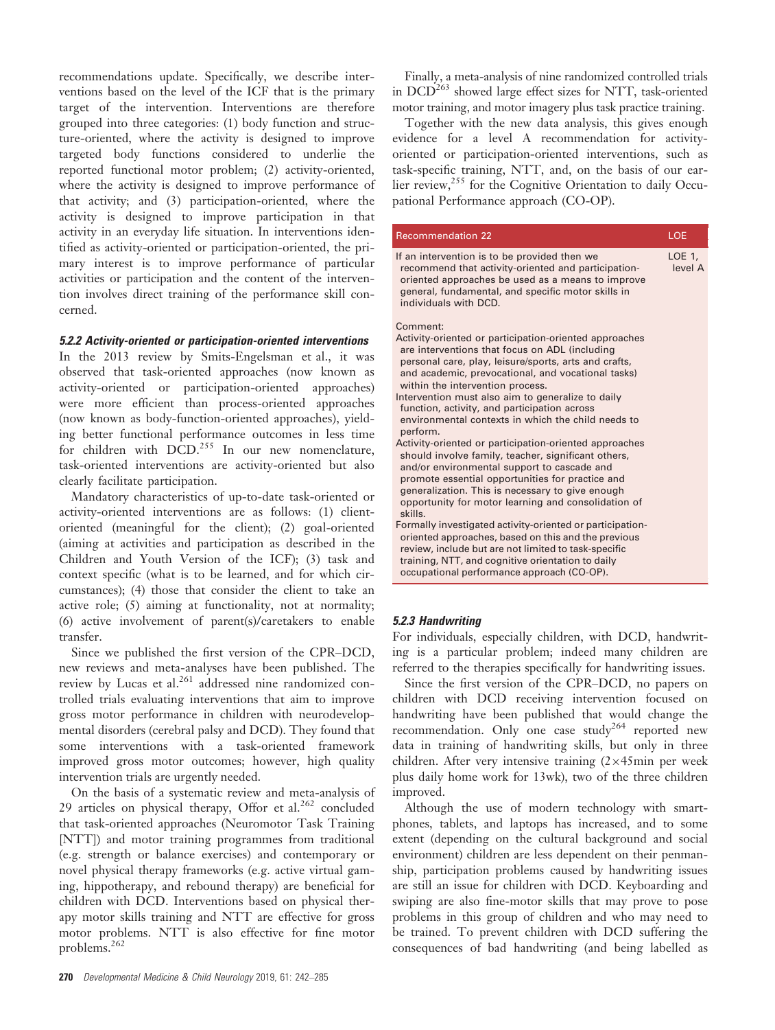recommendations update. Specifically, we describe interventions based on the level of the ICF that is the primary target of the intervention. Interventions are therefore grouped into three categories: (1) body function and structure-oriented, where the activity is designed to improve targeted body functions considered to underlie the reported functional motor problem; (2) activity-oriented, where the activity is designed to improve performance of that activity; and (3) participation-oriented, where the activity is designed to improve participation in that activity in an everyday life situation. In interventions identified as activity-oriented or participation-oriented, the primary interest is to improve performance of particular activities or participation and the content of the intervention involves direct training of the performance skill concerned.

#### *5.2.2 Activity-oriented or participation-oriented interventions*

In the 2013 review by Smits-Engelsman et al., it was observed that task-oriented approaches (now known as activity-oriented or participation-oriented approaches) were more efficient than process-oriented approaches (now known as body-function-oriented approaches), yielding better functional performance outcomes in less time for children with DCD.[255] In our new nomenclature, task-oriented interventions are activity-oriented but also clearly facilitate participation.

Mandatory characteristics of up-to-date task-oriented or activity-oriented interventions are as follows: (1) client-oriented (meaningful for the client); (2) goal-oriented (aiming at activities and participation as described in the Children and Youth Version of the ICF); (3) task and context specific (what is to be learned, and for which circumstances); (4) those that consider the client to take an active role; (5) aiming at functionality, not at normality; (6) active involvement of parent(s)/caretakers to enable transfer.

Since we published the first version of the CPR–DCD, new reviews and meta-analyses have been published. The review by Lucas et al.[261] addressed nine randomized controlled trials evaluating interventions that aim to improve gross motor performance in children with neurodevelopmental disorders (cerebral palsy and DCD). They found that some interventions with a task-oriented framework improved gross motor outcomes; however, high quality intervention trials are urgently needed.

On the basis of a systematic review and meta-analysis of 29 articles on physical therapy, Offor et al.[262] concluded that task-oriented approaches (Neuromotor Task Training [NTT]) and motor training programmes from traditional (e.g. strength or balance exercises) and contemporary or novel physical therapy frameworks (e.g. active virtual gaming, hippotherapy, and rebound therapy) are beneficial for children with DCD. Interventions based on physical therapy motor skills training and NTT are effective for gross motor problems. NTT is also effective for fine motor problems.[262]

Finally, a meta-analysis of nine randomized controlled trials in DCD[263] showed large effect sizes for NTT, task-oriented motor training, and motor imagery plus task practice training.

Together with the new data analysis, this gives enough evidence for a level A recommendation for activity-oriented or participation-oriented interventions, such as task-specific training, NTT, and, on the basis of our earlier review,[255] for the Cognitive Orientation to daily Occupational Performance approach (CO-OP).

| Recommendation 22 | LOE |
| --- | --- |
| If an intervention is to be provided then we recommend that activity-oriented and participation-oriented approaches be used as a means to improve general, fundamental, and specific motor skills in individuals with DCD. | LOE 1, level A |
| Comment:<br>Activity-oriented or participation-oriented approaches are interventions that focus on ADL (including personal care, play, leisure/sports, arts and crafts, and academic, prevocational, and vocational tasks) within the intervention process.<br>Intervention must also aim to generalize to daily function, activity, and participation across environmental contexts in which the child needs to perform.<br>Activity-oriented or participation-oriented approaches should involve family, teacher, significant others, and/or environmental support to cascade and promote essential opportunities for practice and generalization. This is necessary to give enough opportunity for motor learning and consolidation of skills.<br>Formally investigated activity-oriented or participation-oriented approaches, based on this and the previous review, include but are not limited to task-specific training, NTT, and cognitive orientation to daily occupational performance approach (CO-OP). | |

#### *5.2.3 Handwriting*

For individuals, especially children, with DCD, handwriting is a particular problem; indeed many children are referred to the therapies specifically for handwriting issues.

Since the first version of the CPR–DCD, no papers on children with DCD receiving intervention focused on handwriting have been published that would change the recommendation. Only one case study[264] reported new data in training of handwriting skills, but only in three children. After very intensive training ($2\times45$min per week plus daily home work for 13wk), two of the three children improved.

Although the use of modern technology with smartphones, tablets, and laptops has increased, and to some extent (depending on the cultural background and social environment) children are less dependent on their penmanship, participation problems caused by handwriting issues are still an issue for children with DCD. Keyboarding and swiping are also fine-motor skills that may prove to pose problems in this group of children and who may need to be trained. To prevent children with DCD suffering the consequences of bad handwriting (and being labelled as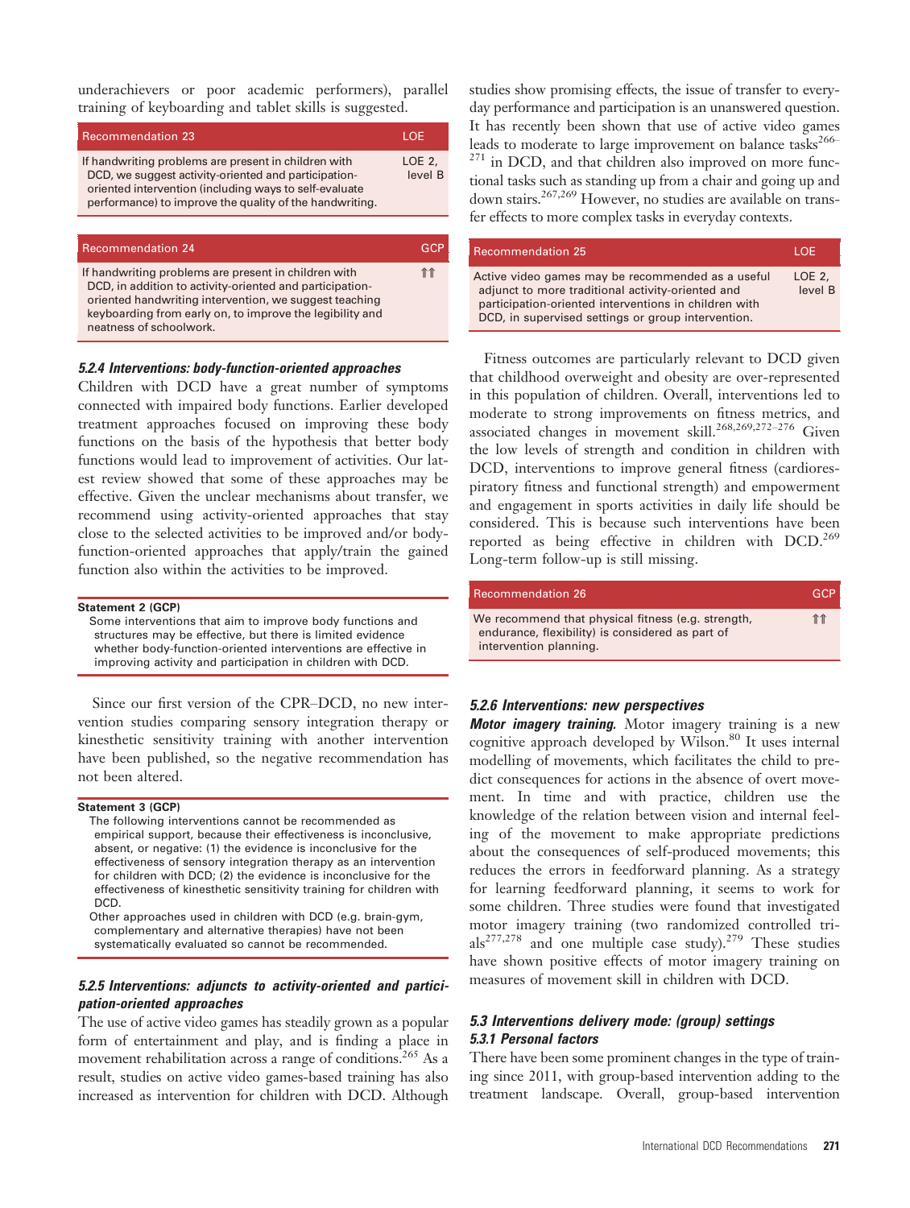underachievers or poor academic performers), parallel training of keyboarding and tablet skills is suggested.

| Recommendation 23 | LOE |
|---|---|
| If handwriting problems are present in children with DCD, we suggest activity-oriented and participation-oriented intervention (including ways to self-evaluate performance) to improve the quality of the handwriting. | LOE 2, level B |

| Recommendation 24 | GCP |
|---|---|
| If handwriting problems are present in children with DCD, in addition to activity-oriented and participation-oriented handwriting intervention, we suggest teaching keyboarding from early on, to improve the legibility and neatness of schoolwork. | ⇈ |

### 5.2.4 Interventions: body-function-oriented approaches

Children with DCD have a great number of symptoms connected with impaired body functions. Earlier developed treatment approaches focused on improving these body functions on the basis of the hypothesis that better body functions would lead to improvement of activities. Our latest review showed that some of these approaches may be effective. Given the unclear mechanisms about transfer, we recommend using activity-oriented approaches that stay close to the selected activities to be improved and/or body-function-oriented approaches that apply/train the gained function also within the activities to be improved.

**Statement 2 (GCP)**

Some interventions that aim to improve body functions and structures may be effective, but there is limited evidence whether body-function-oriented interventions are effective in improving activity and participation in children with DCD.

Since our first version of the CPR–DCD, no new intervention studies comparing sensory integration therapy or kinesthetic sensitivity training with another intervention have been published, so the negative recommendation has not been altered.

**Statement 3 (GCP)**

The following interventions cannot be recommended as empirical support, because their effectiveness is inconclusive, absent, or negative: (1) the evidence is inconclusive for the effectiveness of sensory integration therapy as an intervention for children with DCD; (2) the evidence is inconclusive for the effectiveness of kinesthetic sensitivity training for children with DCD.

Other approaches used in children with DCD (e.g. brain-gym, complementary and alternative therapies) have not been systematically evaluated so cannot be recommended.

### 5.2.5 Interventions: adjuncts to activity-oriented and participation-oriented approaches

The use of active video games has steadily grown as a popular form of entertainment and play, and is finding a place in movement rehabilitation across a range of conditions.[265] As a result, studies on active video games-based training has also increased as intervention for children with DCD. Although studies show promising effects, the issue of transfer to everyday performance and participation is an unanswered question. It has recently been shown that use of active video games leads to moderate to large improvement on balance tasks[266–271] in DCD, and that children also improved on more functional tasks such as standing up from a chair and going up and down stairs.[267,269] However, no studies are available on transfer effects to more complex tasks in everyday contexts.

| Recommendation 25 | LOE |
|---|---|
| Active video games may be recommended as a useful adjunct to more traditional activity-oriented and participation-oriented interventions in children with DCD, in supervised settings or group intervention. | LOE 2, level B |

Fitness outcomes are particularly relevant to DCD given that childhood overweight and obesity are over-represented in this population of children. Overall, interventions led to moderate to strong improvements on fitness metrics, and associated changes in movement skill.[268,269,272–276] Given the low levels of strength and condition in children with DCD, interventions to improve general fitness (cardiorespiratory fitness and functional strength) and empowerment and engagement in sports activities in daily life should be considered. This is because such interventions have been reported as being effective in children with DCD.[269] Long-term follow-up is still missing.

| Recommendation 26 | GCP |
|---|---|
| We recommend that physical fitness (e.g. strength, endurance, flexibility) is considered as part of intervention planning. | ⇈ |

### 5.2.6 Interventions: new perspectives

***Motor imagery training.*** Motor imagery training is a new cognitive approach developed by Wilson.[80] It uses internal modelling of movements, which facilitates the child to predict consequences for actions in the absence of overt movement. In time and with practice, children use the knowledge of the relation between vision and internal feeling of the movement to make appropriate predictions about the consequences of self-produced movements; this reduces the errors in feedforward planning. As a strategy for learning feedforward planning, it seems to work for some children. Three studies were found that investigated motor imagery training (two randomized controlled trials[277,278] and one multiple case study).[279] These studies have shown positive effects of motor imagery training on measures of movement skill in children with DCD.

## 5.3 Interventions delivery mode: (group) settings

### 5.3.1 Personal factors

There have been some prominent changes in the type of training since 2011, with group-based intervention adding to the treatment landscape. Overall, group-based intervention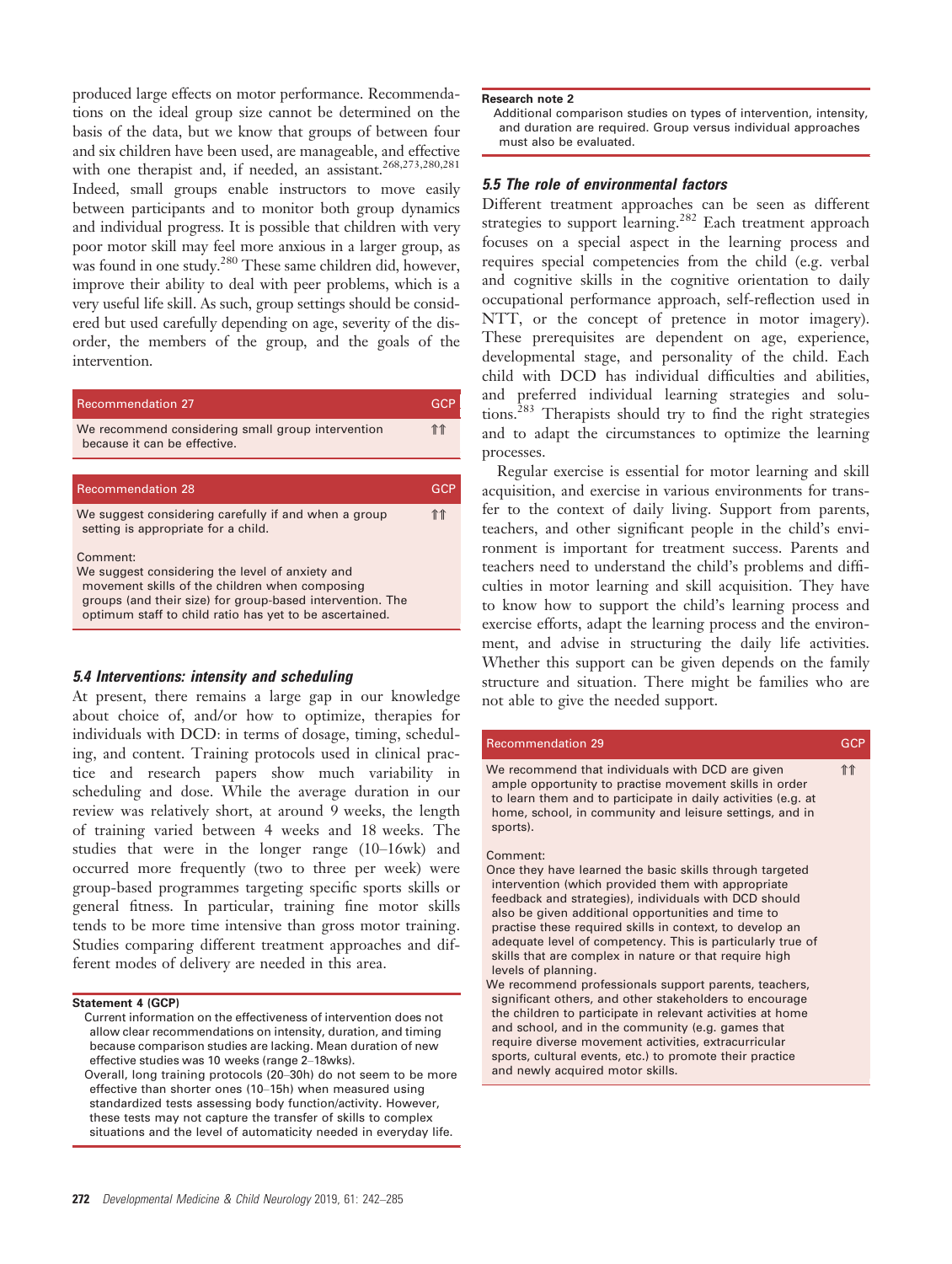produced large effects on motor performance. Recommendations on the ideal group size cannot be determined on the basis of the data, but we know that groups of between four and six children have been used, are manageable, and effective with one therapist and, if needed, an assistant.[268,273,280,281] Indeed, small groups enable instructors to move easily between participants and to monitor both group dynamics and individual progress. It is possible that children with very poor motor skill may feel more anxious in a larger group, as was found in one study.[280] These same children did, however, improve their ability to deal with peer problems, which is a very useful life skill. As such, group settings should be considered but used carefully depending on age, severity of the disorder, the members of the group, and the goals of the intervention.

| Recommendation 27 | GCP |
|---|---|
| We recommend considering small group intervention because it can be effective. | ⇈ |

| Recommendation 28 | GCP |
|---|---|
| We suggest considering carefully if and when a group setting is appropriate for a child. | ⇈ |
| Comment: We suggest considering the level of anxiety and movement skills of the children when composing groups (and their size) for group-based intervention. The optimum staff to child ratio has yet to be ascertained. | |

### 5.4 Interventions: intensity and scheduling

At present, there remains a large gap in our knowledge about choice of, and/or how to optimize, therapies for individuals with DCD: in terms of dosage, timing, scheduling, and content. Training protocols used in clinical practice and research papers show much variability in scheduling and dose. While the average duration in our review was relatively short, at around 9 weeks, the length of training varied between 4 weeks and 18 weeks. The studies that were in the longer range (10–16wk) and occurred more frequently (two to three per week) were group-based programmes targeting specific sports skills or general fitness. In particular, training fine motor skills tends to be more time intensive than gross motor training. Studies comparing different treatment approaches and different modes of delivery are needed in this area.

**Statement 4 (GCP)**

Current information on the effectiveness of intervention does not allow clear recommendations on intensity, duration, and timing because comparison studies are lacking. Mean duration of new effective studies was 10 weeks (range 2–18wks).

Overall, long training protocols (20–30h) do not seem to be more effective than shorter ones (10–15h) when measured using standardized tests assessing body function/activity. However, these tests may not capture the transfer of skills to complex situations and the level of automaticity needed in everyday life.

**Research note 2**

Additional comparison studies on types of intervention, intensity, and duration are required. Group versus individual approaches must also be evaluated.

### 5.5 The role of environmental factors

Different treatment approaches can be seen as different strategies to support learning.[282] Each treatment approach focuses on a special aspect in the learning process and requires special competencies from the child (e.g. verbal and cognitive skills in the cognitive orientation to daily occupational performance approach, self-reflection used in NTT, or the concept of pretence in motor imagery). These prerequisites are dependent on age, experience, developmental stage, and personality of the child. Each child with DCD has individual difficulties and abilities, and preferred individual learning strategies and solutions.[283] Therapists should try to find the right strategies and to adapt the circumstances to optimize the learning processes.

Regular exercise is essential for motor learning and skill acquisition, and exercise in various environments for transfer to the context of daily living. Support from parents, teachers, and other significant people in the child's environment is important for treatment success. Parents and teachers need to understand the child's problems and difficulties in motor learning and skill acquisition. They have to know how to support the child's learning process and exercise efforts, adapt the learning process and the environment, and advise in structuring the daily life activities. Whether this support can be given depends on the family structure and situation. There might be families who are not able to give the needed support.

| Recommendation 29 | GCP |
|---|---|
| We recommend that individuals with DCD are given ample opportunity to practise movement skills in order to learn them and to participate in daily activities (e.g. at home, school, in community and leisure settings, and in sports). | ⇈ |
| Comment: Once they have learned the basic skills through targeted intervention (which provided them with appropriate feedback and strategies), individuals with DCD should also be given additional opportunities and time to practise these required skills in context, to develop an adequate level of competency. This is particularly true of skills that are complex in nature or that require high levels of planning. We recommend professionals support parents, teachers, significant others, and other stakeholders to encourage the children to participate in relevant activities at home and school, and in the community (e.g. games that require diverse movement activities, extracurricular sports, cultural events, etc.) to promote their practice and newly acquired motor skills. | |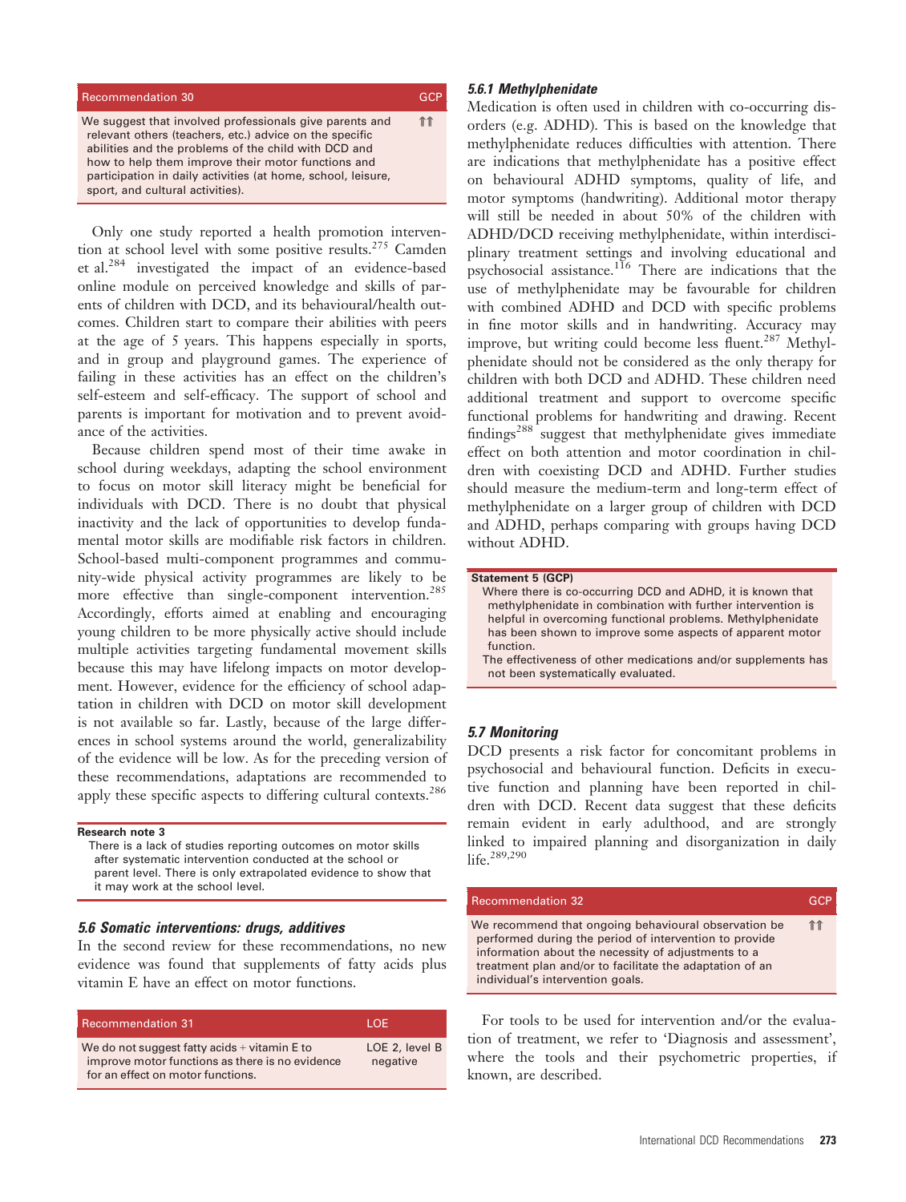| Recommendation 30 | GCP |
|---|---|
| We suggest that involved professionals give parents and relevant others (teachers, etc.) advice on the specific abilities and the problems of the child with DCD and how to help them improve their motor functions and participation in daily activities (at home, school, leisure, sport, and cultural activities). | ⇈ |

Only one study reported a health promotion intervention at school level with some positive results.[275] Camden et al.[284] investigated the impact of an evidence-based online module on perceived knowledge and skills of parents of children with DCD, and its behavioural/health outcomes. Children start to compare their abilities with peers at the age of 5 years. This happens especially in sports, and in group and playground games. The experience of failing in these activities has an effect on the children's self-esteem and self-efficacy. The support of school and parents is important for motivation and to prevent avoidance of the activities.

Because children spend most of their time awake in school during weekdays, adapting the school environment to focus on motor skill literacy might be beneficial for individuals with DCD. There is no doubt that physical inactivity and the lack of opportunities to develop fundamental motor skills are modifiable risk factors in children. School-based multi-component programmes and community-wide physical activity programmes are likely to be more effective than single-component intervention.[285] Accordingly, efforts aimed at enabling and encouraging young children to be more physically active should include multiple activities targeting fundamental movement skills because this may have lifelong impacts on motor development. However, evidence for the efficiency of school adaptation in children with DCD on motor skill development is not available so far. Lastly, because of the large differences in school systems around the world, generalizability of the evidence will be low. As for the preceding version of these recommendations, adaptations are recommended to apply these specific aspects to differing cultural contexts.[286]

**Research note 3**

There is a lack of studies reporting outcomes on motor skills after systematic intervention conducted at the school or parent level. There is only extrapolated evidence to show that it may work at the school level.

### 5.6 Somatic interventions: drugs, additives

In the second review for these recommendations, no new evidence was found that supplements of fatty acids plus vitamin E have an effect on motor functions.

| Recommendation 31 | LOE |
|---|---|
| We do not suggest fatty acids + vitamin E to improve motor functions as there is no evidence for an effect on motor functions. | LOE 2, level B negative |

#### 5.6.1 Methylphenidate

Medication is often used in children with co-occurring disorders (e.g. ADHD). This is based on the knowledge that methylphenidate reduces difficulties with attention. There are indications that methylphenidate has a positive effect on behavioural ADHD symptoms, quality of life, and motor symptoms (handwriting). Additional motor therapy will still be needed in about 50% of the children with ADHD/DCD receiving methylphenidate, within interdisciplinary treatment settings and involving educational and psychosocial assistance.[116] There are indications that the use of methylphenidate may be favourable for children with combined ADHD and DCD with specific problems in fine motor skills and in handwriting. Accuracy may improve, but writing could become less fluent.[287] Methylphenidate should not be considered as the only therapy for children with both DCD and ADHD. These children need additional treatment and support to overcome specific functional problems for handwriting and drawing. Recent findings[288] suggest that methylphenidate gives immediate effect on both attention and motor coordination in children with coexisting DCD and ADHD. Further studies should measure the medium-term and long-term effect of methylphenidate on a larger group of children with DCD and ADHD, perhaps comparing with groups having DCD without ADHD.

**Statement 5 (GCP)**

Where there is co-occurring DCD and ADHD, it is known that methylphenidate in combination with further intervention is helpful in overcoming functional problems. Methylphenidate has been shown to improve some aspects of apparent motor function.

The effectiveness of other medications and/or supplements has not been systematically evaluated.

### 5.7 Monitoring

DCD presents a risk factor for concomitant problems in psychosocial and behavioural function. Deficits in executive function and planning have been reported in children with DCD. Recent data suggest that these deficits remain evident in early adulthood, and are strongly linked to impaired planning and disorganization in daily life.[289,290]

| Recommendation 32 | GCP |
|---|---|
| We recommend that ongoing behavioural observation be performed during the period of intervention to provide information about the necessity of adjustments to a treatment plan and/or to facilitate the adaptation of an individual's intervention goals. | ⇈ |

For tools to be used for intervention and/or the evaluation of treatment, we refer to 'Diagnosis and assessment', where the tools and their psychometric properties, if known, are described.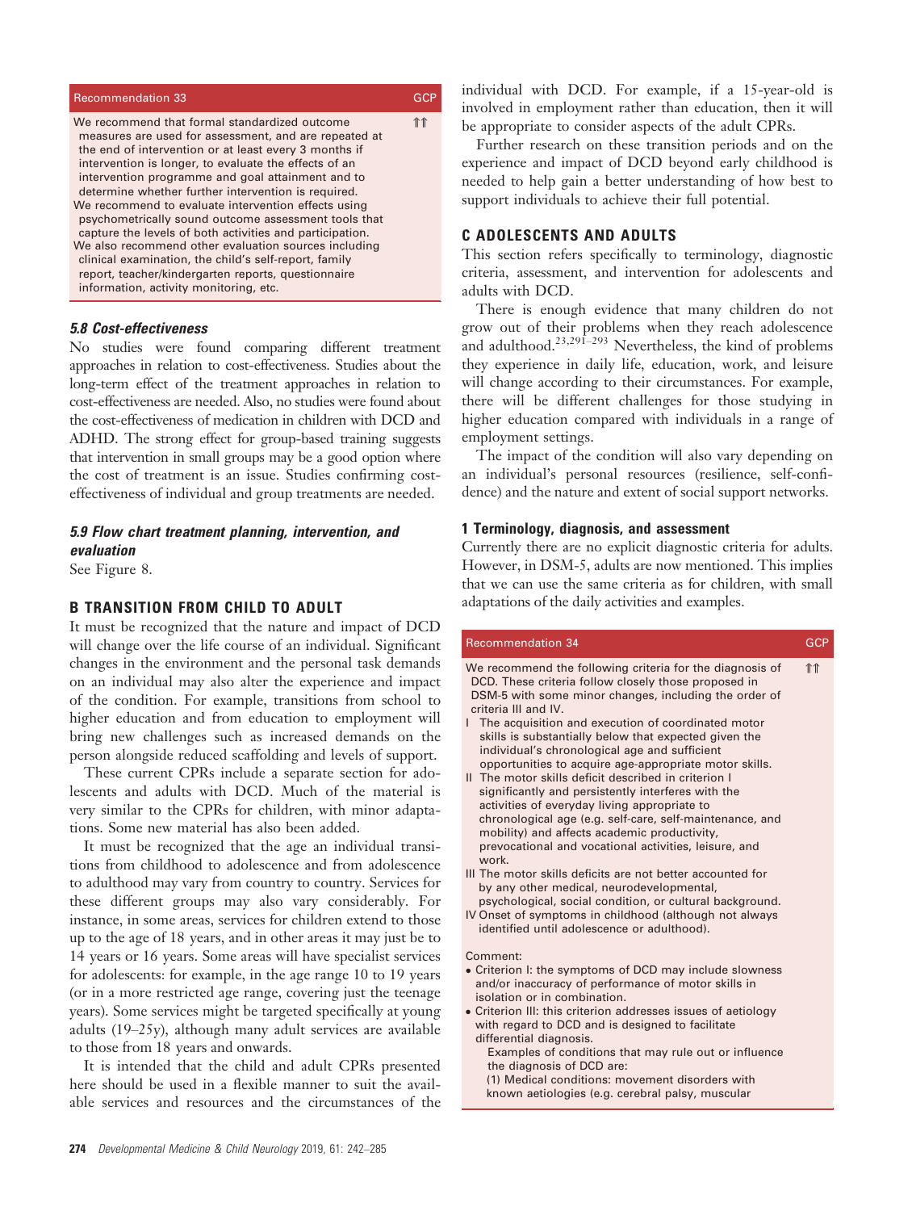| Recommendation 33 | GCP |
|---|---|
| We recommend that formal standardized outcome measures are used for assessment, and are repeated at the end of intervention or at least every 3 months if intervention is longer, to evaluate the effects of an intervention programme and goal attainment and to determine whether further intervention is required.<br>We recommend to evaluate intervention effects using psychometrically sound outcome assessment tools that capture the levels of both activities and participation.<br>We also recommend other evaluation sources including clinical examination, the child's self-report, family report, teacher/kindergarten reports, questionnaire information, activity monitoring, etc. | ⇑⇑ |

### *5.8 Cost-effectiveness*

No studies were found comparing different treatment approaches in relation to cost-effectiveness. Studies about the long-term effect of the treatment approaches in relation to cost-effectiveness are needed. Also, no studies were found about the cost-effectiveness of medication in children with DCD and ADHD. The strong effect for group-based training suggests that intervention in small groups may be a good option where the cost of treatment is an issue. Studies confirming cost-effectiveness of individual and group treatments are needed.

### *5.9 Flow chart treatment planning, intervention, and evaluation*

See Figure 8.

## B TRANSITION FROM CHILD TO ADULT

It must be recognized that the nature and impact of DCD will change over the life course of an individual. Significant changes in the environment and the personal task demands on an individual may also alter the experience and impact of the condition. For example, transitions from school to higher education and from education to employment will bring new challenges such as increased demands on the person alongside reduced scaffolding and levels of support.

These current CPRs include a separate section for adolescents and adults with DCD. Much of the material is very similar to the CPRs for children, with minor adaptations. Some new material has also been added.

It must be recognized that the age an individual transitions from childhood to adolescence and from adolescence to adulthood may vary from country to country. Services for these different groups may also vary considerably. For instance, in some areas, services for children extend to those up to the age of 18 years, and in other areas it may just be to 14 years or 16 years. Some areas will have specialist services for adolescents: for example, in the age range 10 to 19 years (or in a more restricted age range, covering just the teenage years). Some services might be targeted specifically at young adults (19–25y), although many adult services are available to those from 18 years and onwards.

It is intended that the child and adult CPRs presented here should be used in a flexible manner to suit the available services and resources and the circumstances of the individual with DCD. For example, if a 15-year-old is involved in employment rather than education, then it will be appropriate to consider aspects of the adult CPRs.

Further research on these transition periods and on the experience and impact of DCD beyond early childhood is needed to help gain a better understanding of how best to support individuals to achieve their full potential.

## C ADOLESCENTS AND ADULTS

This section refers specifically to terminology, diagnostic criteria, assessment, and intervention for adolescents and adults with DCD.

There is enough evidence that many children do not grow out of their problems when they reach adolescence and adulthood.[23,291–293] Nevertheless, the kind of problems they experience in daily life, education, work, and leisure will change according to their circumstances. For example, there will be different challenges for those studying in higher education compared with individuals in a range of employment settings.

The impact of the condition will also vary depending on an individual's personal resources (resilience, self-confidence) and the nature and extent of social support networks.

### 1 Terminology, diagnosis, and assessment

Currently there are no explicit diagnostic criteria for adults. However, in DSM-5, adults are now mentioned. This implies that we can use the same criteria as for children, with small adaptations of the daily activities and examples.

| Recommendation 34 | GCP |
|---|---|
| We recommend the following criteria for the diagnosis of DCD. These criteria follow closely those proposed in DSM-5 with some minor changes, including the order of criteria III and IV.<br>I The acquisition and execution of coordinated motor skills is substantially below that expected given the individual's chronological age and sufficient opportunities to acquire age-appropriate motor skills.<br>II The motor skills deficit described in criterion I significantly and persistently interferes with the activities of everyday living appropriate to chronological age (e.g. self-care, self-maintenance, and mobility) and affects academic productivity, prevocational and vocational activities, leisure, and work.<br>III The motor skills deficits are not better accounted for by any other medical, neurodevelopmental, psychological, social condition, or cultural background.<br>IV Onset of symptoms in childhood (although not always identified until adolescence or adulthood).<br><br>Comment:<br>• Criterion I: the symptoms of DCD may include slowness and/or inaccuracy of performance of motor skills in isolation or in combination.<br>• Criterion III: this criterion addresses issues of aetiology with regard to DCD and is designed to facilitate differential diagnosis.<br>Examples of conditions that may rule out or influence the diagnosis of DCD are:<br>(1) Medical conditions: movement disorders with known aetiologies (e.g. cerebral palsy, muscular | ⇑⇑ |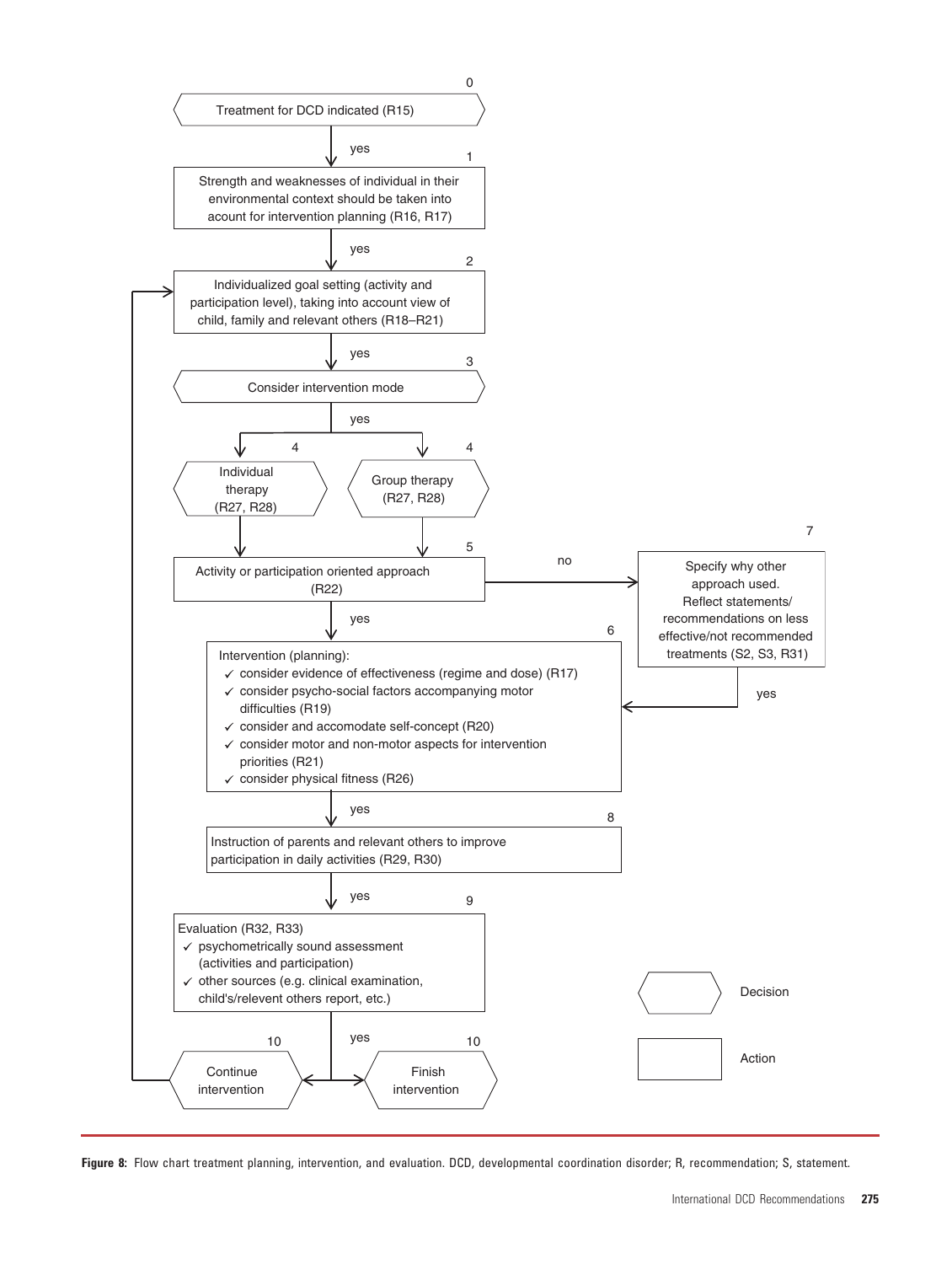0

Treatment for DCD indicated (R15)

yes

1

Strength and weaknesses of individual in their environmental context should be taken into acount for intervention planning (R16, R17)

yes

2

Individualized goal setting (activity and participation level), taking into account view of child, family and relevant others (R18–R21)

yes

3

Consider intervention mode

yes

4

Individual therapy (R27, R28)

4

Group therapy (R27, R28)

5

Activity or participation oriented approach (R22)

no

7

Specify why other approach used. Reflect statements/ recommendations on less effective/not recommended treatments (S2, S3, R31)

yes

yes

6

Intervention (planning):

- ✓ consider evidence of effectiveness (regime and dose) (R17)
- ✓ consider psycho-social factors accompanying motor difficulties (R19)
- ✓ consider and accomodate self-concept (R20)
- ✓ consider motor and non-motor aspects for intervention priorities (R21)
- ✓ consider physical fitness (R26)

yes

8

Instruction of parents and relevant others to improve participation in daily activities (R29, R30)

yes

9

Evaluation (R32, R33)

- ✓ psychometrically sound assessment (activities and participation)
- ✓ other sources (e.g. clinical examination, child's/relevent others report, etc.)

yes

10

Continue intervention

10

Finish intervention

Decision

Action

**Figure 8:** Flow chart treatment planning, intervention, and evaluation. DCD, developmental coordination disorder; R, recommendation; S, statement.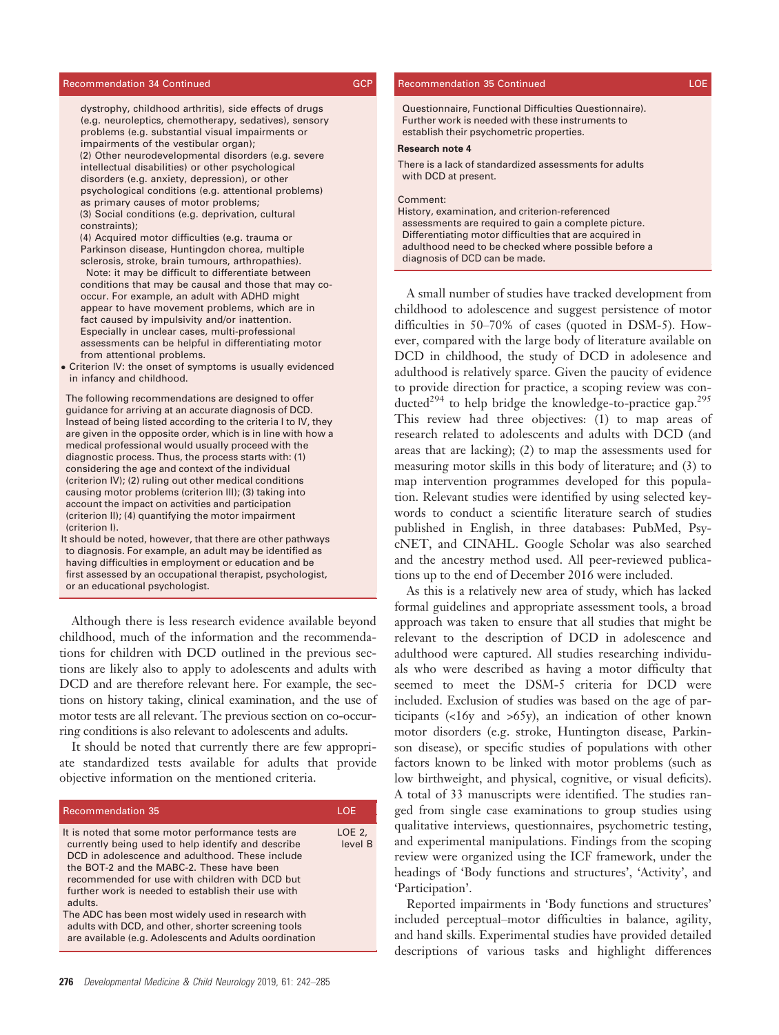**Recommendation 34 Continued** — GCP

dystrophy, childhood arthritis), side effects of drugs (e.g. neuroleptics, chemotherapy, sedatives), sensory problems (e.g. substantial visual impairments or impairments of the vestibular organ);

(2) Other neurodevelopmental disorders (e.g. severe intellectual disabilities) or other psychological disorders (e.g. anxiety, depression), or other psychological conditions (e.g. attentional problems) as primary causes of motor problems;

(3) Social conditions (e.g. deprivation, cultural constraints);

(4) Acquired motor difficulties (e.g. trauma or Parkinson disease, Huntingdon chorea, multiple sclerosis, stroke, brain tumours, arthropathies).

Note: it may be difficult to differentiate between conditions that may be causal and those that may co-occur. For example, an adult with ADHD might appear to have movement problems, which are in fact caused by impulsivity and/or inattention. Especially in unclear cases, multi-professional assessments can be helpful in differentiating motor from attentional problems.

- Criterion IV: the onset of symptoms is usually evidenced in infancy and childhood.

The following recommendations are designed to offer guidance for arriving at an accurate diagnosis of DCD. Instead of being listed according to the criteria I to IV, they are given in the opposite order, which is in line with how a medical professional would usually proceed with the diagnostic process. Thus, the process starts with: (1) considering the age and context of the individual (criterion IV); (2) ruling out other medical conditions causing motor problems (criterion III); (3) taking into account the impact on activities and participation (criterion II); (4) quantifying the motor impairment (criterion I).

It should be noted, however, that there are other pathways to diagnosis. For example, an adult may be identified as having difficulties in employment or education and be first assessed by an occupational therapist, psychologist, or an educational psychologist.

Although there is less research evidence available beyond childhood, much of the information and the recommendations for children with DCD outlined in the previous sections are likely also to apply to adolescents and adults with DCD and are therefore relevant here. For example, the sections on history taking, clinical examination, and the use of motor tests are all relevant. The previous section on co-occurring conditions is also relevant to adolescents and adults.

It should be noted that currently there are few appropriate standardized tests available for adults that provide objective information on the mentioned criteria.

| Recommendation 35 | LOE |
|---|---|
| It is noted that some motor performance tests are currently being used to help identify and describe DCD in adolescence and adulthood. These include the BOT-2 and the MABC-2. These have been recommended for use with children with DCD but further work is needed to establish their use with adults. The ADC has been most widely used in research with adults with DCD, and other, shorter screening tools are available (e.g. Adolescents and Adults oordination Questionnaire, Functional Difficulties Questionnaire). Further work is needed with these instruments to establish their psychometric properties. | LOE 2, level B |

**Research note 4**

There is a lack of standardized assessments for adults with DCD at present.

Comment:
History, examination, and criterion-referenced assessments are required to gain a complete picture. Differentiating motor difficulties that are acquired in adulthood need to be checked where possible before a diagnosis of DCD can be made.

A small number of studies have tracked development from childhood to adolescence and suggest persistence of motor difficulties in 50–70% of cases (quoted in DSM-5). However, compared with the large body of literature available on DCD in childhood, the study of DCD in adolescence and adulthood is relatively sparce. Given the paucity of evidence to provide direction for practice, a scoping review was conducted[294] to help bridge the knowledge-to-practice gap.[295] This review had three objectives: (1) to map areas of research related to adolescents and adults with DCD (and areas that are lacking); (2) to map the assessments used for measuring motor skills in this body of literature; and (3) to map intervention programmes developed for this population. Relevant studies were identified by using selected keywords to conduct a scientific literature search of studies published in English, in three databases: PubMed, PsycNET, and CINAHL. Google Scholar was also searched and the ancestry method used. All peer-reviewed publications up to the end of December 2016 were included.

As this is a relatively new area of study, which has lacked formal guidelines and appropriate assessment tools, a broad approach was taken to ensure that all studies that might be relevant to the description of DCD in adolescence and adulthood were captured. All studies researching individuals who were described as having a motor difficulty that seemed to meet the DSM-5 criteria for DCD were included. Exclusion of studies was based on the age of participants (<16y and >65y), an indication of other known motor disorders (e.g. stroke, Huntington disease, Parkinson disease), or specific studies of populations with other factors known to be linked with motor problems (such as low birthweight, and physical, cognitive, or visual deficits). A total of 33 manuscripts were identified. The studies ranged from single case examinations to group studies using qualitative interviews, questionnaires, psychometric testing, and experimental manipulations. Findings from the scoping review were organized using the ICF framework, under the headings of 'Body functions and structures', 'Activity', and 'Participation'.

Reported impairments in 'Body functions and structures' included perceptual–motor difficulties in balance, agility, and hand skills. Experimental studies have provided detailed descriptions of various tasks and highlight differences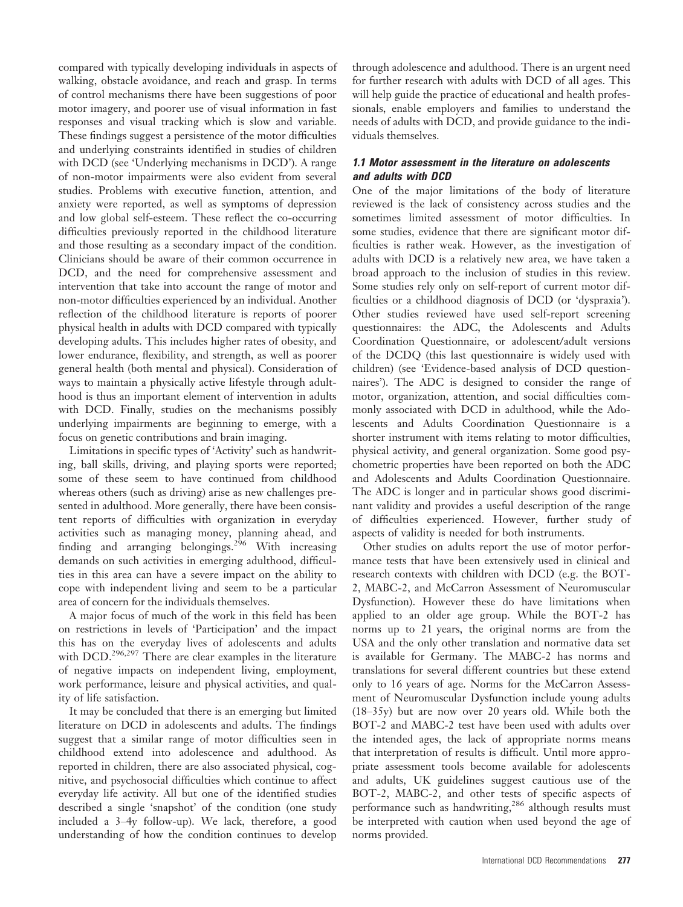compared with typically developing individuals in aspects of walking, obstacle avoidance, and reach and grasp. In terms of control mechanisms there have been suggestions of poor motor imagery, and poorer use of visual information in fast responses and visual tracking which is slow and variable. These findings suggest a persistence of the motor difficulties and underlying constraints identified in studies of children with DCD (see 'Underlying mechanisms in DCD'). A range of non-motor impairments were also evident from several studies. Problems with executive function, attention, and anxiety were reported, as well as symptoms of depression and low global self-esteem. These reflect the co-occurring difficulties previously reported in the childhood literature and those resulting as a secondary impact of the condition. Clinicians should be aware of their common occurrence in DCD, and the need for comprehensive assessment and intervention that take into account the range of motor and non-motor difficulties experienced by an individual. Another reflection of the childhood literature is reports of poorer physical health in adults with DCD compared with typically developing adults. This includes higher rates of obesity, and lower endurance, flexibility, and strength, as well as poorer general health (both mental and physical). Consideration of ways to maintain a physically active lifestyle through adulthood is thus an important element of intervention in adults with DCD. Finally, studies on the mechanisms possibly underlying impairments are beginning to emerge, with a focus on genetic contributions and brain imaging.

Limitations in specific types of 'Activity' such as handwriting, ball skills, driving, and playing sports were reported; some of these seem to have continued from childhood whereas others (such as driving) arise as new challenges presented in adulthood. More generally, there have been consistent reports of difficulties with organization in everyday activities such as managing money, planning ahead, and finding and arranging belongings.[296] With increasing demands on such activities in emerging adulthood, difficulties in this area can have a severe impact on the ability to cope with independent living and seem to be a particular area of concern for the individuals themselves.

A major focus of much of the work in this field has been on restrictions in levels of 'Participation' and the impact this has on the everyday lives of adolescents and adults with DCD.[296,297] There are clear examples in the literature of negative impacts on independent living, employment, work performance, leisure and physical activities, and quality of life satisfaction.

It may be concluded that there is an emerging but limited literature on DCD in adolescents and adults. The findings suggest that a similar range of motor difficulties seen in childhood extend into adolescence and adulthood. As reported in children, there are also associated physical, cognitive, and psychosocial difficulties which continue to affect everyday life activity. All but one of the identified studies described a single 'snapshot' of the condition (one study included a 3–4y follow-up). We lack, therefore, a good understanding of how the condition continues to develop through adolescence and adulthood. There is an urgent need for further research with adults with DCD of all ages. This will help guide the practice of educational and health professionals, enable employers and families to understand the needs of adults with DCD, and provide guidance to the individuals themselves.

### *1.1 Motor assessment in the literature on adolescents and adults with DCD*

One of the major limitations of the body of literature reviewed is the lack of consistency across studies and the sometimes limited assessment of motor difficulties. In some studies, evidence that there are significant motor difficulties is rather weak. However, as the investigation of adults with DCD is a relatively new area, we have taken a broad approach to the inclusion of studies in this review. Some studies rely only on self-report of current motor difficulties or a childhood diagnosis of DCD (or 'dyspraxia'). Other studies reviewed have used self-report screening questionnaires: the ADC, the Adolescents and Adults Coordination Questionnaire, or adolescent/adult versions of the DCDQ (this last questionnaire is widely used with children) (see 'Evidence-based analysis of DCD questionnaires'). The ADC is designed to consider the range of motor, organization, attention, and social difficulties commonly associated with DCD in adulthood, while the Adolescents and Adults Coordination Questionnaire is a shorter instrument with items relating to motor difficulties, physical activity, and general organization. Some good psychometric properties have been reported on both the ADC and Adolescents and Adults Coordination Questionnaire. The ADC is longer and in particular shows good discriminant validity and provides a useful description of the range of difficulties experienced. However, further study of aspects of validity is needed for both instruments.

Other studies on adults report the use of motor performance tests that have been extensively used in clinical and research contexts with children with DCD (e.g. the BOT-2, MABC-2, and McCarron Assessment of Neuromuscular Dysfunction). However these do have limitations when applied to an older age group. While the BOT-2 has norms up to 21 years, the original norms are from the USA and the only other translation and normative data set is available for Germany. The MABC-2 has norms and translations for several different countries but these extend only to 16 years of age. Norms for the McCarron Assessment of Neuromuscular Dysfunction include young adults (18–35y) but are now over 20 years old. While both the BOT-2 and MABC-2 test have been used with adults over the intended ages, the lack of appropriate norms means that interpretation of results is difficult. Until more appropriate assessment tools become available for adolescents and adults, UK guidelines suggest cautious use of the BOT-2, MABC-2, and other tests of specific aspects of performance such as handwriting,[286] although results must be interpreted with caution when used beyond the age of norms provided.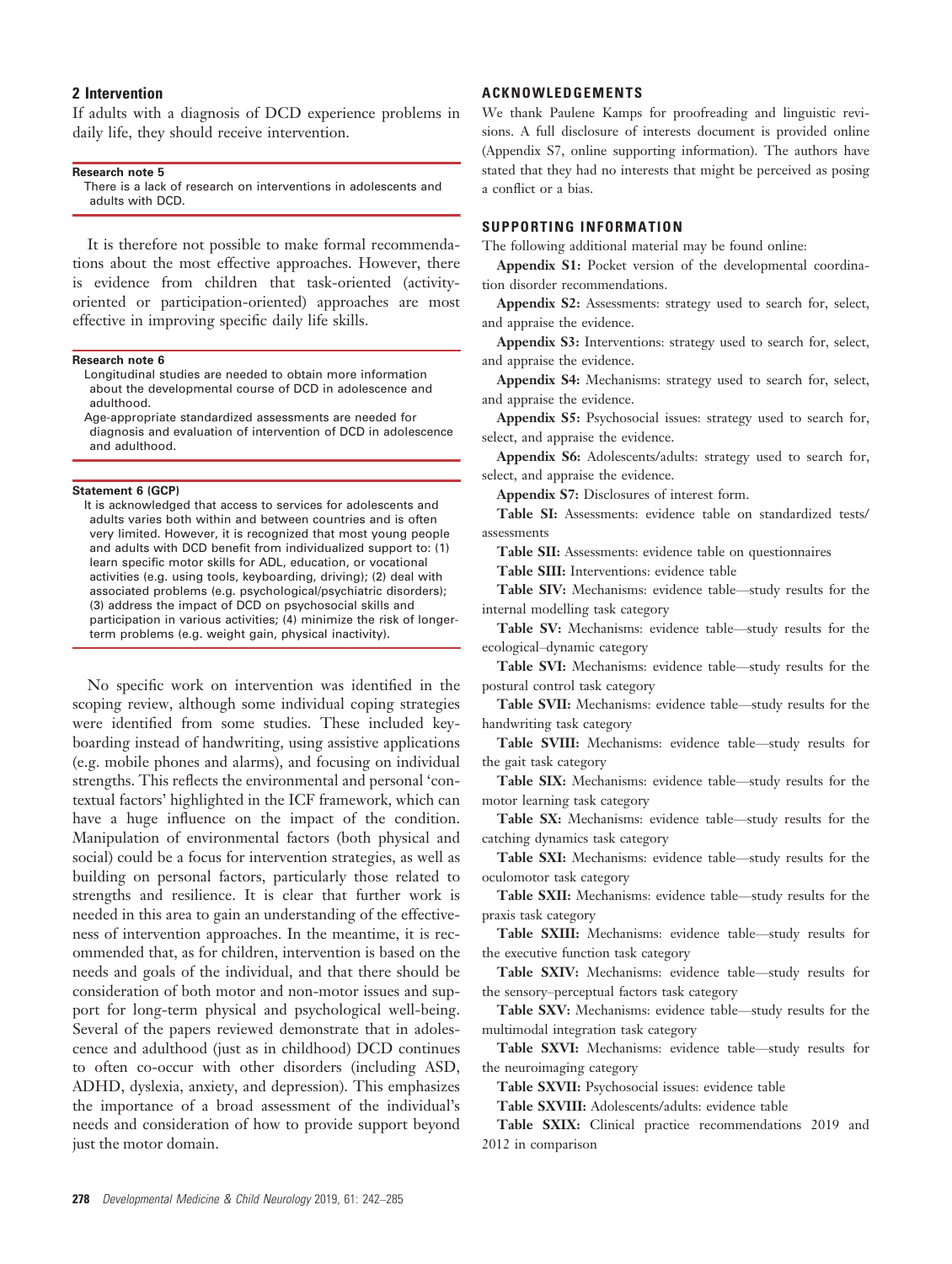## 2 Intervention

If adults with a diagnosis of DCD experience problems in daily life, they should receive intervention.

**Research note 5**

There is a lack of research on interventions in adolescents and adults with DCD.

It is therefore not possible to make formal recommendations about the most effective approaches. However, there is evidence from children that task-oriented (activity-oriented or participation-oriented) approaches are most effective in improving specific daily life skills.

**Research note 6**

Longitudinal studies are needed to obtain more information about the developmental course of DCD in adolescence and adulthood.

Age-appropriate standardized assessments are needed for diagnosis and evaluation of intervention of DCD in adolescence and adulthood.

**Statement 6 (GCP)**

It is acknowledged that access to services for adolescents and adults varies both within and between countries and is often very limited. However, it is recognized that most young people and adults with DCD benefit from individualized support to: (1) learn specific motor skills for ADL, education, or vocational activities (e.g. using tools, keyboarding, driving); (2) deal with associated problems (e.g. psychological/psychiatric disorders); (3) address the impact of DCD on psychosocial skills and participation in various activities; (4) minimize the risk of longer-term problems (e.g. weight gain, physical inactivity).

No specific work on intervention was identified in the scoping review, although some individual coping strategies were identified from some studies. These included keyboarding instead of handwriting, using assistive applications (e.g. mobile phones and alarms), and focusing on individual strengths. This reflects the environmental and personal 'contextual factors' highlighted in the ICF framework, which can have a huge influence on the impact of the condition. Manipulation of environmental factors (both physical and social) could be a focus for intervention strategies, as well as building on personal factors, particularly those related to strengths and resilience. It is clear that further work is needed in this area to gain an understanding of the effectiveness of intervention approaches. In the meantime, it is recommended that, as for children, intervention is based on the needs and goals of the individual, and that there should be consideration of both motor and non-motor issues and support for long-term physical and psychological well-being. Several of the papers reviewed demonstrate that in adolescence and adulthood (just as in childhood) DCD continues to often co-occur with other disorders (including ASD, ADHD, dyslexia, anxiety, and depression). This emphasizes the importance of a broad assessment of the individual's needs and consideration of how to provide support beyond just the motor domain.

## ACKNOWLEDGEMENTS

We thank Paulene Kamps for proofreading and linguistic revisions. A full disclosure of interests document is provided online (Appendix S7, online supporting information). The authors have stated that they had no interests that might be perceived as posing a conflict or a bias.

## SUPPORTING INFORMATION

The following additional material may be found online:

**Appendix S1:** Pocket version of the developmental coordination disorder recommendations.

**Appendix S2:** Assessments: strategy used to search for, select, and appraise the evidence.

**Appendix S3:** Interventions: strategy used to search for, select, and appraise the evidence.

**Appendix S4:** Mechanisms: strategy used to search for, select, and appraise the evidence.

**Appendix S5:** Psychosocial issues: strategy used to search for, select, and appraise the evidence.

**Appendix S6:** Adolescents/adults: strategy used to search for, select, and appraise the evidence.

**Appendix S7:** Disclosures of interest form.

**Table SI:** Assessments: evidence table on standardized tests/assessments

**Table SII:** Assessments: evidence table on questionnaires

**Table SIII:** Interventions: evidence table

**Table SIV:** Mechanisms: evidence table—study results for the internal modelling task category

**Table SV:** Mechanisms: evidence table—study results for the ecological–dynamic category

**Table SVI:** Mechanisms: evidence table—study results for the postural control task category

**Table SVII:** Mechanisms: evidence table—study results for the handwriting task category

**Table SVIII:** Mechanisms: evidence table—study results for the gait task category

**Table SIX:** Mechanisms: evidence table—study results for the motor learning task category

**Table SX:** Mechanisms: evidence table—study results for the catching dynamics task category

**Table SXI:** Mechanisms: evidence table—study results for the oculomotor task category

**Table SXII:** Mechanisms: evidence table—study results for the praxis task category

**Table SXIII:** Mechanisms: evidence table—study results for the executive function task category

**Table SXIV:** Mechanisms: evidence table—study results for the sensory–perceptual factors task category

**Table SXV:** Mechanisms: evidence table—study results for the multimodal integration task category

**Table SXVI:** Mechanisms: evidence table—study results for the neuroimaging category

**Table SXVII:** Psychosocial issues: evidence table

**Table SXVIII:** Adolescents/adults: evidence table

**Table SXIX:** Clinical practice recommendations 2019 and 2012 in comparison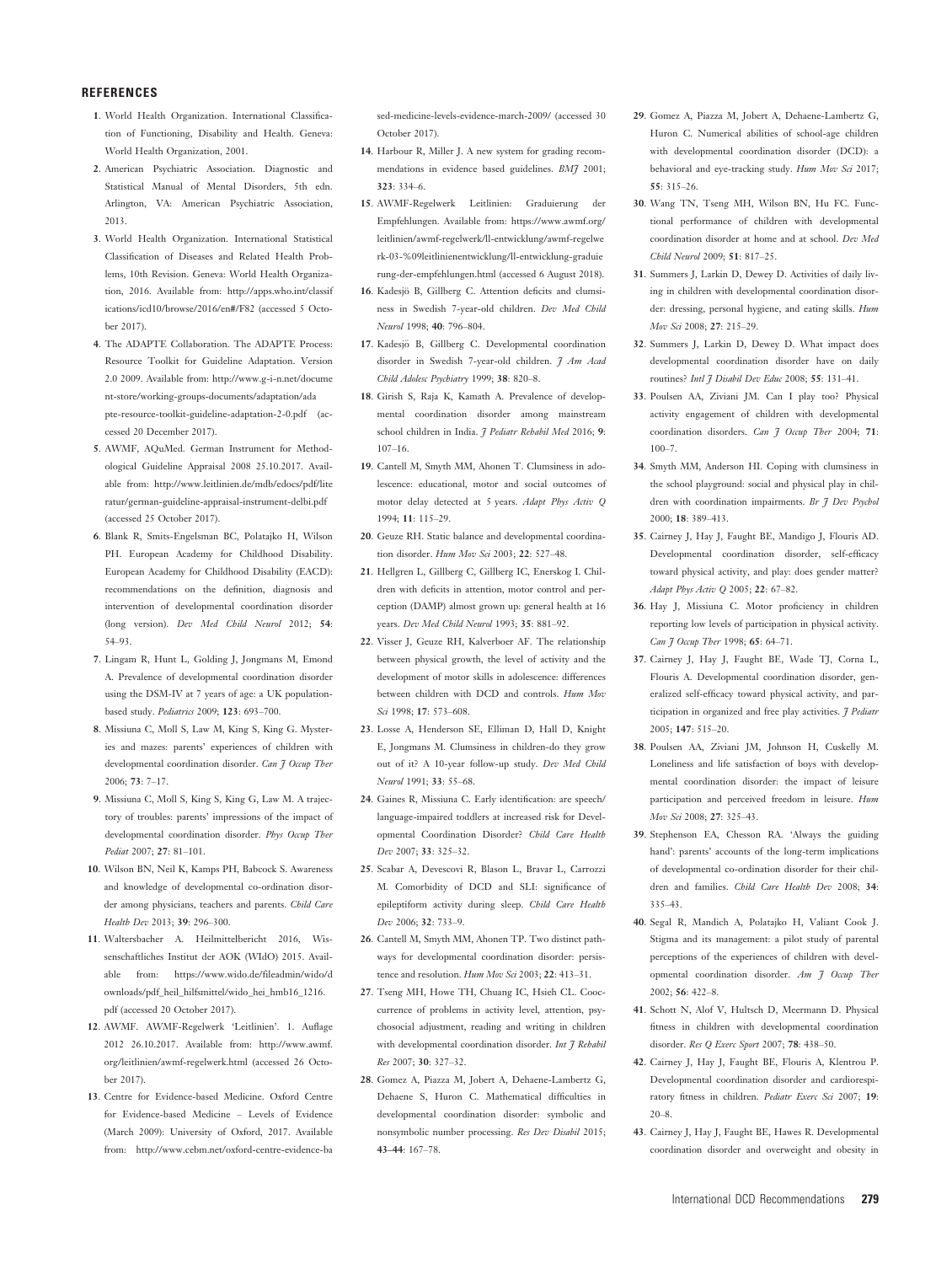## REFERENCES

1. World Health Organization. International Classification of Functioning, Disability and Health. Geneva: World Health Organization, 2001.
2. American Psychiatric Association. Diagnostic and Statistical Manual of Mental Disorders, 5th edn. Arlington, VA: American Psychiatric Association, 2013.
3. World Health Organization. International Statistical Classification of Diseases and Related Health Problems, 10th Revision. Geneva: World Health Organization, 2016. Available from: http://apps.who.int/classifications/icd10/browse/2016/en#/F82 (accessed 5 October 2017).
4. The ADAPTE Collaboration. The ADAPTE Process: Resource Toolkit for Guideline Adaptation. Version 2.0 2009. Available from: http://www.g-i-n.net/document-store/working-groups-documents/adaptation/adapte-resource-toolkit-guideline-adaptation-2-0.pdf (accessed 20 December 2017).
5. AWMF, AQuMed. German Instrument for Methodological Guideline Appraisal 2008 25.10.2017. Available from: http://www.leitlinien.de/mdb/edocs/pdf/literatur/german-guideline-appraisal-instrument-delbi.pdf (accessed 25 October 2017).
6. Blank R, Smits-Engelsman BC, Polatajko H, Wilson PH. European Academy for Childhood Disability. European Academy for Childhood Disability (EACD): recommendations on the definition, diagnosis and intervention of developmental coordination disorder (long version). *Dev Med Child Neurol* 2012; **54**: 54–93.
7. Lingam R, Hunt L, Golding J, Jongmans M, Emond A. Prevalence of developmental coordination disorder using the DSM-IV at 7 years of age: a UK population-based study. *Pediatrics* 2009; **123**: 693–700.
8. Missiuna C, Moll S, Law M, King S, King G. Mysteries and mazes: parents' experiences of children with developmental coordination disorder. *Can J Occup Ther* 2006; **73**: 7–17.
9. Missiuna C, Moll S, King S, King G, Law M. A trajectory of troubles: parents' impressions of the impact of developmental coordination disorder. *Phys Occup Ther Pediat* 2007; **27**: 81–101.
10. Wilson BN, Neil K, Kamps PH, Babcock S. Awareness and knowledge of developmental co-ordination disorder among physicians, teachers and parents. *Child Care Health Dev* 2013; **39**: 296–300.
11. Waltersbacher A. Heilmittelbericht 2016, Wissenschaftliches Institut der AOK (WIdO) 2015. Available from: https://www.wido.de/fileadmin/wido/downloads/pdf_heil_hilfsmittel/wido_hei_hmb16_1216.pdf (accessed 20 October 2017).
12. AWMF. AWMF-Regelwerk 'Leitlinien'. 1. Auflage 2012 26.10.2017. Available from: http://www.awmf.org/leitlinien/awmf-regelwerk.html (accessed 26 October 2017).
13. Centre for Evidence-based Medicine. Oxford Centre for Evidence-based Medicine – Levels of Evidence (March 2009): University of Oxford, 2017. Available from: http://www.cebm.net/oxford-centre-evidence-based-medicine-levels-evidence-march-2009/ (accessed 30 October 2017).
14. Harbour R, Miller J. A new system for grading recommendations in evidence based guidelines. *BMJ* 2001; **323**: 334–6.
15. AWMF-Regelwerk Leitlinien: Graduierung der Empfehlungen. Available from: https://www.awmf.org/leitlinien/awmf-regelwerk/ll-entwicklung/awmf-regelwerk-03-%09leitlinienentwicklung/ll-entwicklung-graduierung-der-empfehlungen.html (accessed 6 August 2018).
16. Kadesjö B, Gillberg C. Attention deficits and clumsiness in Swedish 7-year-old children. *Dev Med Child Neurol* 1998; **40**: 796–804.
17. Kadesjö B, Gillberg C. Developmental coordination disorder in Swedish 7-year-old children. *J Am Acad Child Adolesc Psychiatry* 1999; **38**: 820–8.
18. Girish S, Raja K, Kamath A. Prevalence of developmental coordination disorder among mainstream school children in India. *J Pediatr Rehabil Med* 2016; **9**: 107–16.
19. Cantell M, Smyth MM, Ahonen T. Clumsiness in adolescence: educational, motor and social outcomes of motor delay detected at 5 years. *Adapt Phys Activ Q* 1994; **11**: 115–29.
20. Geuze RH. Static balance and developmental coordination disorder. *Hum Mov Sci* 2003; **22**: 527–48.
21. Hellgren L, Gillberg C, Gillberg IC, Enerskog I. Children with deficits in attention, motor control and perception (DAMP) almost grown up: general health at 16 years. *Dev Med Child Neurol* 1993; **35**: 881–92.
22. Visser J, Geuze RH, Kalverboer AF. The relationship between physical growth, the level of activity and the development of motor skills in adolescence: differences between children with DCD and controls. *Hum Mov Sci* 1998; **17**: 573–608.
23. Losse A, Henderson SE, Elliman D, Hall D, Knight E, Jongmans M. Clumsiness in children-do they grow out of it? A 10-year follow-up study. *Dev Med Child Neurol* 1991; **33**: 55–68.
24. Gaines R, Missiuna C. Early identification: are speech/language-impaired toddlers at increased risk for Developmental Coordination Disorder? *Child Care Health Dev* 2007; **33**: 325–32.
25. Scabar A, Devescovi R, Blason L, Bravar L, Carrozzi M. Comorbidity of DCD and SLI: significance of epileptiform activity during sleep. *Child Care Health Dev* 2006; **32**: 733–9.
26. Cantell M, Smyth MM, Ahonen TP. Two distinct pathways for developmental coordination disorder: persistence and resolution. *Hum Mov Sci* 2003; **22**: 413–31.
27. Tseng MH, Howe TH, Chuang IC, Hsieh CL. Cooccurrence of problems in activity level, attention, psychosocial adjustment, reading and writing in children with developmental coordination disorder. *Int J Rehabil Res* 2007; **30**: 327–32.
28. Gomez A, Piazza M, Jobert A, Dehaene-Lambertz G, Dehaene S, Huron C. Mathematical difficulties in developmental coordination disorder: symbolic and nonsymbolic number processing. *Res Dev Disabil* 2015; **43–44**: 167–78.
29. Gomez A, Piazza M, Jobert A, Dehaene-Lambertz G, Huron C. Numerical abilities of school-age children with developmental coordination disorder (DCD): a behavioral and eye-tracking study. *Hum Mov Sci* 2017; **55**: 315–26.
30. Wang TN, Tseng MH, Wilson BN, Hu FC. Functional performance of children with developmental coordination disorder at home and at school. *Dev Med Child Neurol* 2009; **51**: 817–25.
31. Summers J, Larkin D, Dewey D. Activities of daily living in children with developmental coordination disorder: dressing, personal hygiene, and eating skills. *Hum Mov Sci* 2008; **27**: 215–29.
32. Summers J, Larkin D, Dewey D. What impact does developmental coordination disorder have on daily routines? *Intl J Disabil Dev Educ* 2008; **55**: 131–41.
33. Poulsen AA, Ziviani JM. Can I play too? Physical activity engagement of children with developmental coordination disorders. *Can J Occup Ther* 2004; **71**: 100–7.
34. Smyth MM, Anderson HI. Coping with clumsiness in the school playground: social and physical play in children with coordination impairments. *Br J Dev Psychol* 2000; **18**: 389–413.
35. Cairney J, Hay J, Faught BE, Mandigo J, Flouris AD. Developmental coordination disorder, self-efficacy toward physical activity, and play: does gender matter? *Adapt Phys Activ Q* 2005; **22**: 67–82.
36. Hay J, Missiuna C. Motor proficiency in children reporting low levels of participation in physical activity. *Can J Occup Ther* 1998; **65**: 64–71.
37. Cairney J, Hay J, Faught BE, Wade TJ, Corna L, Flouris A. Developmental coordination disorder, generalized self-efficacy toward physical activity, and participation in organized and free play activities. *J Pediatr* 2005; **147**: 515–20.
38. Poulsen AA, Ziviani JM, Johnson H, Cuskelly M. Loneliness and life satisfaction of boys with developmental coordination disorder: the impact of leisure participation and perceived freedom in leisure. *Hum Mov Sci* 2008; **27**: 325–43.
39. Stephenson EA, Chesson RA. 'Always the guiding hand': parents' accounts of the long-term implications of developmental co-ordination disorder for their children and families. *Child Care Health Dev* 2008; **34**: 335–43.
40. Segal R, Mandich A, Polatajko H, Valiant Cook J. Stigma and its management: a pilot study of parental perceptions of the experiences of children with developmental coordination disorder. *Am J Occup Ther* 2002; **56**: 422–8.
41. Schott N, Alof V, Hultsch D, Meermann D. Physical fitness in children with developmental coordination disorder. *Res Q Exerc Sport* 2007; **78**: 438–50.
42. Cairney J, Hay J, Faught BE, Flouris A, Klentrou P. Developmental coordination disorder and cardiorespiratory fitness in children. *Pediatr Exerc Sci* 2007; **19**: 20–8.
43. Cairney J, Hay J, Faught BE, Hawes R. Developmental coordination disorder and overweight and obesity in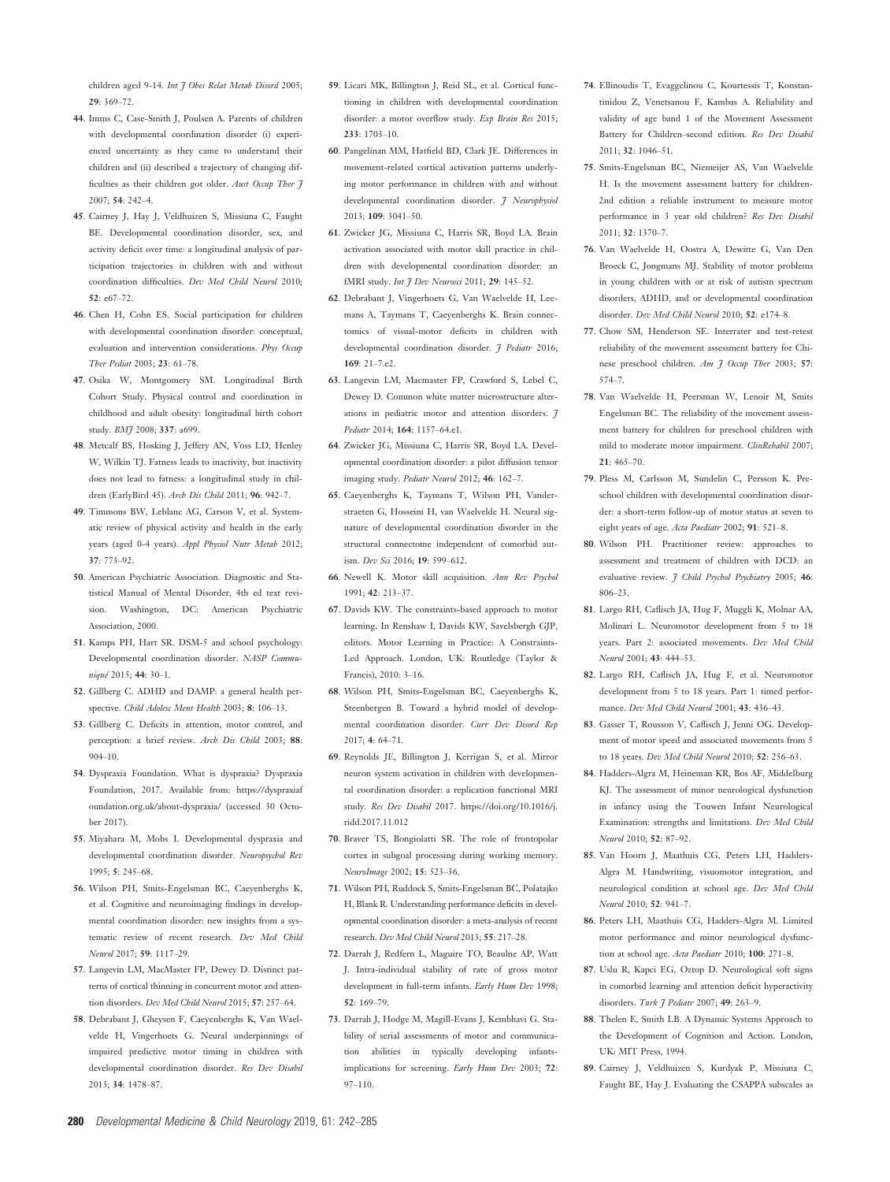children aged 9-14. *Int J Obes Relat Metab Disord* 2005; **29**: 369–72.

44. Imms C, Case-Smith J, Poulsen A. Parents of children with developmental coordination disorder (i) experienced uncertainty as they came to understand their children and (ii) described a trajectory of changing difficulties as their children got older. *Aust Occup Ther J* 2007; **54**: 242–4.
45. Cairney J, Hay J, Veldhuizen S, Missiuna C, Faught BE. Developmental coordination disorder, sex, and activity deficit over time: a longitudinal analysis of participation trajectories in children with and without coordination difficulties. *Dev Med Child Neurol* 2010; **52**: e67–72.
46. Chen H, Cohn ES. Social participation for children with developmental coordination disorder: conceptual, evaluation and intervention considerations. *Phys Occup Ther Pediat* 2003; **23**: 61–78.
47. Osika W, Montgomery SM. Longitudinal Birth Cohort Study. Physical control and coordination in childhood and adult obesity: longitudinal birth cohort study. *BMJ* 2008; **337**: a699.
48. Metcalf BS, Hosking J, Jeffery AN, Voss LD, Henley W, Wilkin TJ. Fatness leads to inactivity, but inactivity does not lead to fatness: a longitudinal study in children (EarlyBird 45). *Arch Dis Child* 2011; **96**: 942–7.
49. Timmons BW, Leblanc AG, Carson V, et al. Systematic review of physical activity and health in the early years (aged 0-4 years). *Appl Physiol Nutr Metab* 2012; **37**: 773–92.
50. American Psychiatric Association. Diagnostic and Statistical Manual of Mental Disorder, 4th ed text revision. Washington, DC: American Psychiatric Association, 2000.
51. Kamps PH, Hart SR. DSM-5 and school psychology: Developmental coordination disorder. *NASP Communiqué* 2015; **44**: 30–1.
52. Gillberg C. ADHD and DAMP: a general health perspective. *Child Adolesc Ment Health* 2003; **8**: 106–13.
53. Gillberg C. Deficits in attention, motor control, and perception: a brief review. *Arch Dis Child* 2003; **88**: 904–10.
54. Dyspraxia Foundation. What is dyspraxia? Dyspraxia Foundation, 2017. Available from: https://dyspraxiafoundation.org.uk/about-dyspraxia/ (accessed 30 October 2017).
55. Miyahara M, Mobs I. Developmental dyspraxia and developmental coordination disorder. *Neuropsychol Rev* 1995; **5**: 245–68.
56. Wilson PH, Smits-Engelsman BC, Caeyenberghs K, et al. Cognitive and neuroimaging findings in developmental coordination disorder: new insights from a systematic review of recent research. *Dev Med Child Neurol* 2017; **59**: 1117–29.
57. Langevin LM, MacMaster FP, Dewey D. Distinct patterns of cortical thinning in concurrent motor and attention disorders. *Dev Med Child Neurol* 2015; **57**: 257–64.
58. Debrabant J, Gheysen F, Caeyenberghs K, Van Waelvelde H, Vingerhoets G. Neural underpinnings of impaired predictive motor timing in children with developmental coordination disorder. *Res Dev Disabil* 2013; **34**: 1478–87.
59. Licari MK, Billington J, Reid SL, et al. Cortical functioning in children with developmental coordination disorder: a motor overflow study. *Exp Brain Res* 2015; **233**: 1703–10.
60. Pangelinan MM, Hatfield BD, Clark JE. Differences in movement-related cortical activation patterns underlying motor performance in children with and without developmental coordination disorder. *J Neurophysiol* 2013; **109**: 3041–50.
61. Zwicker JG, Missiuna C, Harris SR, Boyd LA. Brain activation associated with motor skill practice in children with developmental coordination disorder: an fMRI study. *Int J Dev Neurosci* 2011; **29**: 145–52.
62. Debrabant J, Vingerhoets G, Van Waelvelde H, Leemans A, Taymans T, Caeyenberghs K. Brain connectomics of visual-motor deficits in children with developmental coordination disorder. *J Pediatr* 2016; **169**: 21–7.e2.
63. Langevin LM, Macmaster FP, Crawford S, Lebel C, Dewey D. Common white matter microstructure alterations in pediatric motor and attention disorders. *J Pediatr* 2014; **164**: 1157–64.e1.
64. Zwicker JG, Missiuna C, Harris SR, Boyd LA. Developmental coordination disorder: a pilot diffusion tensor imaging study. *Pediatr Neurol* 2012; **46**: 162–7.
65. Caeyenberghs K, Taymans T, Wilson PH, Vanderstraeten G, Hosseini H, van Waelvelde H. Neural signature of developmental coordination disorder in the structural connectome independent of comorbid autism. *Dev Sci* 2016; **19**: 599–612.
66. Newell K. Motor skill acquisition. *Ann Rev Psychol* 1991; **42**: 213–37.
67. Davids KW. The constraints-based approach to motor learning. In Renshaw I, Davids KW, Savelsbergh GJP, editors. Motor Learning in Practice: A Constraints-Led Approach. London, UK: Routledge (Taylor & Francis), 2010: 3–16.
68. Wilson PH, Smits-Engelsman BC, Caeyenberghs K, Steenbergen B. Toward a hybrid model of developmental coordination disorder. *Curr Dev Disord Rep* 2017; **4**: 64–71.
69. Reynolds JE, Billington J, Kerrigan S, et al. Mirror neuron system activation in children with developmental coordination disorder: a replication functional MRI study. *Res Dev Disabil* 2017. https://doi.org/10.1016/j.ridd.2017.11.012
70. Braver TS, Bongiolatti SR. The role of frontopolar cortex in subgoal processing during working memory. *NeuroImage* 2002; **15**: 523–36.
71. Wilson PH, Ruddock S, Smits-Engelsman BC, Polatajko H, Blank R. Understanding performance deficits in developmental coordination disorder: a meta-analysis of recent research. *Dev Med Child Neurol* 2013; **55**: 217–28.
72. Darrah J, Redfern L, Maguire TO, Beaulne AP, Watt J. Intra-individual stability of rate of gross motor development in full-term infants. *Early Hum Dev* 1998; **52**: 169–79.
73. Darrah J, Hodge M, Magill-Evans J, Kembhavi G. Stability of serial assessments of motor and communication abilities in typically developing infants-implications for screening. *Early Hum Dev* 2003; **72**: 97–110.
74. Ellinoudis T, Evaggelinou C, Kourtessis T, Konstantinidou Z, Venetsanou F, Kambas A. Reliability and validity of age band 1 of the Movement Assessment Battery for Children–second edition. *Res Dev Disabil* 2011; **32**: 1046–51.
75. Smits-Engelsman BC, Niemeijer AS, Van Waelvelde H. Is the movement assessment battery for children-2nd edition a reliable instrument to measure motor performance in 3 year old children? *Res Dev Disabil* 2011; **32**: 1370–7.
76. Van Waelvelde H, Oostra A, Dewitte G, Van Den Broeck C, Jongmans MJ. Stability of motor problems in young children with or at risk of autism spectrum disorders, ADHD, and or developmental coordination disorder. *Dev Med Child Neurol* 2010; **52**: e174–8.
77. Chow SM, Henderson SE. Interrater and test-retest reliability of the movement assessment battery for Chinese preschool children. *Am J Occup Ther* 2003; **57**: 574–7.
78. Van Waelvelde H, Peersman W, Lenoir M, Smits Engelsman BC. The reliability of the movement assessment battery for children for preschool children with mild to moderate motor impairment. *ClinRehabil* 2007; **21**: 465–70.
79. Pless M, Carlsson M, Sundelin C, Persson K. Preschool children with developmental coordination disorder: a short-term follow-up of motor status at seven to eight years of age. *Acta Paediatr* 2002; **91**: 521–8.
80. Wilson PH. Practitioner review: approaches to assessment and treatment of children with DCD: an evaluative review. *J Child Psychol Psychiatry* 2005; **46**: 806–23.
81. Largo RH, Caflisch JA, Hug F, Muggli K, Molnar AA, Molinari L. Neuromotor development from 5 to 18 years. Part 2: associated movements. *Dev Med Child Neurol* 2001; **43**: 444–53.
82. Largo RH, Caflisch JA, Hug F, et al. Neuromotor development from 5 to 18 years. Part 1: timed performance. *Dev Med Child Neurol* 2001; **43**: 436–43.
83. Gasser T, Rousson V, Caflisch J, Jenni OG. Development of motor speed and associated movements from 5 to 18 years. *Dev Med Child Neurol* 2010; **52**: 256–63.
84. Hadders-Algra M, Heineman KR, Bos AF, Middelburg KJ. The assessment of minor neurological dysfunction in infancy using the Touwen Infant Neurological Examination: strengths and limitations. *Dev Med Child Neurol* 2010; **52**: 87–92.
85. Van Hoorn J, Maathuis CG, Peters LH, Hadders-Algra M. Handwriting, visuomotor integration, and neurological condition at school age. *Dev Med Child Neurol* 2010; **52**: 941–7.
86. Peters LH, Maathuis CG, Hadders-Algra M. Limited motor performance and minor neurological dysfunction at school age. *Acta Paediatr* 2010; **100**: 271–8.
87. Uslu R, Kapci EG, Oztop D. Neurological soft signs in comorbid learning and attention deficit hyperactivity disorders. *Turk J Pediatr* 2007; **49**: 263–9.
88. Thelen E, Smith LB. A Dynamic Systems Approach to the Development of Cognition and Action. London, UK: MIT Press, 1994.
89. Cairney J, Veldhuizen S, Kurdyak P, Missiuna C, Faught BE, Hay J. Evaluating the CSAPPA subscales as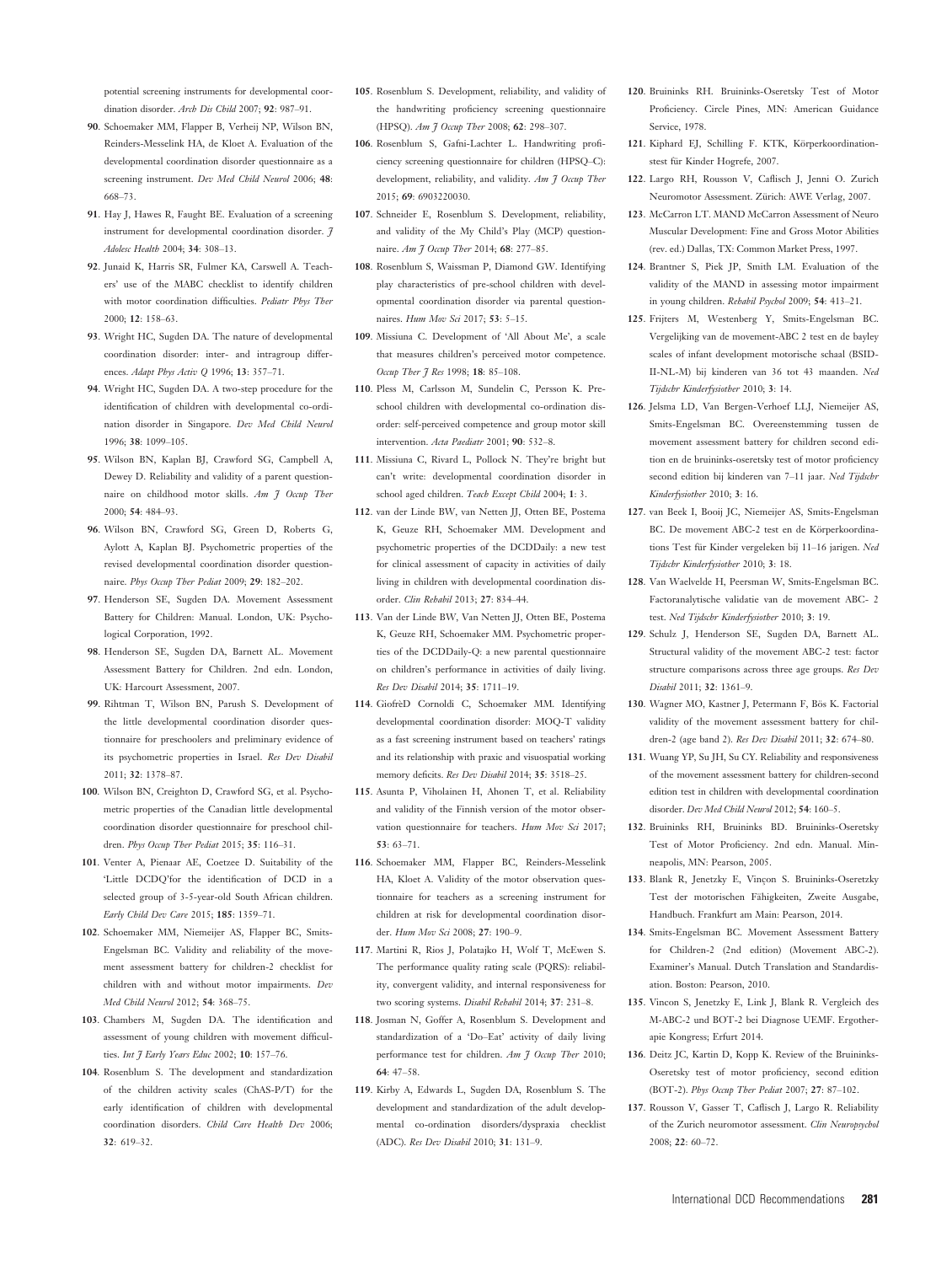potential screening instruments for developmental coordination disorder. *Arch Dis Child* 2007; **92**: 987–91.

90. Schoemaker MM, Flapper B, Verheij NP, Wilson BN, Reinders-Messelink HA, de Kloet A. Evaluation of the developmental coordination disorder questionnaire as a screening instrument. *Dev Med Child Neurol* 2006; **48**: 668–73.
91. Hay J, Hawes R, Faught BE. Evaluation of a screening instrument for developmental coordination disorder. *J Adolesc Health* 2004; **34**: 308–13.
92. Junaid K, Harris SR, Fulmer KA, Carswell A. Teachers' use of the MABC checklist to identify children with motor coordination difficulties. *Pediatr Phys Ther* 2000; **12**: 158–63.
93. Wright HC, Sugden DA. The nature of developmental coordination disorder: inter- and intragroup differences. *Adapt Phys Activ Q* 1996; **13**: 357–71.
94. Wright HC, Sugden DA. A two-step procedure for the identification of children with developmental co-ordination disorder in Singapore. *Dev Med Child Neurol* 1996; **38**: 1099–105.
95. Wilson BN, Kaplan BJ, Crawford SG, Campbell A, Dewey D. Reliability and validity of a parent questionnaire on childhood motor skills. *Am J Occup Ther* 2000; **54**: 484–93.
96. Wilson BN, Crawford SG, Green D, Roberts G, Aylott A, Kaplan BJ. Psychometric properties of the revised developmental coordination disorder questionnaire. *Phys Occup Ther Pediat* 2009; **29**: 182–202.
97. Henderson SE, Sugden DA. Movement Assessment Battery for Children: Manual. London, UK: Psychological Corporation, 1992.
98. Henderson SE, Sugden DA, Barnett AL. Movement Assessment Battery for Children. 2nd edn. London, UK: Harcourt Assessment, 2007.
99. Rihtman T, Wilson BN, Parush S. Development of the little developmental coordination disorder questionnaire for preschoolers and preliminary evidence of its psychometric properties in Israel. *Res Dev Disabil* 2011; **32**: 1378–87.
100. Wilson BN, Creighton D, Crawford SG, et al. Psychometric properties of the Canadian little developmental coordination disorder questionnaire for preschool children. *Phys Occup Ther Pediat* 2015; **35**: 116–31.
101. Venter A, Pienaar AE, Coetzee D. Suitability of the 'Little DCDQ'for the identification of DCD in a selected group of 3-5-year-old South African children. *Early Child Dev Care* 2015; **185**: 1359–71.
102. Schoemaker MM, Niemeijer AS, Flapper BC, Smits-Engelsman BC. Validity and reliability of the movement assessment battery for children-2 checklist for children with and without motor impairments. *Dev Med Child Neurol* 2012; **54**: 368–75.
103. Chambers M, Sugden DA. The identification and assessment of young children with movement difficulties. *Int J Early Years Educ* 2002; **10**: 157–76.
104. Rosenblum S. The development and standardization of the children activity scales (ChAS-P/T) for the early identification of children with developmental coordination disorders. *Child Care Health Dev* 2006; **32**: 619–32.
105. Rosenblum S. Development, reliability, and validity of the handwriting proficiency screening questionnaire (HPSQ). *Am J Occup Ther* 2008; **62**: 298–307.
106. Rosenblum S, Gafni-Lachter L. Handwriting proficiency screening questionnaire for children (HPSQ–C): development, reliability, and validity. *Am J Occup Ther* 2015; **69**: 6903220030.
107. Schneider E, Rosenblum S. Development, reliability, and validity of the My Child's Play (MCP) questionnaire. *Am J Occup Ther* 2014; **68**: 277–85.
108. Rosenblum S, Waissman P, Diamond GW. Identifying play characteristics of pre-school children with developmental coordination disorder via parental questionnaires. *Hum Mov Sci* 2017; **53**: 5–15.
109. Missiuna C. Development of 'All About Me', a scale that measures children's perceived motor competence. *Occup Ther J Res* 1998; **18**: 85–108.
110. Pless M, Carlsson M, Sundelin C, Persson K. Pre-school children with developmental co-ordination disorder: self-perceived competence and group motor skill intervention. *Acta Paediatr* 2001; **90**: 532–8.
111. Missiuna C, Rivard L, Pollock N. They're bright but can't write: developmental coordination disorder in school aged children. *Teach Except Child* 2004; **1**: 3.
112. van der Linde BW, van Netten JJ, Otten BE, Postema K, Geuze RH, Schoemaker MM. Development and psychometric properties of the DCDDaily: a new test for clinical assessment of capacity in activities of daily living in children with developmental coordination disorder. *Clin Rehabil* 2013; **27**: 834–44.
113. Van der Linde BW, Van Netten JJ, Otten BE, Postema K, Geuze RH, Schoemaker MM. Psychometric properties of the DCDDaily-Q: a new parental questionnaire on children's performance in activities of daily living. *Res Dev Disabil* 2014; **35**: 1711–19.
114. GiofrèD Cornoldi C, Schoemaker MM. Identifying developmental coordination disorder: MOQ-T validity as a fast screening instrument based on teachers' ratings and its relationship with praxic and visuospatial working memory deficits. *Res Dev Disabil* 2014; **35**: 3518–25.
115. Asunta P, Viholainen H, Ahonen T, et al. Reliability and validity of the Finnish version of the motor observation questionnaire for teachers. *Hum Mov Sci* 2017; **53**: 63–71.
116. Schoemaker MM, Flapper BC, Reinders-Messelink HA, Kloet A. Validity of the motor observation questionnaire for teachers as a screening instrument for children at risk for developmental coordination disorder. *Hum Mov Sci* 2008; **27**: 190–9.
117. Martini R, Rios J, Polatajko H, Wolf T, McEwen S. The performance quality rating scale (PQRS): reliability, convergent validity, and internal responsiveness for two scoring systems. *Disabil Rehabil* 2014; **37**: 231–8.
118. Josman N, Goffer A, Rosenblum S. Development and standardization of a 'Do–Eat' activity of daily living performance test for children. *Am J Occup Ther* 2010; **64**: 47–58.
119. Kirby A, Edwards L, Sugden DA, Rosenblum S. The development and standardization of the adult developmental co-ordination disorders/dyspraxia checklist (ADC). *Res Dev Disabil* 2010; **31**: 131–9.
120. Bruininks RH. Bruininks-Oseretsky Test of Motor Proficiency. Circle Pines, MN: American Guidance Service, 1978.
121. Kiphard EJ, Schilling F. KTK, Körperkoordinationstest für Kinder Hogrefe, 2007.
122. Largo RH, Rousson V, Caflisch J, Jenni O. Zurich Neuromotor Assessment. Zürich: AWE Verlag, 2007.
123. McCarron LT. MAND McCarron Assessment of Neuro Muscular Development: Fine and Gross Motor Abilities (rev. ed.) Dallas, TX: Common Market Press, 1997.
124. Brantner S, Piek JP, Smith LM. Evaluation of the validity of the MAND in assessing motor impairment in young children. *Rehabil Psychol* 2009; **54**: 413–21.
125. Frijters M, Westenberg Y, Smits-Engelsman BC. Vergelijking van de movement-ABC 2 test en de bayley scales of infant development motorische schaal (BSID-II-NL-M) bij kinderen van 36 tot 43 maanden. *Ned Tijdschr Kinderfysiother* 2010; **3**: 14.
126. Jelsma LD, Van Bergen-Verhoef LLJ, Niemeijer AS, Smits-Engelsman BC. Overeenstemming tussen de movement assessment battery for children second edition en de bruininks-oseretsky test of motor proficiency second edition bij kinderen van 7–11 jaar. *Ned Tijdschr Kinderfysiother* 2010; **3**: 16.
127. van Beek I, Booij JC, Niemeijer AS, Smits-Engelsman BC. De movement ABC-2 test en de Körperkoordinations Test für Kinder vergeleken bij 11–16 jarigen. *Ned Tijdschr Kinderfysiother* 2010; **3**: 18.
128. Van Waelvelde H, Peersman W, Smits-Engelsman BC. Factoranalytische validatie van de movement ABC- 2 test. *Ned Tijdschr Kinderfysiother* 2010; **3**: 19.
129. Schulz J, Henderson SE, Sugden DA, Barnett AL. Structural validity of the movement ABC-2 test: factor structure comparisons across three age groups. *Res Dev Disabil* 2011; **32**: 1361–9.
130. Wagner MO, Kastner J, Petermann F, Bös K. Factorial validity of the movement assessment battery for children-2 (age band 2). *Res Dev Disabil* 2011; **32**: 674–80.
131. Wuang YP, Su JH, Su CY. Reliability and responsiveness of the movement assessment battery for children-second edition test in children with developmental coordination disorder. *Dev Med Child Neurol* 2012; **54**: 160–5.
132. Bruininks RH, Bruininks BD. Bruininks-Oseretsky Test of Motor Proficiency. 2nd edn. Manual. Minneapolis, MN: Pearson, 2005.
133. Blank R, Jenetzky E, Vinçon S. Bruininks-Oseretzky Test der motorischen Fähigkeiten, Zweite Ausgabe, Handbuch. Frankfurt am Main: Pearson, 2014.
134. Smits-Engelsman BC. Movement Assessment Battery for Children-2 (2nd edition) (Movement ABC-2). Examiner's Manual. Dutch Translation and Standardisation. Boston: Pearson, 2010.
135. Vincon S, Jenetzky E, Link J, Blank R. Vergleich des M-ABC-2 und BOT-2 bei Diagnose UEMF. Ergotherapie Kongress; Erfurt 2014.
136. Deitz JC, Kartin D, Kopp K. Review of the Bruininks-Oseretsky test of motor proficiency, second edition (BOT-2). *Phys Occup Ther Pediat* 2007; **27**: 87–102.
137. Rousson V, Gasser T, Caflisch J, Largo R. Reliability of the Zurich neuromotor assessment. *Clin Neuropsychol* 2008; **22**: 60–72.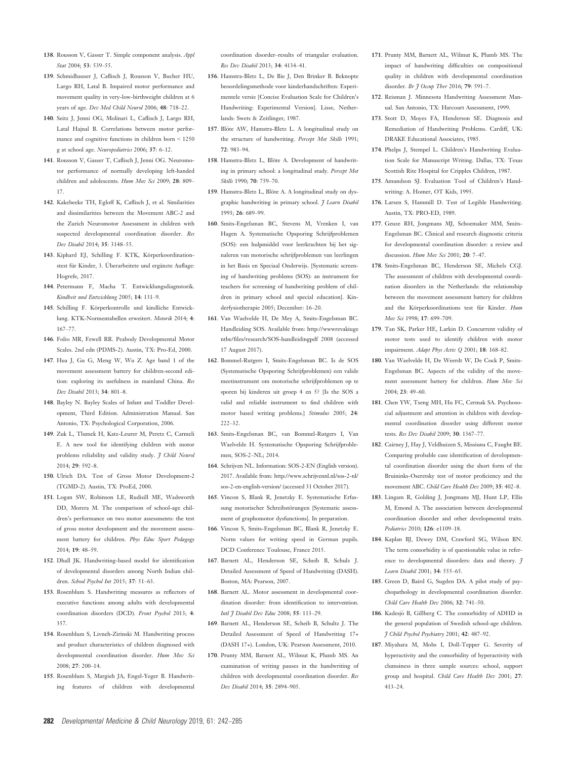138. Rousson V, Gasser T. Simple component analysis. *Appl Stat* 2004; **53**: 539–55.

139. Schmidhauser J, Caflisch J, Rousson V, Bucher HU, Largo RH, Latal B. Impaired motor performance and movement quality in very-low-birthweight children at 6 years of age. *Dev Med Child Neurol* 2006; **48**: 718–22.

140. Seitz J, Jenni OG, Molinari L, Caflisch J, Largo RH, Latal Hajnal B. Correlations between motor performance and cognitive functions in children born < 1250 g at school age. *Neuropediatrics* 2006; **37**: 6–12.

141. Rousson V, Gasser T, Caflisch J, Jenni OG. Neuromotor performance of normally developing left-handed children and adolescents. *Hum Mov Sci* 2009; **28**: 809–17.

142. Kakebeeke TH, Egloff K, Caflisch J, et al. Similarities and dissimilarities between the Movement ABC-2 and the Zurich Neuromotor Assessment in children with suspected developmental coordination disorder. *Res Dev Disabil* 2014; **35**: 3148–55.

143. Kiphard EJ, Schilling F. KTK, Körperkoordinationstest für Kinder, 3. Überarbeitete und ergänzte Auflage: Hogrefe, 2017.

144. Petermann F, Macha T. Entwicklungsdiagnstorik. *Kindheit und Entwicklung* 2005; **14**: 131–9.

145. Schilling F. Körperkontrolle und kindliche Entwicklung. KTK-Normentabellen erweitert. *Motorik* 2014; **4**: 167–77.

146. Folio MR, Fewell RR. Peabody Developmental Motor Scales. 2nd edn (PDMS-2). Austin, TX: Pro-Ed, 2000.

147. Hua J, Gu G, Meng W, Wu Z. Age band 1 of the movement assessment battery for children-second edition: exploring its usefulness in mainland China. *Res Dev Disabil* 2013; **34**: 801–8.

148. Bayley N. Bayley Scales of Infant and Toddler Development, Third Edition. Administration Manual. San Antonio, TX: Psychological Corporation, 2006.

149. Zuk L, Tlumek H, Katz-Leurer M, Peretz C, Carmeli E. A new tool for identifying children with motor problems reliability and validity study. *J Child Neurol* 2014; **29**: 592–8.

150. Ulrich DA. Test of Gross Motor Development-2 (TGMD-2). Austin, TX: ProEd, 2000.

151. Logan SW, Robinson LE, Rudisill ME, Wadsworth DD, Morera M. The comparison of school-age children's performance on two motor assessments: the test of gross motor development and the movement assessment battery for children. *Phys Educ Sport Pedagogy* 2014; **19**: 48–59.

152. Dhall JK. Handwriting-based model for identification of developmental disorders among North Indian children. *School Psychol Int* 2015; **37**: 51–63.

153. Rosenblum S. Handwriting measures as reflectors of executive functions among adults with developmental coordination disorders (DCD). *Front Psychol* 2013; **4**: 357.

154. Rosenblum S, Livneh-Zirinski M. Handwriting process and product characteristics of children diagnosed with developmental coordination disorder. *Hum Mov Sci* 2008; **27**: 200–14.

155. Rosenblum S, Margieh JA, Engel-Yeger B. Handwriting features of children with developmental coordination disorder–results of triangular evaluation. *Res Dev Disabil* 2013; **34**: 4134–41.

156. Hamstra-Bletz L, De Bie J, Den Brinker B. Beknopte beoordelingsmethode voor kinderhandschriften: Experimentele versie [Concise Evaluation Scale for Children's Handwriting: Experimental Version]. Lisse, Netherlands: Swets & Zeitlinger, 1987.

157. Blöte AW, Hamstra-Bletz L. A longitudinal study on the structure of handwriting. *Percept Mot Skills* 1991; **72**: 983–94.

158. Hamstra-Bletz L, Blöte A. Development of handwriting in primary school: a longitudinal study. *Percept Mot Skills* 1990; **70**: 759–70.

159. Hamstra-Bletz L, Blöte A. A longitudinal study on dysgraphic handwriting in primary school. *J Learn Disabil* 1993; **26**: 689–99.

160. Smits-Engelsman BC, Stevens M, Vrenken I, van Hagen A. Systematische Opsporing Schrijfproblemen (SOS): een hulpmiddel voor leerkrachten bij het signaleren van motorische schrijfproblemen van leerlingen in het Basis en Speciaal Onderwijs. [Systematic screening of handwriting problems (SOS): an instrument for teachers for screening of handwriting problem of children in primary school and special education]. Kinderfysiotherapie 2005; December: 16–20.

161. Van Waelvelde H, De Mey A, Smits-Engelsman BC. Handleiding SOS. Available from: http://wwwrevakiugentbe/files/research/SOS-handleidingpdf 2008 (accessed 17 August 2017).

162. Bommel-Rutgers I, Smits-Engelsman BC. Is de SOS (Systematische Opsporing Schrijfproblemen) een valide meetinstrument om motorische schrijfproblemen op te sporen bij kinderen uit groep 4 en 5? [Is the SOS a valid and reliable instrument to find children with motor based writing problems.] *Stimulus* 2005; **24**: 222–32.

163. Smits-Engelsman BC, van Bommel-Rutgers I, Van Waelvelde H. Systematische Opsporing Schrijfproblemen, SOS-2–NL; 2014.

164. Schrijven NL. Information: SOS-2-EN (English version). 2017. Available from: http://www.schrijvennl.nl/sos-2-nl/sos-2-en-english-version/ (accessed 31 October 2017).

165. Vincon S, Blank R, Jenetzky E. Systematische Erfassung motorischer Schreibstörungen [Systematic assessment of graphomotor dysfunctions]. In preparation.

166. Vincon S, Smits-Engelsman BC, Blank R, Jenetzky E. Norm values for writing speed in German pupils. DCD Conference Toulouse, France 2015.

167. Barnett AL, Henderson SE, Scheib B, Schulz J. Detailed Assessment of Speed of Handwriting (DASH). Boston, MA: Pearson, 2007.

168. Barnett AL. Motor assessment in developmental coordination disorder: from identification to intervention. *Intl J Disabil Dev Educ* 2008; **55**: 113–29.

169. Barnett AL, Henderson SE, Scheib B, Schultz J. The Detailed Assessment of Speed of Handwriting 17+ (DASH 17+). London, UK: Pearson Assessment, 2010.

170. Prunty MM, Barnett AL, Wilmut K, Plumb MS. An examination of writing pauses in the handwriting of children with developmental coordination disorder. *Res Dev Disabil* 2014; **35**: 2894–905.

171. Prunty MM, Barnett AL, Wilmut K, Plumb MS. The impact of handwriting difficulties on compositional quality in children with developmental coordination disorder. *Br J Occup Ther* 2016; **79**: 591–7.

172. Reisman J. Minnesota Handwriting Assessment Manual. San Antonio, TX: Harcourt Assessment, 1999.

173. Stott D, Moyes FA, Henderson SE. Diagnosis and Remediation of Handwriting Problems. Cardiff, UK: DRAKE Educational Associates, 1985.

174. Phelps J, Stempel L. Children's Handwriting Evaluation Scale for Manuscript Writing. Dallas, TX: Texas Scottish Rite Hospital for Cripples Children, 1987.

175. Amundson SJ. Evaluation Tool of Children's Handwriting: A. Homer, OT Kids, 1995.

176. Larsen S, Hammill D. Test of Legible Handwriting. Austin, TX: PRO-ED, 1989.

177. Geuze RH, Jongmans MJ, Schoemaker MM, Smits-Engelsman BC. Clinical and research diagnostic criteria for developmental coordination disorder: a review and discussion. *Hum Mov Sci* 2001; **20**: 7–47.

178. Smits-Engelsman BC, Henderson SE, Michels CGJ. The assessment of children with developmental coordination disorders in the Netherlands: the relationship between the movement assessment battery for children and the Körperkoordinations test für Kinder. *Hum Mov Sci* 1998; **17**: 699–709.

179. Tan SK, Parker HE, Larkin D. Concurrent validity of motor tests used to identify children with motor impairment. *Adapt Phys Activ Q* 2001; **18**: 168–82.

180. Van Waelvelde H, De Weerdt W, De Cock P, Smits-Engelsman BC. Aspects of the validity of the movement assessment battery for children. *Hum Mov Sci* 2004; **23**: 49–60.

181. Chen YW, Tseng MH, Hu FC, Cermak SA. Psychosocial adjustment and attention in children with developmental coordination disorder using different motor tests. *Res Dev Disabil* 2009; **30**: 1367–77.

182. Cairney J, Hay J, Veldhuizen S, Missiuna C, Faught BE. Comparing probable case identification of developmental coordination disorder using the short form of the Bruininks-Oseretsky test of motor proficiency and the movement ABC. *Child Care Health Dev* 2009; **35**: 402–8.

183. Lingam R, Golding J, Jongmans MJ, Hunt LP, Ellis M, Emond A. The association between developmental coordination disorder and other developmental traits. *Pediatrics* 2010; **126**: e1109–18.

184. Kaplan BJ, Dewey DM, Crawford SG, Wilson BN. The term comorbidity is of questionable value in reference to developmental disorders: data and theory. *J Learn Disabil* 2001; **34**: 555–65.

185. Green D, Baird G, Sugden DA. A pilot study of psychopathology in developmental coordination disorder. *Child Care Health Dev* 2006; **32**: 741–50.

186. Kadesjö B, Gillberg C. The comorbidity of ADHD in the general population of Swedish school-age children. *J Child Psychol Psychiatry* 2001; **42**: 487–92.

187. Miyahara M, Mobs I, Doll-Tepper G. Severity of hyperactivity and the comorbidity of hyperactivity with clumsiness in three sample sources: school, support group and hospital. *Child Care Health Dev* 2001; **27**: 413–24.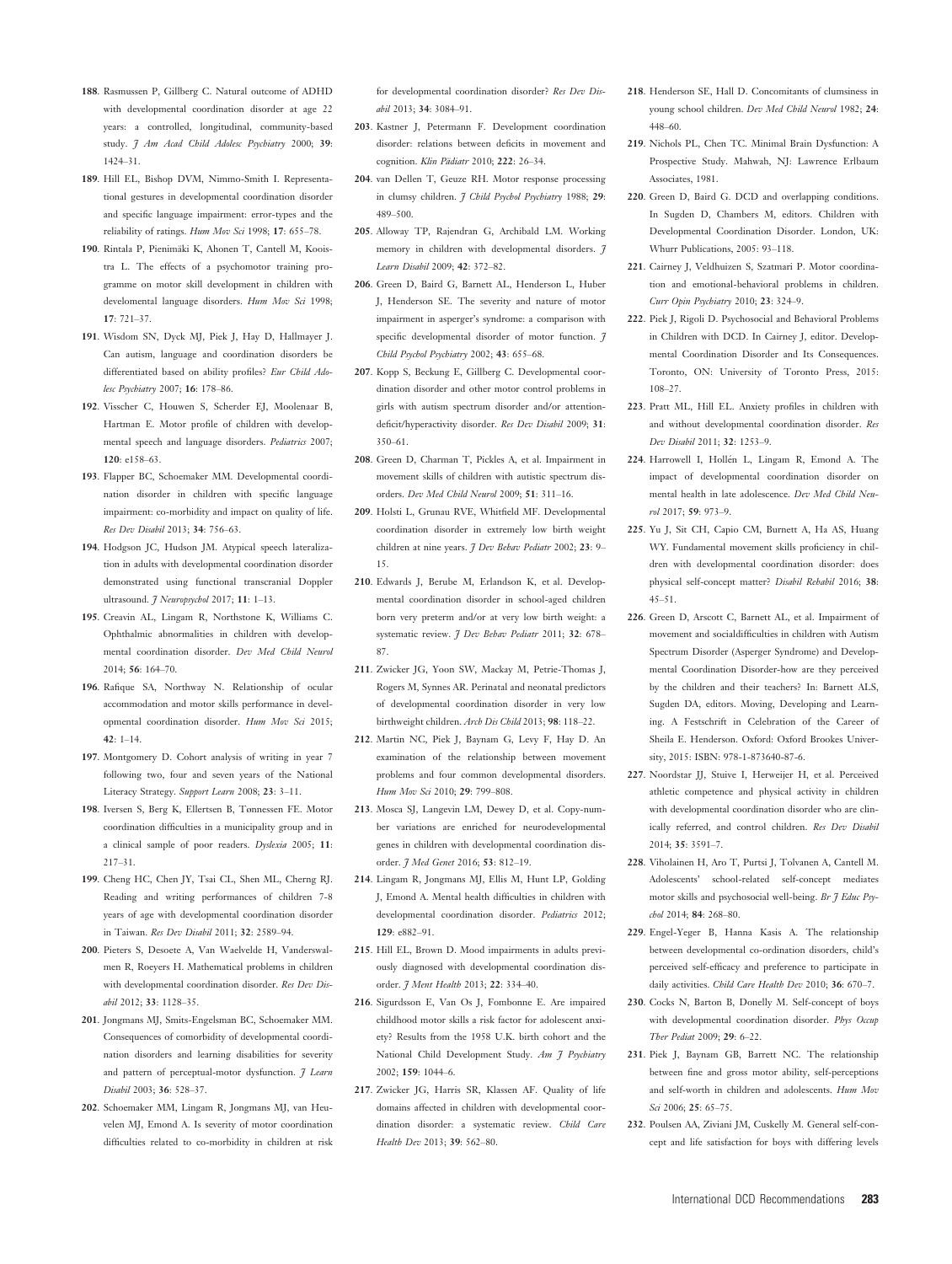188. Rasmussen P, Gillberg C. Natural outcome of ADHD with developmental coordination disorder at age 22 years: a controlled, longitudinal, community-based study. *J Am Acad Child Adolesc Psychiatry* 2000; **39**: 1424–31.

189. Hill EL, Bishop DVM, Nimmo-Smith I. Representational gestures in developmental coordination disorder and specific language impairment: error-types and the reliability of ratings. *Hum Mov Sci* 1998; **17**: 655–78.

190. Rintala P, Pienimäki K, Ahonen T, Cantell M, Kooistra L. The effects of a psychomotor training programme on motor skill development in children with develomental language disorders. *Hum Mov Sci* 1998; **17**: 721–37.

191. Wisdom SN, Dyck MJ, Piek J, Hay D, Hallmayer J. Can autism, language and coordination disorders be differentiated based on ability profiles? *Eur Child Adolesc Psychiatry* 2007; **16**: 178–86.

192. Visscher C, Houwen S, Scherder EJ, Moolenaar B, Hartman E. Motor profile of children with developmental speech and language disorders. *Pediatrics* 2007; **120**: e158–63.

193. Flapper BC, Schoemaker MM. Developmental coordination disorder in children with specific language impairment: co-morbidity and impact on quality of life. *Res Dev Disabil* 2013; **34**: 756–63.

194. Hodgson JC, Hudson JM. Atypical speech lateralization in adults with developmental coordination disorder demonstrated using functional transcranial Doppler ultrasound. *J Neuropsychol* 2017; **11**: 1–13.

195. Creavin AL, Lingam R, Northstone K, Williams C. Ophthalmic abnormalities in children with developmental coordination disorder. *Dev Med Child Neurol* 2014; **56**: 164–70.

196. Rafique SA, Northway N. Relationship of ocular accommodation and motor skills performance in developmental coordination disorder. *Hum Mov Sci* 2015; **42**: 1–14.

197. Montgomery D. Cohort analysis of writing in year 7 following two, four and seven years of the National Literacy Strategy. *Support Learn* 2008; **23**: 3–11.

198. Iversen S, Berg K, Ellertsen B, Tønnessen FE. Motor coordination difficulties in a municipality group and in a clinical sample of poor readers. *Dyslexia* 2005; **11**: 217–31.

199. Cheng HC, Chen JY, Tsai CL, Shen ML, Cherng RJ. Reading and writing performances of children 7-8 years of age with developmental coordination disorder in Taiwan. *Res Dev Disabil* 2011; **32**: 2589–94.

200. Pieters S, Desoete A, Van Waelvelde H, Vanderswalmen R, Roeyers H. Mathematical problems in children with developmental coordination disorder. *Res Dev Disabil* 2012; **33**: 1128–35.

201. Jongmans MJ, Smits-Engelsman BC, Schoemaker MM. Consequences of comorbidity of developmental coordination disorders and learning disabilities for severity and pattern of perceptual-motor dysfunction. *J Learn Disabil* 2003; **36**: 528–37.

202. Schoemaker MM, Lingam R, Jongmans MJ, van Heuvelen MJ, Emond A. Is severity of motor coordination difficulties related to co-morbidity in children at risk for developmental coordination disorder? *Res Dev Disabil* 2013; **34**: 3084–91.

203. Kastner J, Petermann F. Development coordination disorder: relations between deficits in movement and cognition. *Klin Pädiatr* 2010; **222**: 26–34.

204. van Dellen T, Geuze RH. Motor response processing in clumsy children. *J Child Psychol Psychiatry* 1988; **29**: 489–500.

205. Alloway TP, Rajendran G, Archibald LM. Working memory in children with developmental disorders. *J Learn Disabil* 2009; **42**: 372–82.

206. Green D, Baird G, Barnett AL, Henderson L, Huber J, Henderson SE. The severity and nature of motor impairment in asperger's syndrome: a comparison with specific developmental disorder of motor function. *J Child Psychol Psychiatry* 2002; **43**: 655–68.

207. Kopp S, Beckung E, Gillberg C. Developmental coordination disorder and other motor control problems in girls with autism spectrum disorder and/or attention-deficit/hyperactivity disorder. *Res Dev Disabil* 2009; **31**: 350–61.

208. Green D, Charman T, Pickles A, et al. Impairment in movement skills of children with autistic spectrum disorders. *Dev Med Child Neurol* 2009; **51**: 311–16.

209. Holsti L, Grunau RVE, Whitfield MF. Developmental coordination disorder in extremely low birth weight children at nine years. *J Dev Behav Pediatr* 2002; **23**: 9–15.

210. Edwards J, Berube M, Erlandson K, et al. Developmental coordination disorder in school-aged children born very preterm and/or at very low birth weight: a systematic review. *J Dev Behav Pediatr* 2011; **32**: 678–87.

211. Zwicker JG, Yoon SW, Mackay M, Petrie-Thomas J, Rogers M, Synnes AR. Perinatal and neonatal predictors of developmental coordination disorder in very low birthweight children. *Arch Dis Child* 2013; **98**: 118–22.

212. Martin NC, Piek J, Baynam G, Levy F, Hay D. An examination of the relationship between movement problems and four common developmental disorders. *Hum Mov Sci* 2010; **29**: 799–808.

213. Mosca SJ, Langevin LM, Dewey D, et al. Copy-number variations are enriched for neurodevelopmental genes in children with developmental coordination disorder. *J Med Genet* 2016; **53**: 812–19.

214. Lingam R, Jongmans MJ, Ellis M, Hunt LP, Golding J, Emond A. Mental health difficulties in children with developmental coordination disorder. *Pediatrics* 2012; **129**: e882–91.

215. Hill EL, Brown D. Mood impairments in adults previously diagnosed with developmental coordination disorder. *J Ment Health* 2013; **22**: 334–40.

216. Sigurdsson E, Van Os J, Fombonne E. Are impaired childhood motor skills a risk factor for adolescent anxiety? Results from the 1958 U.K. birth cohort and the National Child Development Study. *Am J Psychiatry* 2002; **159**: 1044–6.

217. Zwicker JG, Harris SR, Klassen AF. Quality of life domains affected in children with developmental coordination disorder: a systematic review. *Child Care Health Dev* 2013; **39**: 562–80.

218. Henderson SE, Hall D. Concomitants of clumsiness in young school children. *Dev Med Child Neurol* 1982; **24**: 448–60.

219. Nichols PL, Chen TC. Minimal Brain Dysfunction: A Prospective Study. Mahwah, NJ: Lawrence Erlbaum Associates, 1981.

220. Green D, Baird G. DCD and overlapping conditions. In Sugden D, Chambers M, editors. Children with Developmental Coordination Disorder. London, UK: Whurr Publications, 2005: 93–118.

221. Cairney J, Veldhuizen S, Szatmari P. Motor coordination and emotional-behavioral problems in children. *Curr Opin Psychiatry* 2010; **23**: 324–9.

222. Piek J, Rigoli D. Psychosocial and Behavioral Problems in Children with DCD. In Cairney J, editor. Developmental Coordination Disorder and Its Consequences. Toronto, ON: University of Toronto Press, 2015: 108–27.

223. Pratt ML, Hill EL. Anxiety profiles in children with and without developmental coordination disorder. *Res Dev Disabil* 2011; **32**: 1253–9.

224. Harrowell I, Hollén L, Lingam R, Emond A. The impact of developmental coordination disorder on mental health in late adolescence. *Dev Med Child Neurol* 2017; **59**: 973–9.

225. Yu J, Sit CH, Capio CM, Burnett A, Ha AS, Huang WY. Fundamental movement skills proficiency in children with developmental coordination disorder: does physical self-concept matter? *Disabil Rehabil* 2016; **38**: 45–51.

226. Green D, Arscott C, Barnett AL, et al. Impairment of movement and socialdifficulties in children with Autism Spectrum Disorder (Asperger Syndrome) and Developmental Coordination Disorder-how are they perceived by the children and their teachers? In: Barnett ALS, Sugden DA, editors. Moving, Developing and Learning. A Festschrift in Celebration of the Career of Sheila E. Henderson. Oxford: Oxford Brookes University, 2015: ISBN: 978-1-873640-87-6.

227. Noordstar JJ, Stuive I, Herweijer H, et al. Perceived athletic competence and physical activity in children with developmental coordination disorder who are clinically referred, and control children. *Res Dev Disabil* 2014; **35**: 3591–7.

228. Viholainen H, Aro T, Purtsi J, Tolvanen A, Cantell M. Adolescents' school-related self-concept mediates motor skills and psychosocial well-being. *Br J Educ Psychol* 2014; **84**: 268–80.

229. Engel-Yeger B, Hanna Kasis A. The relationship between developmental co-ordination disorders, child's perceived self-efficacy and preference to participate in daily activities. *Child Care Health Dev* 2010; **36**: 670–7.

230. Cocks N, Barton B, Donelly M. Self-concept of boys with developmental coordination disorder. *Phys Occup Ther Pediat* 2009; **29**: 6–22.

231. Piek JP, Baynam GB, Barrett NC. The relationship between fine and gross motor ability, self-perceptions and self-worth in children and adolescents. *Hum Mov Sci* 2006; **25**: 65–75.

232. Poulsen AA, Ziviani JM, Cuskelly M. General self-concept and life satisfaction for boys with differing levels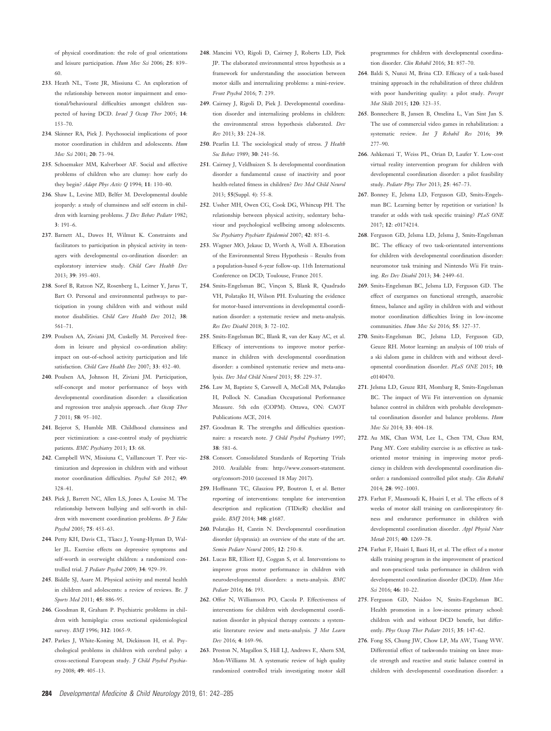of physical coordination: the role of goal orientations and leisure participation. *Hum Mov Sci* 2006; **25**: 839–60.

233. Heath NL, Toste JR, Missiuna C. An exploration of the relationship between motor impairment and emotional/behavioural difficulties amongst children suspected of having DCD. *Israel J Occup Ther* 2005; **14**: 153–70.

234. Skinner RA, Piek J. Psychosocial implications of poor motor coordination in children and adolescents. *Hum Mov Sci* 2001; **20**: 73–94.

235. Schoemaker MM, Kalverboer AF. Social and affective problems of children who are clumsy: how early do they begin? *Adapt Phys Activ Q* 1994; **11**: 130–40.

236. Shaw L, Levine MD, Belfer M. Developmental double jeopardy: a study of clumsiness and self esteem in children with learning problems. *J Dev Behav Pediatr* 1982; **3**: 191–6.

237. Barnett AL, Dawes H, Wilmut K. Constraints and facilitators to participation in physical activity in teenagers with developmental co-ordination disorder: an exploratory interview study. *Child Care Health Dev* 2013; **39**: 393–403.

238. Soref B, Ratzon NZ, Rosenberg L, Leitner Y, Jarus T, Bart O. Personal and environmental pathways to participation in young children with and without mild motor disabilities. *Child Care Health Dev* 2012; **38**: 561–71.

239. Poulsen AA, Ziviani JM, Cuskelly M. Perceived freedom in leisure and physical co-ordination ability: impact on out-of-school activity participation and life satisfaction. *Child Care Health Dev* 2007; **33**: 432–40.

240. Poulsen AA, Johnson H, Ziviani JM. Participation, self-concept and motor performance of boys with developmental coordination disorder: a classification and regression tree analysis approach. *Aust Occup Ther J* 2011; **58**: 95–102.

241. Bejerot S, Humble MB. Childhood clumsiness and peer victimization: a case-control study of psychiatric patients. *BMC Psychiatry* 2013; **13**: 68.

242. Campbell WN, Missiuna C, Vaillancourt T. Peer victimization and depression in children with and without motor coordination difficulties. *Psychol Sch* 2012; **49**: 328–41.

243. Piek J, Barrett NC, Allen LS, Jones A, Louise M. The relationship between bullying and self-worth in children with movement coordination problems. *Br J Educ Psychol* 2005; **75**: 453–63.

244. Petty KH, Davis CL, Tkacz J, Young-Hyman D, Waller JL. Exercise effects on depressive symptoms and self-worth in overweight children: a randomized controlled trial. *J Pediatr Psychol* 2009; **34**: 929–39.

245. Biddle SJ, Asare M. Physical activity and mental health in children and adolescents: a review of reviews. Br. *J Sports Med* 2011; **45**: 886–95.

246. Goodman R, Graham P. Psychiatric problems in children with hemiplegia: cross sectional epidemiological survey. *BMJ* 1996; **312**: 1065–9.

247. Parkes J, White-Koning M, Dickinson H, et al. Psychological problems in children with cerebral palsy: a cross-sectional European study. *J Child Psychol Psychiatry* 2008; **49**: 405–13.

248. Mancini VO, Rigoli D, Cairney J, Roberts LD, Piek JP. The elaborated environmental stress hypothesis as a framework for understanding the association between motor skills and internalizing problems: a mini-review. *Front Psychol* 2016; **7**: 239.

249. Cairney J, Rigoli D, Piek J. Developmental coordination disorder and internalizing problems in children: the environmental stress hypothesis elaborated. *Dev Rev* 2013; **33**: 224–38.

250. Pearlin LI. The sociological study of stress. *J Health Soc Behav* 1989; **30**: 241–56.

251. Cairney J, Veldhuizen S. Is developmental coordination disorder a fundamental cause of inactivity and poor health-related fitness in children? *Dev Med Child Neurol* 2013; **55**(Suppl. 4): 55–8.

252. Ussher MH, Owen CG, Cook DG, Whincup PH. The relationship between physical activity, sedentary behaviour and psychological wellbeing among adolescents. *Soc Psychiatry Psychiatr Epidemiol* 2007; **42**: 851–6.

253. Wagner MO, Jekauc D, Worth A, Woll A. Elboration of the Environmental Stress Hypothesis – Results from a population-based 6-year follow-up. 11th International Conference on DCD; Toulouse, France 2015.

254. Smits-Engelsman BC, Vinçon S, Blank R, Quadrado VH, Polatajko H, Wilson PH. Evaluating the evidence for motor-based interventions in developmental coordination disorder: a systematic review and meta-analysis. *Res Dev Disabil* 2018; **3**: 72–102.

255. Smits-Engelsman BC, Blank R, van der Kaay AC, et al. Efficacy of interventions to improve motor performance in children with developmental coordination disorder: a combined systematic review and meta-analysis. *Dev Med Child Neurol* 2013; **55**: 229–37.

256. Law M, Baptiste S, Carswell A, McColl MA, Polatajko H, Pollock N. Canadian Occupational Performance Measure. 5th edn (COPM). Ottawa, ON: CAOT Publications ACE, 2014.

257. Goodman R. The strengths and difficulties questionnaire: a research note. *J Child Psychol Psychiatry* 1997; **38**: 581–6.

258. Consort. Consolidated Standards of Reporting Trials 2010. Available from: http://www.consort-statement.org/consort-2010 (accessed 18 May 2017).

259. Hoffmann TC, Glasziou PP, Boutron I, et al. Better reporting of interventions: template for intervention description and replication (TIDieR) checklist and guide. *BMJ* 2014; **348**: g1687.

260. Polatajko H, Cantin N. Developmental coordination disorder (dyspraxia): an overview of the state of the art. *Semin Pediatr Neurol* 2005; **12**: 250–8.

261. Lucas BR, Elliott EJ, Coggan S, et al. Interventions to improve gross motor performance in children with neurodevelopmental disorders: a meta-analysis. *BMC Pediatr* 2016; **16**: 193.

262. Offor N, Williamson PO, Cacola P. Effectiveness of interventions for children with developmental coordination disorder in physical therapy contexts: a systematic literature review and meta-analysis. *J Mot Learn Dev* 2016; **4**: 169–96.

263. Preston N, Magallon S, Hill LJ, Andrews E, Ahern SM, Mon-Williams M. A systematic review of high quality randomized controlled trials investigating motor skill programmes for children with developmental coordination disorder. *Clin Rehabil* 2016; **31**: 857–70.

264. Baldi S, Nunzi M, Brina CD. Efficacy of a task-based training approach in the rehabilitation of three children with poor handwriting quality: a pilot study. *Percept Mot Skills* 2015; **120**: 323–35.

265. Bonnechere B, Jansen B, Omelina L, Van Sint Jan S. The use of commercial video games in rehabilitation: a systematic review. *Int J Rehabil Res* 2016; **39**: 277–90.

266. Ashkenazi T, Weiss PL, Orian D, Laufer Y. Low-cost virtual reality intervention program for children with developmental coordination disorder: a pilot feasibility study. *Pediatr Phys Ther* 2013; **25**: 467–73.

267. Bonney E, Jelsma LD, Ferguson GD, Smits-Engelsman BC. Learning better by repetition or variation? Is transfer at odds with task specific training? *PLoS ONE* 2017; **12**: e0174214.

268. Ferguson GD, Jelsma LD, Jelsma J, Smits-Engelsman BC. The efficacy of two task-orientated interventions for children with developmental coordination disorder: neuromotor task training and Nintendo Wii Fit training. *Res Dev Disabil* 2013; **34**: 2449–61.

269. Smits-Engelsman BC, Jelsma LD, Ferguson GD. The effect of exergames on functional strength, anaerobic fitness, balance and agility in children with and without motor coordination difficulties living in low-income communities. *Hum Mov Sci* 2016; **55**: 327–37.

270. Smits-Engelsman BC, Jelsma LD, Ferguson GD, Geuze RH. Motor learning: an analysis of 100 trials of a ski slalom game in children with and without developmental coordination disorder. *PLoS ONE* 2015; **10**: e0140470.

271. Jelsma LD, Geuze RH, Mombarg R, Smits-Engelsman BC. The impact of Wii Fit intervention on dynamic balance control in children with probable developmental coordination disorder and balance problems. *Hum Mov Sci* 2014; **33**: 404–18.

272. Au MK, Chan WM, Lee L, Chen TM, Chau RM, Pang MY. Core stability exercise is as effective as task-oriented motor training in improving motor proficiency in children with developmental coordination disorder: a randomized controlled pilot study. *Clin Rehabil* 2014; **28**: 992–1003.

273. Farhat F, Masmoudi K, Hsairi I, et al. The effects of 8 weeks of motor skill training on cardiorespiratory fitness and endurance performance in children with developmental coordination disorder. *Appl Physiol Nutr Metab* 2015; **40**: 1269–78.

274. Farhat F, Hsairi I, Baati H, et al. The effect of a motor skills training program in the improvement of practiced and non-practiced tasks performance in children with developmental coordination disorder (DCD). *Hum Mov Sci* 2016; **46**: 10–22.

275. Ferguson GD, Naidoo N, Smits-Engelsman BC. Health promotion in a low-income primary school: children with and without DCD benefit, but differently. *Phys Occup Ther Pediatr* 2015; **35**: 147–62.

276. Fong SS, Chung JW, Chow LP, Ma AW, Tsang WW. Differential effect of taekwondo training on knee muscle strength and reactive and static balance control in children with developmental coordination disorder: a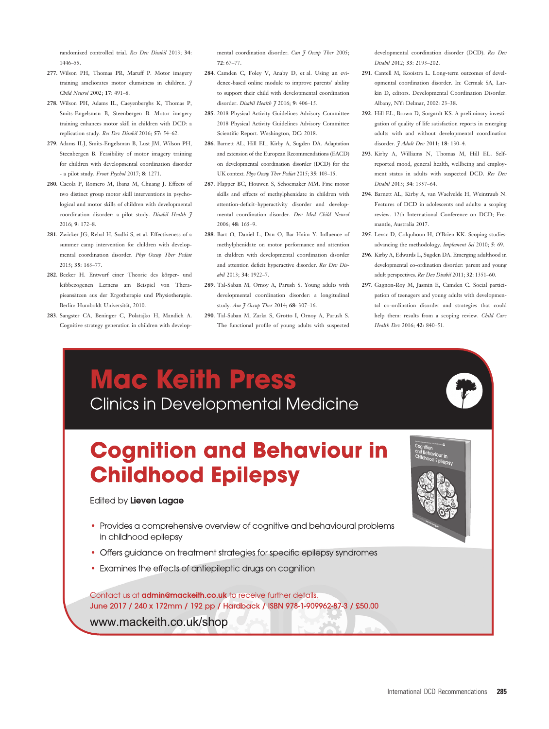randomized controlled trial. *Res Dev Disabil* 2013; **34**: 1446–55.

277. Wilson PH, Thomas PR, Maruff P. Motor imagery training ameliorates motor clumsiness in children. *J Child Neurol* 2002; **17**: 491–8.

278. Wilson PH, Adams IL, Caeyenberghs K, Thomas P, Smits-Engelsman B, Steenbergen B. Motor imagery training enhances motor skill in children with DCD: a replication study. *Res Dev Disabil* 2016; **57**: 54–62.

279. Adams ILJ, Smits-Engelsman B, Lust JM, Wilson PH, Steenbergen B. Feasibility of motor imagery training for children with developmental coordination disorder - a pilot study. *Front Psychol* 2017; **8**: 1271.

280. Cacola P, Romero M, Ibana M, Chuang J. Effects of two distinct group motor skill interventions in psychological and motor skills of children with developmental coordination disorder: a pilot study. *Disabil Health J* 2016; **9**: 172–8.

281. Zwicker JG, Rehal H, Sodhi S, et al. Effectiveness of a summer camp intervention for children with developmental coordination disorder. *Phys Occup Ther Pediat* 2015; **35**: 163–77.

282. Becker H. Entwurf einer Theorie des körper- und leibbezogenen Lernens am Beispiel von Therapieansätzen aus der Ergotherapie und Physiotherapie. Berlin: Humboldt Universität, 2010.

283. Sangster CA, Beninger C, Polatajko H, Mandich A. Cognitive strategy generation in children with developmental coordination disorder. *Can J Occup Ther* 2005; **72**: 67–77.

284. Camden C, Foley V, Anaby D, et al. Using an evidence-based online module to improve parents' ability to support their child with developmental coordination disorder. *Disabil Health J* 2016; **9**: 406–15.

285. 2018 Physical Activity Guidelines Advisory Committee 2018 Physical Activity Guidelines Advisory Committee Scientific Report. Washington, DC: 2018.

286. Barnett AL, Hill EL, Kirby A, Sugden DA. Adaptation and extension of the European Recommendations (EACD) on developmental coordination disorder (DCD) for the UK context. *Phys Occup Ther Pediat* 2015; **35**: 103–15.

287. Flapper BC, Houwen S, Schoemaker MM. Fine motor skills and effects of methylphenidate in children with attention-deficit–hyperactivity disorder and developmental coordination disorder. *Dev Med Child Neurol* 2006; **48**: 165–9.

288. Bart O, Daniel L, Dan O, Bar-Haim Y. Influence of methylphenidate on motor performance and attention in children with developmental coordination disorder and attention deficit hyperactive disorder. *Res Dev Disabil* 2013; **34**: 1922–7.

289. Tal-Saban M, Ornoy A, Parush S. Young adults with developmental coordination disorder: a longitudinal study. *Am J Occup Ther* 2014; **68**: 307–16.

290. Tal-Saban M, Zarka S, Grotto I, Ornoy A, Parush S. The functional profile of young adults with suspected developmental coordination disorder (DCD). *Res Dev Disabil* 2012; **33**: 2193–202.

291. Cantell M, Kooistra L. Long-term outcomes of developmental coordination disorder. In: Cermak SA, Larkin D, editors. Developmental Coordination Disorder. Albany, NY: Delmar, 2002: 23–38.

292. Hill EL, Brown D, Sorgardt KS. A preliminary investigation of quality of life satisfaction reports in emerging adults with and without developmental coordination disorder. *J Adult Dev* 2011; **18**: 130–4.

293. Kirby A, Williams N, Thomas M, Hill EL. Self-reported mood, general health, wellbeing and employment status in adults with suspected DCD. *Res Dev Disabil* 2013; **34**: 1357–64.

294. Barnett AL, Kirby A, van Waelvelde H, Weintraub N. Features of DCD in adolescents and adults: a scoping review. 12th International Conference on DCD; Fremantle, Australia 2017.

295. Levac D, Colquhoun H, O'Brien KK. Scoping studies: advancing the methodology. *Implement Sci* 2010; **5**: 69.

296. Kirby A, Edwards L, Sugden DA. Emerging adulthood in developmental co-ordination disorder: parent and young adult perspectives. *Res Dev Disabil* 2011; **32**: 1351–60.

297. Gagnon-Roy M, Jasmin E, Camden C. Social participation of teenagers and young adults with developmental co-ordination disorder and strategies that could help them: results from a scoping review. *Child Care Health Dev* 2016; **42**: 840–51.

# Mac Keith Press

Clinics in Developmental Medicine

## Cognition and Behaviour in Childhood Epilepsy

Edited by **Lieven Lagae**

- Provides a comprehensive overview of cognitive and behavioural problems in childhood epilepsy
- Offers guidance on treatment strategies for specific epilepsy syndromes
- Examines the effects of antiepileptic drugs on cognition

Contact us at **admin@mackeith.co.uk** to receive further details.
June 2017 / 240 x 172mm / 192 pp / Hardback / ISBN 978-1-909962-87-3 / £50.00

www.mackeith.co.uk/shop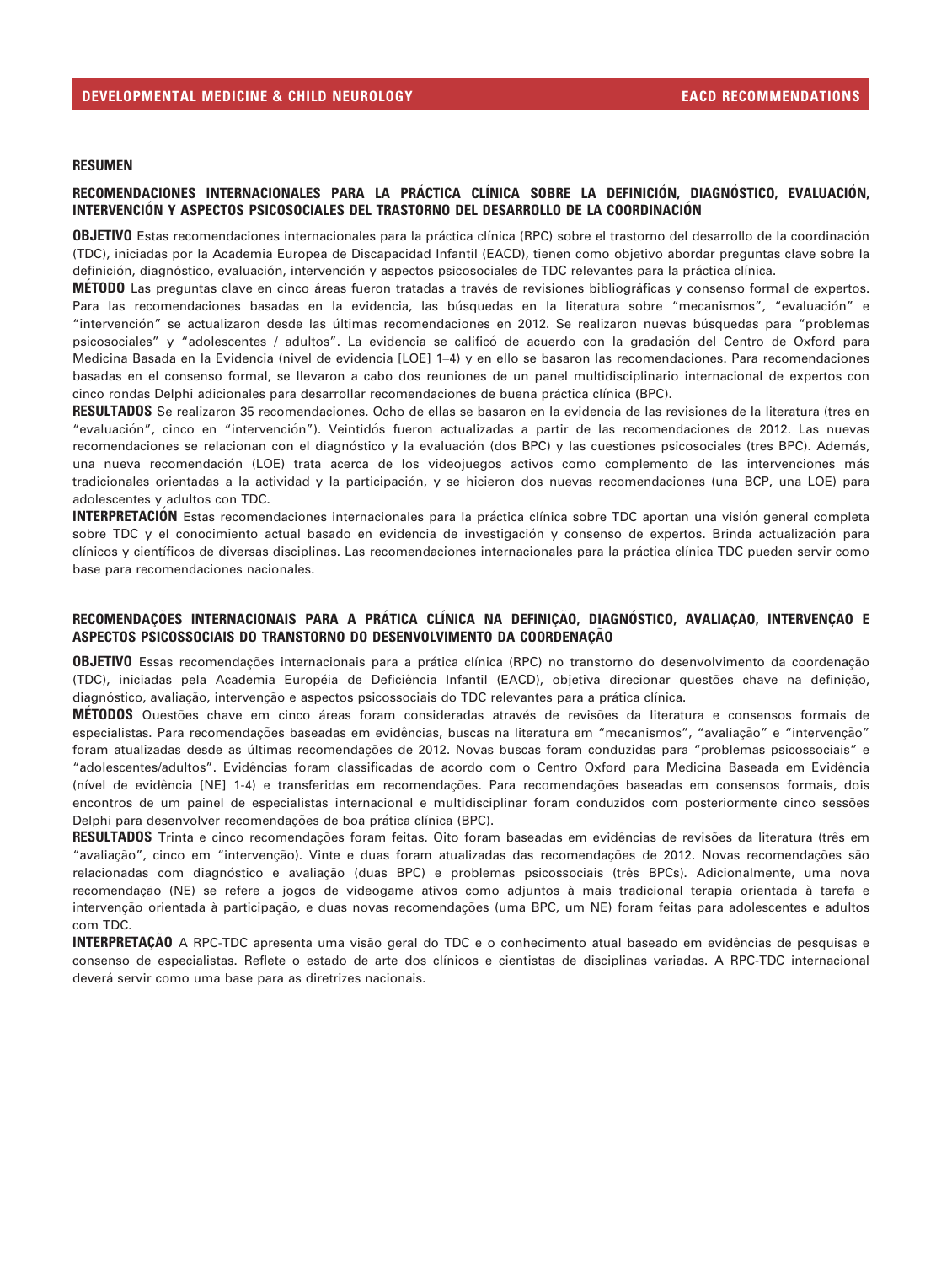## RESUMEN

### RECOMENDACIONES INTERNACIONALES PARA LA PRÁCTICA CLÍNICA SOBRE LA DEFINICIÓN, DIAGNÓSTICO, EVALUACIÓN, INTERVENCIÓN Y ASPECTOS PSICOSOCIALES DEL TRASTORNO DEL DESARROLLO DE LA COORDINACIÓN

**OBJETIVO** Estas recomendaciones internacionales para la práctica clínica (RPC) sobre el trastorno del desarrollo de la coordinación (TDC), iniciadas por la Academia Europea de Discapacidad Infantil (EACD), tienen como objetivo abordar preguntas clave sobre la definición, diagnóstico, evaluación, intervención y aspectos psicosociales de TDC relevantes para la práctica clínica.

**MÉTODO** Las preguntas clave en cinco áreas fueron tratadas a través de revisiones bibliográficas y consenso formal de expertos. Para las recomendaciones basadas en la evidencia, las búsquedas en la literatura sobre "mecanismos", "evaluación" e "intervención" se actualizaron desde las últimas recomendaciones en 2012. Se realizaron nuevas búsquedas para "problemas psicosociales" y "adolescentes / adultos". La evidencia se calificó de acuerdo con la gradación del Centro de Oxford para Medicina Basada en la Evidencia (nivel de evidencia [LOE] 1–4) y en ello se basaron las recomendaciones. Para recomendaciones basadas en el consenso formal, se llevaron a cabo dos reuniones de un panel multidisciplinario internacional de expertos con cinco rondas Delphi adicionales para desarrollar recomendaciones de buena práctica clínica (BPC).

**RESULTADOS** Se realizaron 35 recomendaciones. Ocho de ellas se basaron en la evidencia de las revisiones de la literatura (tres en "evaluación", cinco en "intervención"). Veintidós fueron actualizadas a partir de las recomendaciones de 2012. Las nuevas recomendaciones se relacionan con el diagnóstico y la evaluación (dos BPC) y las cuestiones psicosociales (tres BPC). Además, una nueva recomendación (LOE) trata acerca de los videojuegos activos como complemento de las intervenciones más tradicionales orientadas a la actividad y la participación, y se hicieron dos nuevas recomendaciones (una BCP, una LOE) para adolescentes y adultos con TDC.

**INTERPRETACIÓN** Estas recomendaciones internacionales para la práctica clínica sobre TDC aportan una visión general completa sobre TDC y el conocimiento actual basado en evidencia de investigación y consenso de expertos. Brinda actualización para clínicos y científicos de diversas disciplinas. Las recomendaciones internacionales para la práctica clínica TDC pueden servir como base para recomendaciones nacionales.

### RECOMENDAÇÕES INTERNACIONAIS PARA A PRÁTICA CLÍNICA NA DEFINIÇÃO, DIAGNÓSTICO, AVALIAÇÃO, INTERVENÇÃO E ASPECTOS PSICOSSOCIAIS DO TRANSTORNO DO DESENVOLVIMENTO DA COORDENAÇÃO

**OBJETIVO** Essas recomendações internacionais para a prática clínica (RPC) no transtorno do desenvolvimento da coordenação (TDC), iniciadas pela Academia Européia de Deficiência Infantil (EACD), objetiva direcionar questões chave na definição, diagnóstico, avaliação, intervenção e aspectos psicossociais do TDC relevantes para a prática clínica.

**MÉTODOS** Questões chave em cinco áreas foram consideradas através de revisões da literatura e consensos formais de especialistas. Para recomendações baseadas em evidências, buscas na literatura em "mecanismos", "avaliação" e "intervenção" foram atualizadas desde as últimas recomendações de 2012. Novas buscas foram conduzidas para "problemas psicossociais" e "adolescentes/adultos". Evidências foram classificadas de acordo com o Centro Oxford para Medicina Baseada em Evidência (nível de evidência [NE] 1-4) e transferidas em recomendações. Para recomendações baseadas em consensos formais, dois encontros de um painel de especialistas internacional e multidisciplinar foram conduzidos com posteriormente cinco sessões Delphi para desenvolver recomendações de boa prática clínica (BPC).

**RESULTADOS** Trinta e cinco recomendações foram feitas. Oito foram baseadas em evidências de revisões da literatura (três em "avaliação", cinco em "intervenção). Vinte e duas foram atualizadas das recomendações de 2012. Novas recomendações são relacionadas com diagnóstico e avaliação (duas BPC) e problemas psicossociais (três BPCs). Adicionalmente, uma nova recomendação (NE) se refere a jogos de videogame ativos como adjuntos à mais tradicional terapia orientada à tarefa e intervenção orientada à participação, e duas novas recomendações (uma BPC, um NE) foram feitas para adolescentes e adultos com TDC.

**INTERPRETAÇÃO** A RPC-TDC apresenta uma visão geral do TDC e o conhecimento atual baseado em evidências de pesquisas e consenso de especialistas. Reflete o estado de arte dos clínicos e cientistas de disciplinas variadas. A RPC-TDC internacional deverá servir como uma base para as diretrizes nacionais.